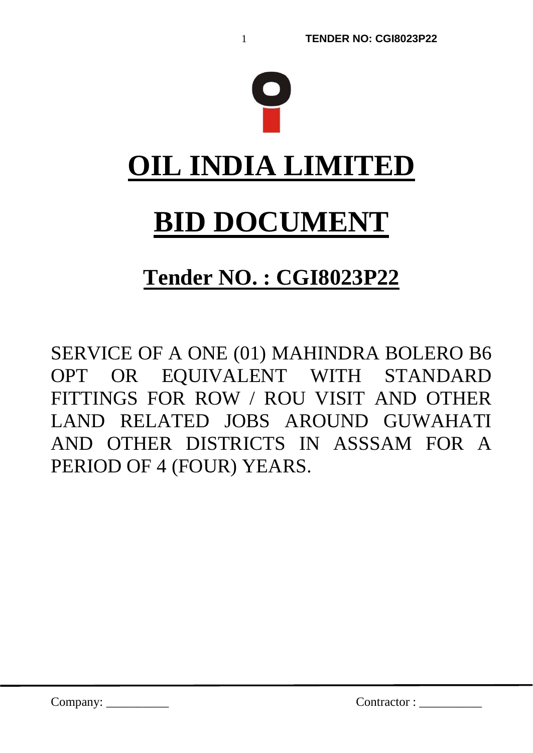# OIL INDIA LIMITED

# BID DOCUMENT

## Tender NO. : CGI8023P22

SERVICE OF A ONE (01) MAHINDRA BOLERO B6 OPT OR EQUIVALENT WITH STANDARD FITTINGS FOR ROW / ROU VISIT AND OTHER LAND RELATED JOBS AROUND GUWAHATI AND OTHER DISTRICTS IN ASSSAM FOR A PERIOD OF 4 (FOUR) YEARS.

Company: __________ Contractor : __________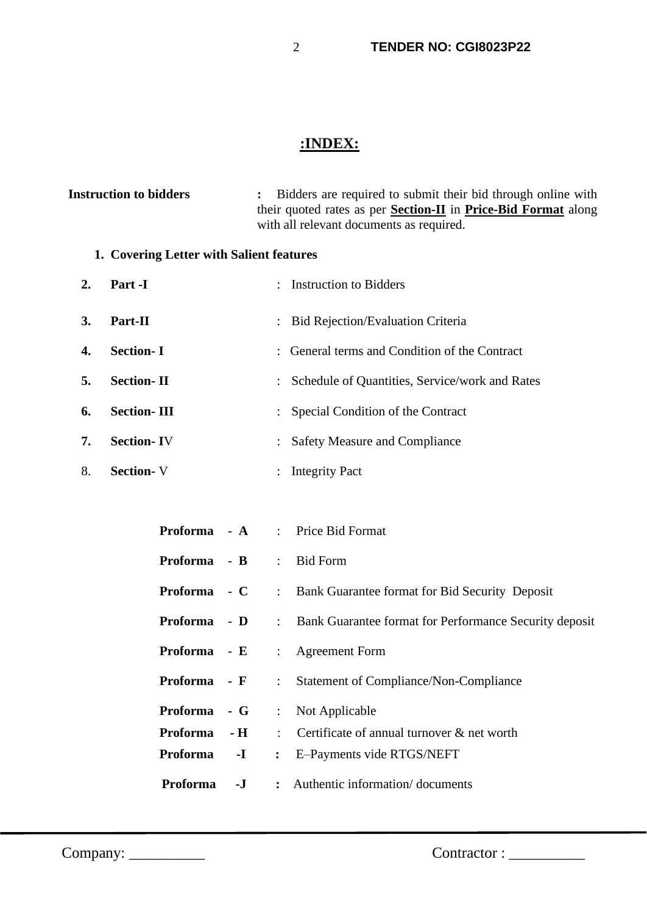# :INDEX:

**Instruction to bidders** : Bidders are required to submit their bid through online with their quoted rates as per **Section-II** in **Price-Bid Format** along with all relevant documents as required.

1. **Covering Letter with Salient features**

| | | | |
|---|---|---|---|
| **2.** | **Part -I** | : | Instruction to Bidders |
| **3.** | **Part-II** | : | Bid Rejection/Evaluation Criteria |
| **4.** | **Section- I** | : | General terms and Condition of the Contract |
| **5.** | **Section- II** | : | Schedule of Quantities, Service/work and Rates |
| **6.** | **Section- III** | : | Special Condition of the Contract |
| **7.** | **Section- I**V | : | Safety Measure and Compliance |
| 8. | **Section-** V | : | Integrity Pact |

| | | |
|---|---|---|
| **Proforma - A** | : | Price Bid Format |
| **Proforma - B** | : | Bid Form |
| **Proforma - C** | : | Bank Guarantee format for Bid Security Deposit |
| **Proforma - D** | : | Bank Guarantee format for Performance Security deposit |
| **Proforma - E** | : | Agreement Form |
| **Proforma - F** | : | Statement of Compliance/Non-Compliance |
| **Proforma - G** | : | Not Applicable |
| **Proforma - H** | : | Certificate of annual turnover & net worth |
| **Proforma -I** | : | E–Payments vide RTGS/NEFT |
| **Proforma -J** | : | Authentic information/ documents |

Company: __________ Contractor : __________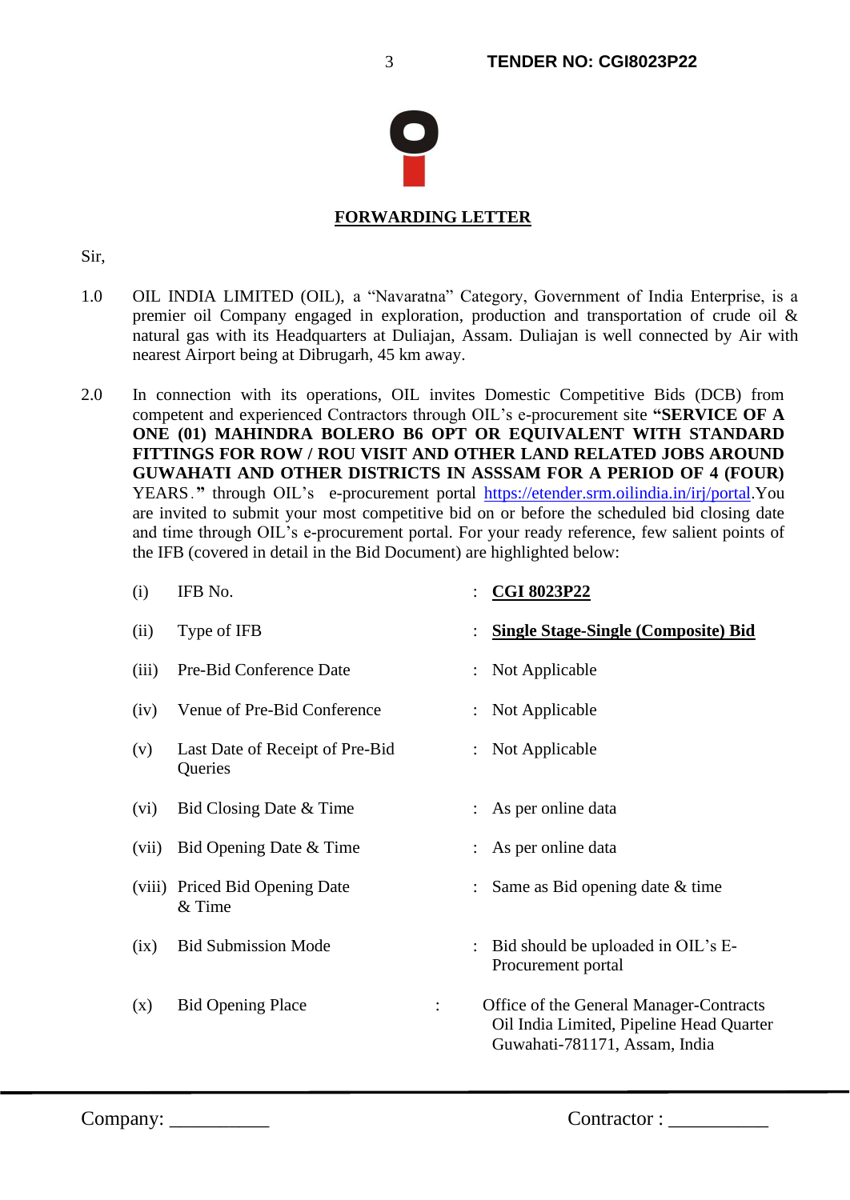## FORWARDING LETTER

Sir,

1.0 OIL INDIA LIMITED (OIL), a "Navaratna" Category, Government of India Enterprise, is a premier oil Company engaged in exploration, production and transportation of crude oil & natural gas with its Headquarters at Duliajan, Assam. Duliajan is well connected by Air with nearest Airport being at Dibrugarh, 45 km away.

2.0 In connection with its operations, OIL invites Domestic Competitive Bids (DCB) from competent and experienced Contractors through OIL's e-procurement site **"SERVICE OF A ONE (01) MAHINDRA BOLERO B6 OPT OR EQUIVALENT WITH STANDARD FITTINGS FOR ROW / ROU VISIT AND OTHER LAND RELATED JOBS AROUND GUWAHATI AND OTHER DISTRICTS IN ASSSAM FOR A PERIOD OF 4 (FOUR)** YEARS. **"** through OIL's e-procurement portal https://etender.srm.oilindia.in/irj/portal.You are invited to submit your most competitive bid on or before the scheduled bid closing date and time through OIL's e-procurement portal. For your ready reference, few salient points of the IFB (covered in detail in the Bid Document) are highlighted below:

| | | | |
|---|---|---|---|
| (i) | IFB No. | : | **CGI 8023P22** |
| (ii) | Type of IFB | : | **Single Stage-Single (Composite) Bid** |
| (iii) | Pre-Bid Conference Date | : | Not Applicable |
| (iv) | Venue of Pre-Bid Conference | : | Not Applicable |
| (v) | Last Date of Receipt of Pre-Bid Queries | : | Not Applicable |
| (vi) | Bid Closing Date & Time | : | As per online data |
| (vii) | Bid Opening Date & Time | : | As per online data |
| (viii) | Priced Bid Opening Date & Time | : | Same as Bid opening date & time |
| (ix) | Bid Submission Mode | : | Bid should be uploaded in OIL's E-Procurement portal |
| (x) | Bid Opening Place | : | Office of the General Manager-Contracts Oil India Limited, Pipeline Head Quarter Guwahati-781171, Assam, India |

Company: __________ Contractor : __________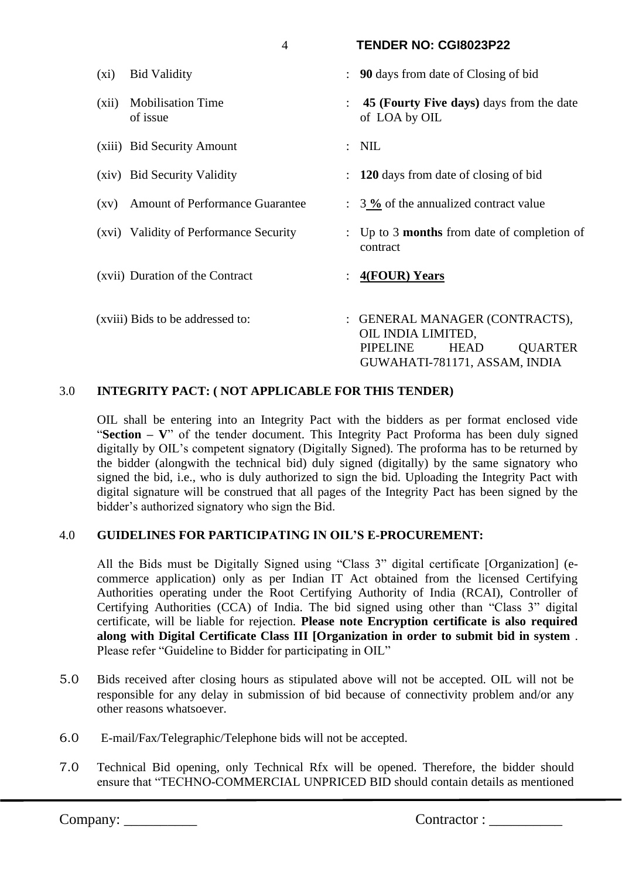| | | | |
|---|---|---|---|
| (xi) | Bid Validity | : | **90** days from date of Closing of bid |
| (xii) | Mobilisation Time of issue | : | **45 (Fourty Five days)** days from the date of LOA by OIL |
| (xiii) | Bid Security Amount | : | NIL |
| (xiv) | Bid Security Validity | : | **120** days from date of closing of bid |
| (xv) | Amount of Performance Guarantee | : | 3 **%** of the annualized contract value |
| (xvi) | Validity of Performance Security | : | Up to 3 **months** from date of completion of contract |
| (xvii) | Duration of the Contract | : | **4(FOUR) Years** |
| (xviii) | Bids to be addressed to: | : | GENERAL MANAGER (CONTRACTS), OIL INDIA LIMITED, PIPELINE HEAD QUARTER GUWAHATI-781171, ASSAM, INDIA |

3.0 **INTEGRITY PACT: ( NOT APPLICABLE FOR THIS TENDER)**

OIL shall be entering into an Integrity Pact with the bidders as per format enclosed vide "**Section – V**" of the tender document. This Integrity Pact Proforma has been duly signed digitally by OIL's competent signatory (Digitally Signed). The proforma has to be returned by the bidder (alongwith the technical bid) duly signed (digitally) by the same signatory who signed the bid, i.e., who is duly authorized to sign the bid. Uploading the Integrity Pact with digital signature will be construed that all pages of the Integrity Pact has been signed by the bidder's authorized signatory who sign the Bid.

4.0 **GUIDELINES FOR PARTICIPATING IN OIL'S E-PROCUREMENT:**

All the Bids must be Digitally Signed using "Class 3" digital certificate [Organization] (e-commerce application) only as per Indian IT Act obtained from the licensed Certifying Authorities operating under the Root Certifying Authority of India (RCAI), Controller of Certifying Authorities (CCA) of India. The bid signed using other than "Class 3" digital certificate, will be liable for rejection. **Please note Encryption certificate is also required along with Digital Certificate Class III [Organization in order to submit bid in system** . Please refer "Guideline to Bidder for participating in OIL"

5.0 Bids received after closing hours as stipulated above will not be accepted. OIL will not be responsible for any delay in submission of bid because of connectivity problem and/or any other reasons whatsoever.

6.0 E-mail/Fax/Telegraphic/Telephone bids will not be accepted.

7.0 Technical Bid opening, only Technical Rfx will be opened. Therefore, the bidder should ensure that "TECHNO-COMMERCIAL UNPRICED BID should contain details as mentioned

Company: __________ Contractor : __________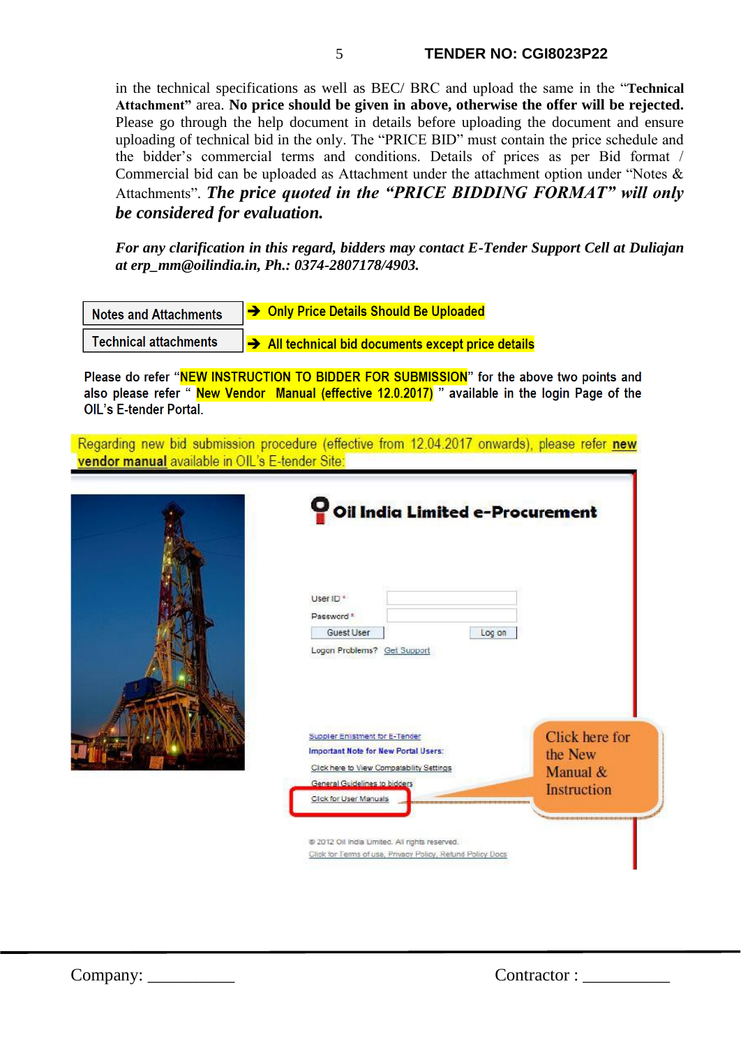in the technical specifications as well as BEC/ BRC and upload the same in the "**Technical Attachment"** area. **No price should be given in above, otherwise the offer will be rejected.** Please go through the help document in details before uploading the document and ensure uploading of technical bid in the only. The "PRICE BID" must contain the price schedule and the bidder's commercial terms and conditions. Details of prices as per Bid format / Commercial bid can be uploaded as Attachment under the attachment option under "Notes & Attachments". ***The price quoted in the "PRICE BIDDING FORMAT" will only be considered for evaluation.***

***For any clarification in this regard, bidders may contact E-Tender Support Cell at Duliajan at erp_mm@oilindia.in, Ph.: 0374-2807178/4903.***

| | |
|---|---|
| Notes and Attachments | ➔ Only Price Details Should Be Uploaded |
| Technical attachments | ➔ All technical bid documents except price details |

Please do refer "NEW INSTRUCTION TO BIDDER FOR SUBMISSION" for the above two points and also please refer " New Vendor Manual (effective 12.0.2017) " available in the login Page of the OIL's E-tender Portal.

Regarding new bid submission procedure (effective from 12.04.2017 onwards), please refer **new vendor manual** available in OIL's E-tender Site:

Oil India Limited e-Procurement

User ID *
Password *
Guest User  Log on
Logon Problems? Get Support

Supplier Enlistment for E-Tender
Important Note for New Portal Users:
Click here to View Compatability Settings
General Guidelines to bidders
Click for User Manuals

Click here for the New Manual & Instruction

© 2012 Oil India Limited. All rights reserved.
Click for Terms of use, Privacy Policy, Refund Policy Docs

Company: __________ Contractor : __________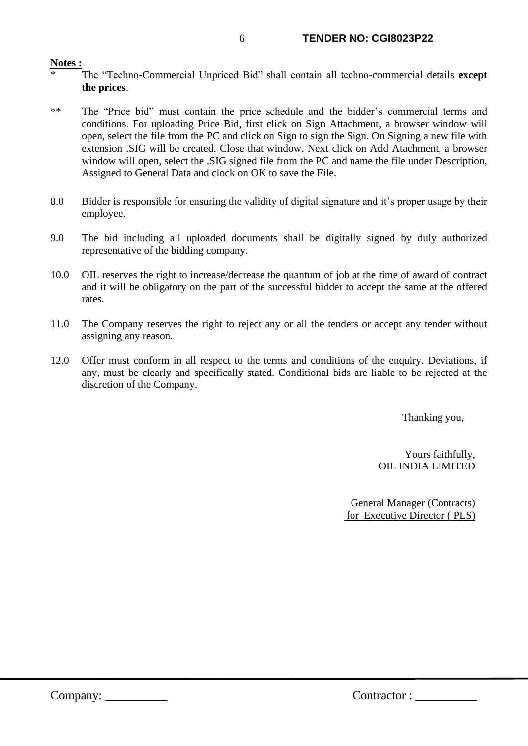**Notes :**

\* The "Techno-Commercial Unpriced Bid" shall contain all techno-commercial details **except the prices**.

\*\* The "Price bid" must contain the price schedule and the bidder's commercial terms and conditions. For uploading Price Bid, first click on Sign Attachment, a browser window will open, select the file from the PC and click on Sign to sign the Sign. On Signing a new file with extension .SIG will be created. Close that window. Next click on Add Atachment, a browser window will open, select the .SIG signed file from the PC and name the file under Description, Assigned to General Data and clock on OK to save the File.

8.0 Bidder is responsible for ensuring the validity of digital signature and it's proper usage by their employee.

9.0 The bid including all uploaded documents shall be digitally signed by duly authorized representative of the bidding company.

10.0 OIL reserves the right to increase/decrease the quantum of job at the time of award of contract and it will be obligatory on the part of the successful bidder to accept the same at the offered rates.

11.0 The Company reserves the right to reject any or all the tenders or accept any tender without assigning any reason.

12.0 Offer must conform in all respect to the terms and conditions of the enquiry. Deviations, if any, must be clearly and specifically stated. Conditional bids are liable to be rejected at the discretion of the Company.

Thanking you,

Yours faithfully,
OIL INDIA LIMITED

General Manager (Contracts)
for Executive Director ( PLS)

Company: __________ Contractor : __________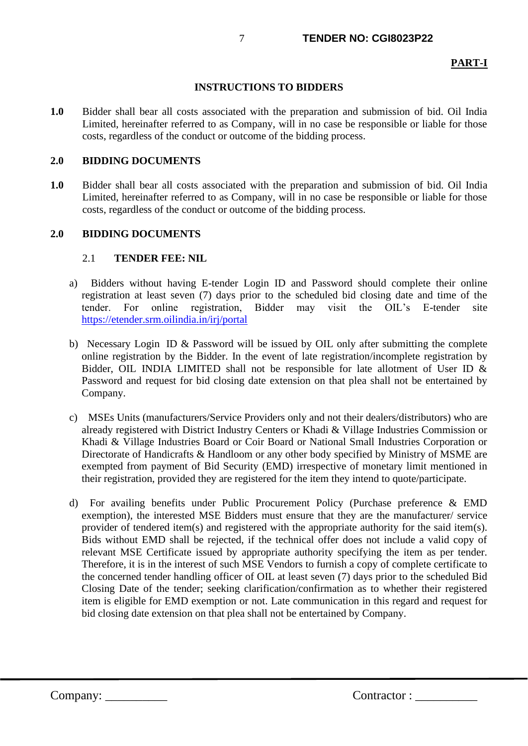**PART-I**

## INSTRUCTIONS TO BIDDERS

**1.0** Bidder shall bear all costs associated with the preparation and submission of bid. Oil India Limited, hereinafter referred to as Company, will in no case be responsible or liable for those costs, regardless of the conduct or outcome of the bidding process.

**2.0 BIDDING DOCUMENTS**

**1.0** Bidder shall bear all costs associated with the preparation and submission of bid. Oil India Limited, hereinafter referred to as Company, will in no case be responsible or liable for those costs, regardless of the conduct or outcome of the bidding process.

**2.0 BIDDING DOCUMENTS**

2.1 **TENDER FEE: NIL**

a) Bidders without having E-tender Login ID and Password should complete their online registration at least seven (7) days prior to the scheduled bid closing date and time of the tender. For online registration, Bidder may visit the OIL's E-tender site https://etender.srm.oilindia.in/irj/portal

b) Necessary Login ID & Password will be issued by OIL only after submitting the complete online registration by the Bidder. In the event of late registration/incomplete registration by Bidder, OIL INDIA LIMITED shall not be responsible for late allotment of User ID & Password and request for bid closing date extension on that plea shall not be entertained by Company.

c) MSEs Units (manufacturers/Service Providers only and not their dealers/distributors) who are already registered with District Industry Centers or Khadi & Village Industries Commission or Khadi & Village Industries Board or Coir Board or National Small Industries Corporation or Directorate of Handicrafts & Handloom or any other body specified by Ministry of MSME are exempted from payment of Bid Security (EMD) irrespective of monetary limit mentioned in their registration, provided they are registered for the item they intend to quote/participate.

d) For availing benefits under Public Procurement Policy (Purchase preference & EMD exemption), the interested MSE Bidders must ensure that they are the manufacturer/ service provider of tendered item(s) and registered with the appropriate authority for the said item(s). Bids without EMD shall be rejected, if the technical offer does not include a valid copy of relevant MSE Certificate issued by appropriate authority specifying the item as per tender. Therefore, it is in the interest of such MSE Vendors to furnish a copy of complete certificate to the concerned tender handling officer of OIL at least seven (7) days prior to the scheduled Bid Closing Date of the tender; seeking clarification/confirmation as to whether their registered item is eligible for EMD exemption or not. Late communication in this regard and request for bid closing date extension on that plea shall not be entertained by Company.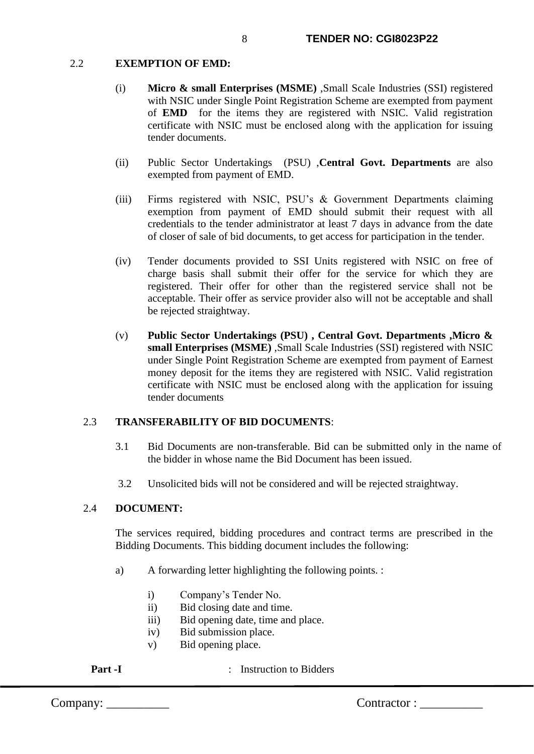## 2.2 EXEMPTION OF EMD:

(i) **Micro & small Enterprises (MSME)** ,Small Scale Industries (SSI) registered with NSIC under Single Point Registration Scheme are exempted from payment of **EMD** for the items they are registered with NSIC. Valid registration certificate with NSIC must be enclosed along with the application for issuing tender documents.

(ii) Public Sector Undertakings (PSU) ,**Central Govt. Departments** are also exempted from payment of EMD.

(iii) Firms registered with NSIC, PSU's & Government Departments claiming exemption from payment of EMD should submit their request with all credentials to the tender administrator at least 7 days in advance from the date of closer of sale of bid documents, to get access for participation in the tender.

(iv) Tender documents provided to SSI Units registered with NSIC on free of charge basis shall submit their offer for the service for which they are registered. Their offer for other than the registered service shall not be acceptable. Their offer as service provider also will not be acceptable and shall be rejected straightway.

(v) **Public Sector Undertakings (PSU) , Central Govt. Departments ,Micro & small Enterprises (MSME)** ,Small Scale Industries (SSI) registered with NSIC under Single Point Registration Scheme are exempted from payment of Earnest money deposit for the items they are registered with NSIC. Valid registration certificate with NSIC must be enclosed along with the application for issuing tender documents

## 2.3 TRANSFERABILITY OF BID DOCUMENTS:

3.1 Bid Documents are non-transferable. Bid can be submitted only in the name of the bidder in whose name the Bid Document has been issued.

3.2 Unsolicited bids will not be considered and will be rejected straightway.

## 2.4 DOCUMENT:

The services required, bidding procedures and contract terms are prescribed in the Bidding Documents. This bidding document includes the following:

a) A forwarding letter highlighting the following points. :

   i) Company's Tender No.
   ii) Bid closing date and time.
   iii) Bid opening date, time and place.
   iv) Bid submission place.
   v) Bid opening place.

**Part -I** : Instruction to Bidders

Company: __________ Contractor : __________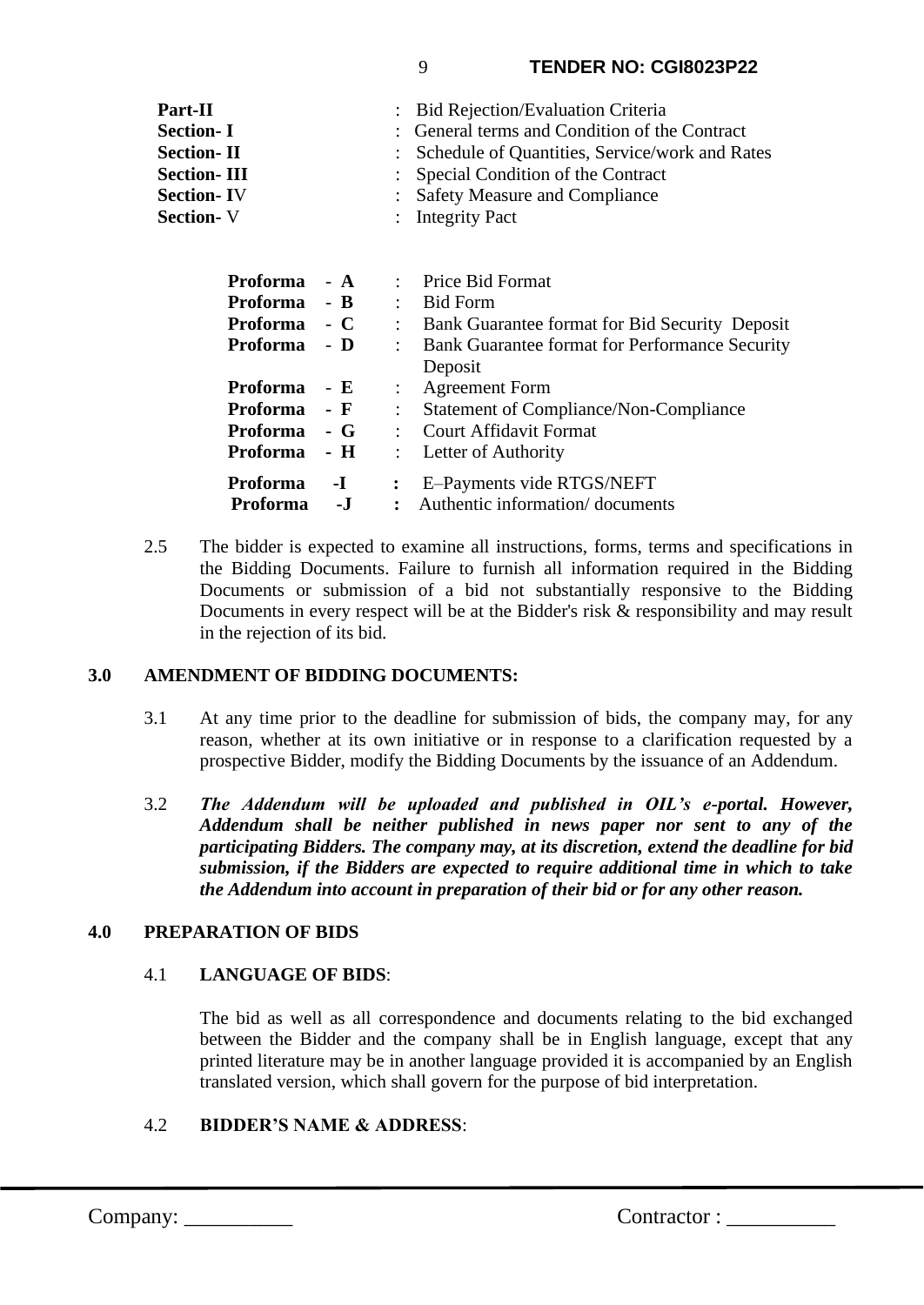| | | |
|---|---|---|
| **Part-II** | : | Bid Rejection/Evaluation Criteria |
| **Section- I** | : | General terms and Condition of the Contract |
| **Section- II** | : | Schedule of Quantities, Service/work and Rates |
| **Section- III** | : | Special Condition of the Contract |
| **Section- IV** | : | Safety Measure and Compliance |
| **Section- V** | : | Integrity Pact |

| | | |
|---|---|---|
| **Proforma - A** | : | Price Bid Format |
| **Proforma - B** | : | Bid Form |
| **Proforma - C** | : | Bank Guarantee format for Bid Security Deposit |
| **Proforma - D** | : | Bank Guarantee format for Performance Security Deposit |
| **Proforma - E** | : | Agreement Form |
| **Proforma - F** | : | Statement of Compliance/Non-Compliance |
| **Proforma - G** | : | Court Affidavit Format |
| **Proforma - H** | : | Letter of Authority |
| **Proforma -I** | : | E–Payments vide RTGS/NEFT |
| **Proforma -J** | : | Authentic information/ documents |

2.5 The bidder is expected to examine all instructions, forms, terms and specifications in the Bidding Documents. Failure to furnish all information required in the Bidding Documents or submission of a bid not substantially responsive to the Bidding Documents in every respect will be at the Bidder's risk & responsibility and may result in the rejection of its bid.

**3.0 AMENDMENT OF BIDDING DOCUMENTS:**

3.1 At any time prior to the deadline for submission of bids, the company may, for any reason, whether at its own initiative or in response to a clarification requested by a prospective Bidder, modify the Bidding Documents by the issuance of an Addendum.

3.2 ***The Addendum will be uploaded and published in OIL's e-portal. However, Addendum shall be neither published in news paper nor sent to any of the participating Bidders. The company may, at its discretion, extend the deadline for bid submission, if the Bidders are expected to require additional time in which to take the Addendum into account in preparation of their bid or for any other reason.***

**4.0 PREPARATION OF BIDS**

4.1 **LANGUAGE OF BIDS**:

The bid as well as all correspondence and documents relating to the bid exchanged between the Bidder and the company shall be in English language, except that any printed literature may be in another language provided it is accompanied by an English translated version, which shall govern for the purpose of bid interpretation.

4.2 **BIDDER'S NAME & ADDRESS**: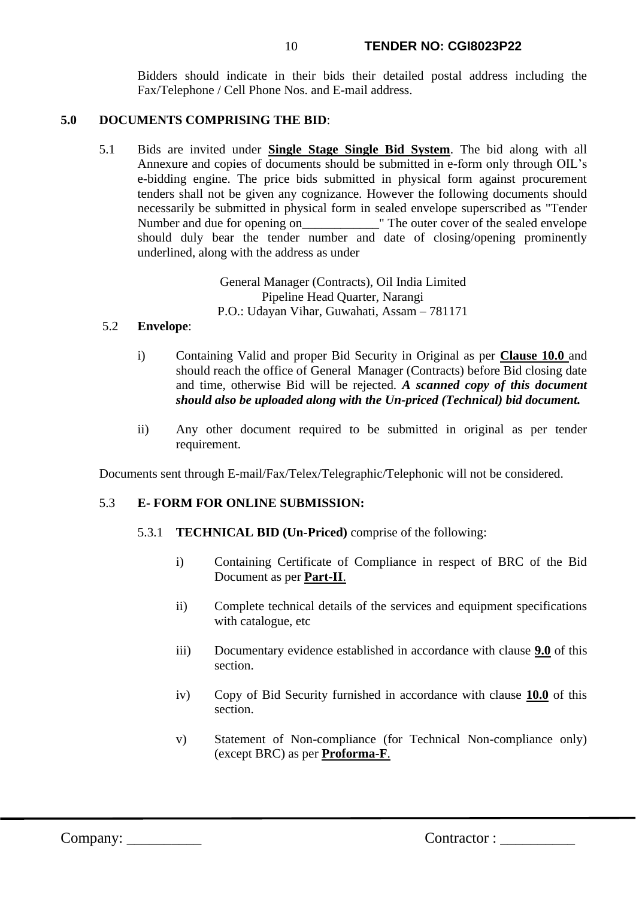Bidders should indicate in their bids their detailed postal address including the Fax/Telephone / Cell Phone Nos. and E-mail address.

## 5.0 DOCUMENTS COMPRISING THE BID:

5.1 Bids are invited under **<u>Single Stage Single Bid System</u>**. The bid along with all Annexure and copies of documents should be submitted in e-form only through OIL's e-bidding engine. The price bids submitted in physical form against procurement tenders shall not be given any cognizance. However the following documents should necessarily be submitted in physical form in sealed envelope superscribed as "Tender Number and due for opening on____________" The outer cover of the sealed envelope should duly bear the tender number and date of closing/opening prominently underlined, along with the address as under

General Manager (Contracts), Oil India Limited
Pipeline Head Quarter, Narangi
P.O.: Udayan Vihar, Guwahati, Assam – 781171

5.2 **Envelope**:

i) Containing Valid and proper Bid Security in Original as per **<u>Clause 10.0</u>** and should reach the office of General Manager (Contracts) before Bid closing date and time, otherwise Bid will be rejected. ***A scanned copy of this document should also be uploaded along with the Un-priced (Technical) bid document.***

ii) Any other document required to be submitted in original as per tender requirement.

Documents sent through E-mail/Fax/Telex/Telegraphic/Telephonic will not be considered.

5.3 **E- FORM FOR ONLINE SUBMISSION:**

5.3.1 **TECHNICAL BID (Un-Priced)** comprise of the following:

i) Containing Certificate of Compliance in respect of BRC of the Bid Document as per **<u>Part-II</u>**.

ii) Complete technical details of the services and equipment specifications with catalogue, etc

iii) Documentary evidence established in accordance with clause **<u>9.0</u>** of this section.

iv) Copy of Bid Security furnished in accordance with clause **<u>10.0</u>** of this section.

v) Statement of Non-compliance (for Technical Non-compliance only) (except BRC) as per **<u>Proforma-F</u>**.

Company: __________ Contractor : __________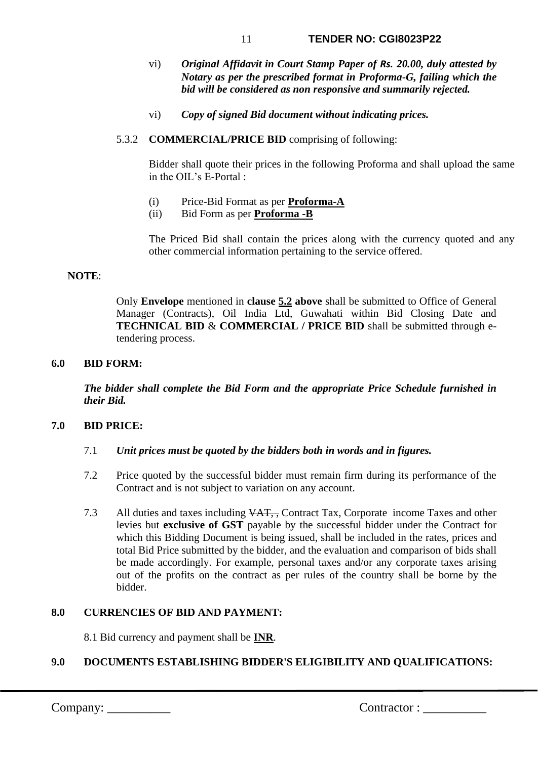vi) ***Original Affidavit in Court Stamp Paper of Rs. 20.00, duly attested by Notary as per the prescribed format in Proforma-G, failing which the bid will be considered as non responsive and summarily rejected.***

vi) ***Copy of signed Bid document without indicating prices.***

5.3.2 **COMMERCIAL/PRICE BID** comprising of following:

Bidder shall quote their prices in the following Proforma and shall upload the same in the OIL's E-Portal :

(i) Price-Bid Format as per **Proforma-A**
(ii) Bid Form as per **Proforma -B**

The Priced Bid shall contain the prices along with the currency quoted and any other commercial information pertaining to the service offered.

**NOTE**:

Only **Envelope** mentioned in **clause 5.2 above** shall be submitted to Office of General Manager (Contracts), Oil India Ltd, Guwahati within Bid Closing Date and **TECHNICAL BID** & **COMMERCIAL / PRICE BID** shall be submitted through e-tendering process.

## 6.0 BID FORM:

***The bidder shall complete the Bid Form and the appropriate Price Schedule furnished in their Bid.***

## 7.0 BID PRICE:

7.1 ***Unit prices must be quoted by the bidders both in words and in figures.***

7.2 Price quoted by the successful bidder must remain firm during its performance of the Contract and is not subject to variation on any account.

7.3 All duties and taxes including ~~VAT, ,~~ Contract Tax, Corporate income Taxes and other levies but **exclusive of GST** payable by the successful bidder under the Contract for which this Bidding Document is being issued, shall be included in the rates, prices and total Bid Price submitted by the bidder, and the evaluation and comparison of bids shall be made accordingly. For example, personal taxes and/or any corporate taxes arising out of the profits on the contract as per rules of the country shall be borne by the bidder.

## 8.0 CURRENCIES OF BID AND PAYMENT:

8.1 Bid currency and payment shall be **INR**.

## 9.0 DOCUMENTS ESTABLISHING BIDDER'S ELIGIBILITY AND QUALIFICATIONS: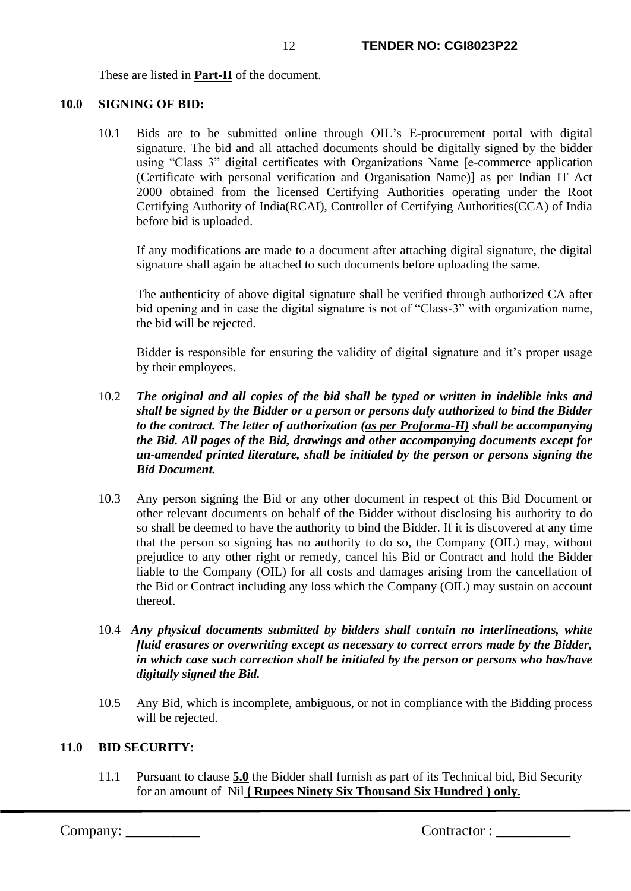These are listed in **Part-II** of the document.

## 10.0 SIGNING OF BID:

10.1 Bids are to be submitted online through OIL's E-procurement portal with digital signature. The bid and all attached documents should be digitally signed by the bidder using "Class 3" digital certificates with Organizations Name [e-commerce application (Certificate with personal verification and Organisation Name)] as per Indian IT Act 2000 obtained from the licensed Certifying Authorities operating under the Root Certifying Authority of India(RCAI), Controller of Certifying Authorities(CCA) of India before bid is uploaded.

If any modifications are made to a document after attaching digital signature, the digital signature shall again be attached to such documents before uploading the same.

The authenticity of above digital signature shall be verified through authorized CA after bid opening and in case the digital signature is not of "Class-3" with organization name, the bid will be rejected.

Bidder is responsible for ensuring the validity of digital signature and it's proper usage by their employees.

10.2 ***The original and all copies of the bid shall be typed or written in indelible inks and shall be signed by the Bidder or a person or persons duly authorized to bind the Bidder to the contract. The letter of authorization (as per Proforma-H) shall be accompanying the Bid. All pages of the Bid, drawings and other accompanying documents except for un-amended printed literature, shall be initialed by the person or persons signing the Bid Document.***

10.3 Any person signing the Bid or any other document in respect of this Bid Document or other relevant documents on behalf of the Bidder without disclosing his authority to do so shall be deemed to have the authority to bind the Bidder. If it is discovered at any time that the person so signing has no authority to do so, the Company (OIL) may, without prejudice to any other right or remedy, cancel his Bid or Contract and hold the Bidder liable to the Company (OIL) for all costs and damages arising from the cancellation of the Bid or Contract including any loss which the Company (OIL) may sustain on account thereof.

10.4 ***Any physical documents submitted by bidders shall contain no interlineations, white fluid erasures or overwriting except as necessary to correct errors made by the Bidder, in which case such correction shall be initialed by the person or persons who has/have digitally signed the Bid.***

10.5 Any Bid, which is incomplete, ambiguous, or not in compliance with the Bidding process will be rejected.

## 11.0 BID SECURITY:

11.1 Pursuant to clause **5.0** the Bidder shall furnish as part of its Technical bid, Bid Security for an amount of Nil **( Rupees Ninety Six Thousand Six Hundred ) only.**

Company: __________ Contractor : __________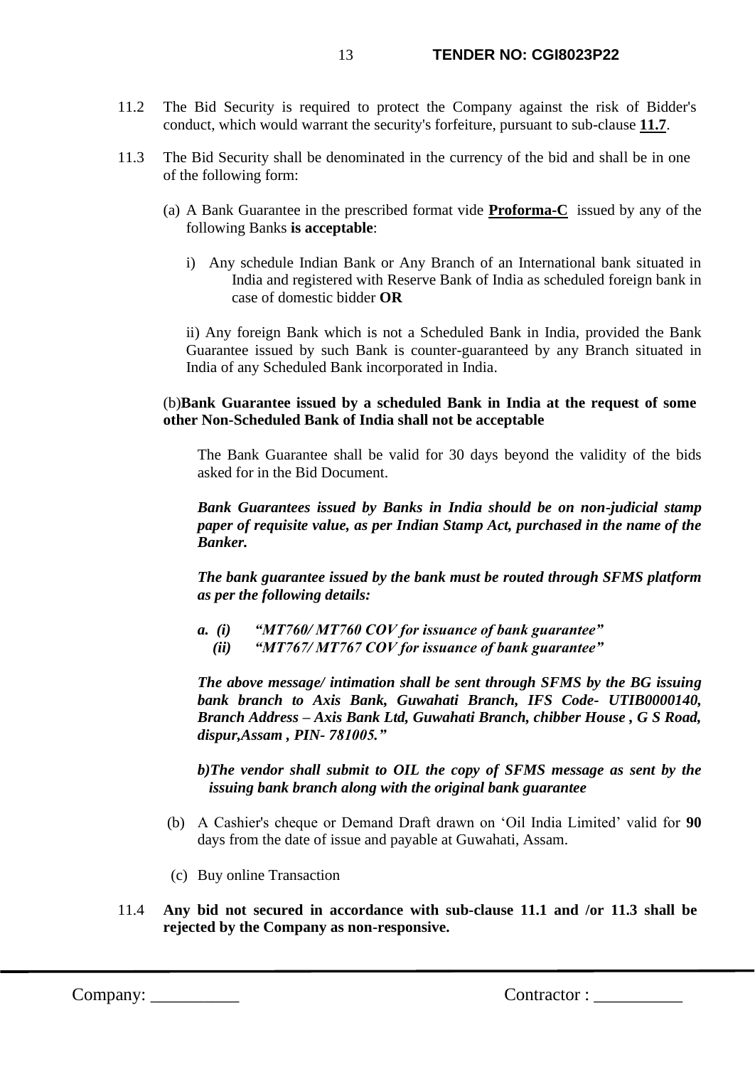11.2 The Bid Security is required to protect the Company against the risk of Bidder's conduct, which would warrant the security's forfeiture, pursuant to sub-clause **11.7**.

11.3 The Bid Security shall be denominated in the currency of the bid and shall be in one of the following form:

(a) A Bank Guarantee in the prescribed format vide **Proforma-C** issued by any of the following Banks **is acceptable**:

i) Any schedule Indian Bank or Any Branch of an International bank situated in India and registered with Reserve Bank of India as scheduled foreign bank in case of domestic bidder **OR**

ii) Any foreign Bank which is not a Scheduled Bank in India, provided the Bank Guarantee issued by such Bank is counter-guaranteed by any Branch situated in India of any Scheduled Bank incorporated in India.

(b)**Bank Guarantee issued by a scheduled Bank in India at the request of some other Non-Scheduled Bank of India shall not be acceptable**

The Bank Guarantee shall be valid for 30 days beyond the validity of the bids asked for in the Bid Document.

***Bank Guarantees issued by Banks in India should be on non-judicial stamp paper of requisite value, as per Indian Stamp Act, purchased in the name of the Banker.***

***The bank guarantee issued by the bank must be routed through SFMS platform as per the following details:***

***a. (i) "MT760/ MT760 COV for issuance of bank guarantee"***
***(ii) "MT767/ MT767 COV for issuance of bank guarantee"***

***The above message/ intimation shall be sent through SFMS by the BG issuing bank branch to Axis Bank, Guwahati Branch, IFS Code- UTIB0000140, Branch Address – Axis Bank Ltd, Guwahati Branch, chibber House , G S Road, dispur,Assam , PIN- 781005."***

***b)The vendor shall submit to OIL the copy of SFMS message as sent by the issuing bank branch along with the original bank guarantee***

(b) A Cashier's cheque or Demand Draft drawn on 'Oil India Limited' valid for **90** days from the date of issue and payable at Guwahati, Assam.

(c) Buy online Transaction

11.4 **Any bid not secured in accordance with sub-clause 11.1 and /or 11.3 shall be rejected by the Company as non-responsive.**

Company: __________ Contractor : __________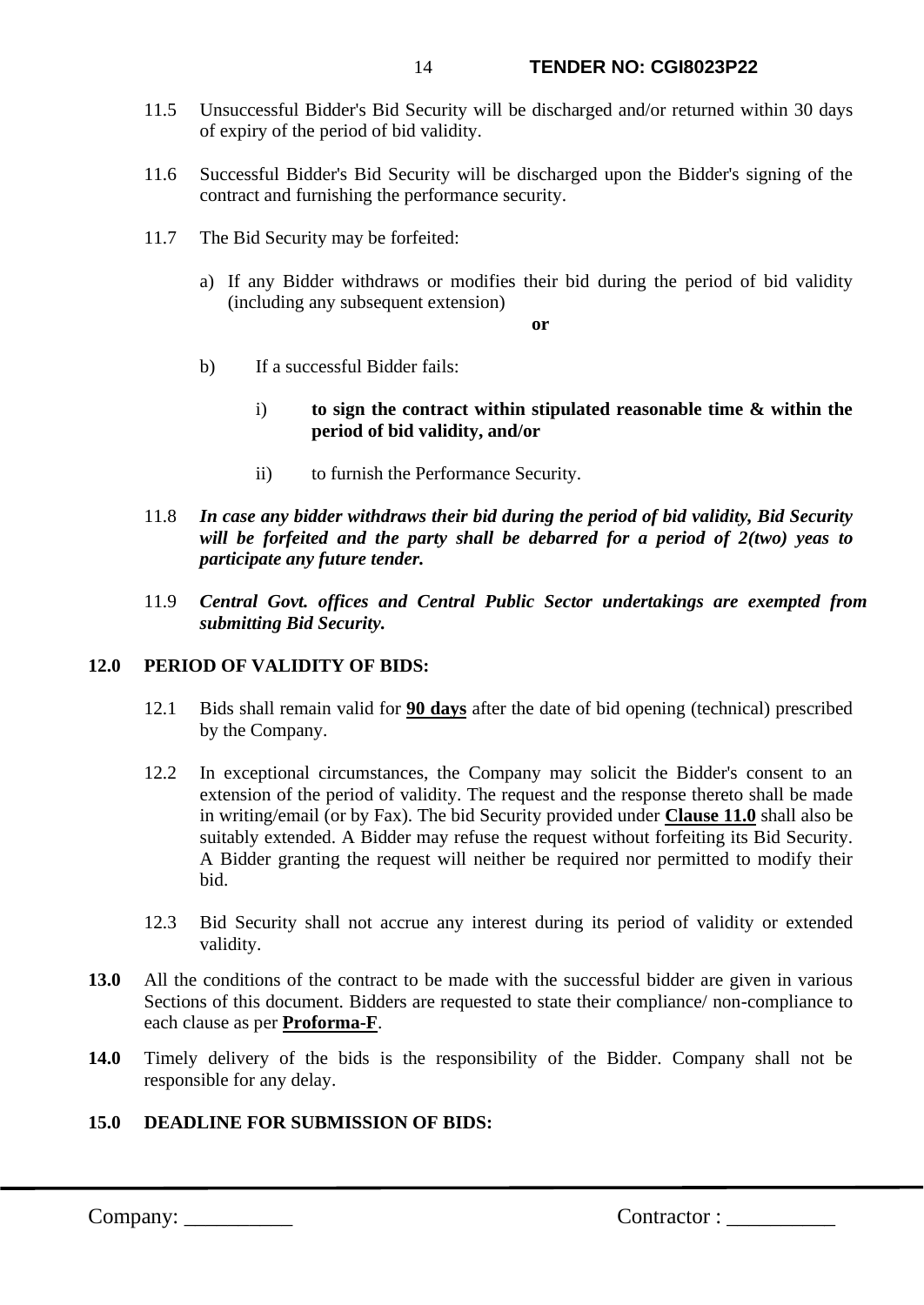11.5 Unsuccessful Bidder's Bid Security will be discharged and/or returned within 30 days of expiry of the period of bid validity.

11.6 Successful Bidder's Bid Security will be discharged upon the Bidder's signing of the contract and furnishing the performance security.

11.7 The Bid Security may be forfeited:

a) If any Bidder withdraws or modifies their bid during the period of bid validity (including any subsequent extension)

**or**

b) If a successful Bidder fails:

i) **to sign the contract within stipulated reasonable time & within the period of bid validity, and/or**

ii) to furnish the Performance Security.

11.8 ***In case any bidder withdraws their bid during the period of bid validity, Bid Security will be forfeited and the party shall be debarred for a period of 2(two) yeas to participate any future tender.***

11.9 ***Central Govt. offices and Central Public Sector undertakings are exempted from submitting Bid Security.***

## 12.0 PERIOD OF VALIDITY OF BIDS:

12.1 Bids shall remain valid for **90 days** after the date of bid opening (technical) prescribed by the Company.

12.2 In exceptional circumstances, the Company may solicit the Bidder's consent to an extension of the period of validity. The request and the response thereto shall be made in writing/email (or by Fax). The bid Security provided under **Clause 11.0** shall also be suitably extended. A Bidder may refuse the request without forfeiting its Bid Security. A Bidder granting the request will neither be required nor permitted to modify their bid.

12.3 Bid Security shall not accrue any interest during its period of validity or extended validity.

**13.0** All the conditions of the contract to be made with the successful bidder are given in various Sections of this document. Bidders are requested to state their compliance/ non-compliance to each clause as per **Proforma-F**.

**14.0** Timely delivery of the bids is the responsibility of the Bidder. Company shall not be responsible for any delay.

## 15.0 DEADLINE FOR SUBMISSION OF BIDS:

Company: __________ Contractor : __________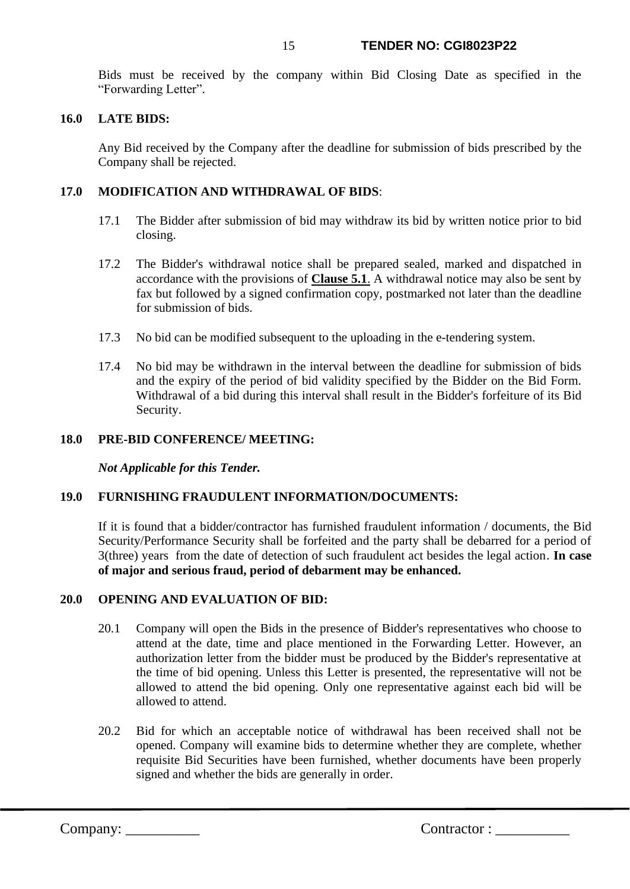Bids must be received by the company within Bid Closing Date as specified in the "Forwarding Letter".

## 16.0 LATE BIDS:

Any Bid received by the Company after the deadline for submission of bids prescribed by the Company shall be rejected.

## 17.0 MODIFICATION AND WITHDRAWAL OF BIDS:

17.1 The Bidder after submission of bid may withdraw its bid by written notice prior to bid closing.

17.2 The Bidder's withdrawal notice shall be prepared sealed, marked and dispatched in accordance with the provisions of **Clause 5.1**. A withdrawal notice may also be sent by fax but followed by a signed confirmation copy, postmarked not later than the deadline for submission of bids.

17.3 No bid can be modified subsequent to the uploading in the e-tendering system.

17.4 No bid may be withdrawn in the interval between the deadline for submission of bids and the expiry of the period of bid validity specified by the Bidder on the Bid Form. Withdrawal of a bid during this interval shall result in the Bidder's forfeiture of its Bid Security.

## 18.0 PRE-BID CONFERENCE/ MEETING:

***Not Applicable for this Tender.***

## 19.0 FURNISHING FRAUDULENT INFORMATION/DOCUMENTS:

If it is found that a bidder/contractor has furnished fraudulent information / documents, the Bid Security/Performance Security shall be forfeited and the party shall be debarred for a period of 3(three) years from the date of detection of such fraudulent act besides the legal action. **In case of major and serious fraud, period of debarment may be enhanced.**

## 20.0 OPENING AND EVALUATION OF BID:

20.1 Company will open the Bids in the presence of Bidder's representatives who choose to attend at the date, time and place mentioned in the Forwarding Letter. However, an authorization letter from the bidder must be produced by the Bidder's representative at the time of bid opening. Unless this Letter is presented, the representative will not be allowed to attend the bid opening. Only one representative against each bid will be allowed to attend.

20.2 Bid for which an acceptable notice of withdrawal has been received shall not be opened. Company will examine bids to determine whether they are complete, whether requisite Bid Securities have been furnished, whether documents have been properly signed and whether the bids are generally in order.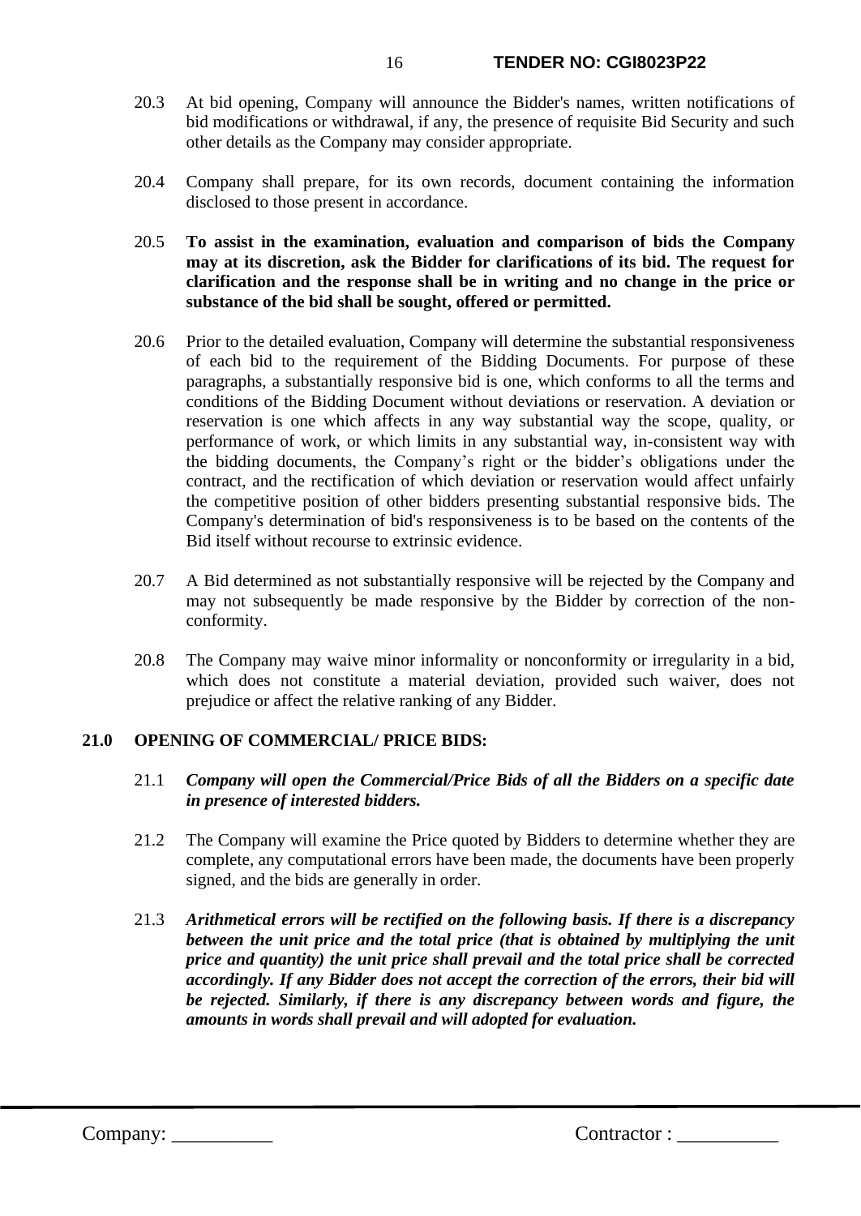20.3 At bid opening, Company will announce the Bidder's names, written notifications of bid modifications or withdrawal, if any, the presence of requisite Bid Security and such other details as the Company may consider appropriate.

20.4 Company shall prepare, for its own records, document containing the information disclosed to those present in accordance.

20.5 **To assist in the examination, evaluation and comparison of bids the Company may at its discretion, ask the Bidder for clarifications of its bid. The request for clarification and the response shall be in writing and no change in the price or substance of the bid shall be sought, offered or permitted.**

20.6 Prior to the detailed evaluation, Company will determine the substantial responsiveness of each bid to the requirement of the Bidding Documents. For purpose of these paragraphs, a substantially responsive bid is one, which conforms to all the terms and conditions of the Bidding Document without deviations or reservation. A deviation or reservation is one which affects in any way substantial way the scope, quality, or performance of work, or which limits in any substantial way, in-consistent way with the bidding documents, the Company's right or the bidder's obligations under the contract, and the rectification of which deviation or reservation would affect unfairly the competitive position of other bidders presenting substantial responsive bids. The Company's determination of bid's responsiveness is to be based on the contents of the Bid itself without recourse to extrinsic evidence.

20.7 A Bid determined as not substantially responsive will be rejected by the Company and may not subsequently be made responsive by the Bidder by correction of the non-conformity.

20.8 The Company may waive minor informality or nonconformity or irregularity in a bid, which does not constitute a material deviation, provided such waiver, does not prejudice or affect the relative ranking of any Bidder.

## 21.0 OPENING OF COMMERCIAL/ PRICE BIDS:

21.1 ***Company will open the Commercial/Price Bids of all the Bidders on a specific date in presence of interested bidders.***

21.2 The Company will examine the Price quoted by Bidders to determine whether they are complete, any computational errors have been made, the documents have been properly signed, and the bids are generally in order.

21.3 ***Arithmetical errors will be rectified on the following basis. If there is a discrepancy between the unit price and the total price (that is obtained by multiplying the unit price and quantity) the unit price shall prevail and the total price shall be corrected accordingly. If any Bidder does not accept the correction of the errors, their bid will be rejected. Similarly, if there is any discrepancy between words and figure, the amounts in words shall prevail and will adopted for evaluation.***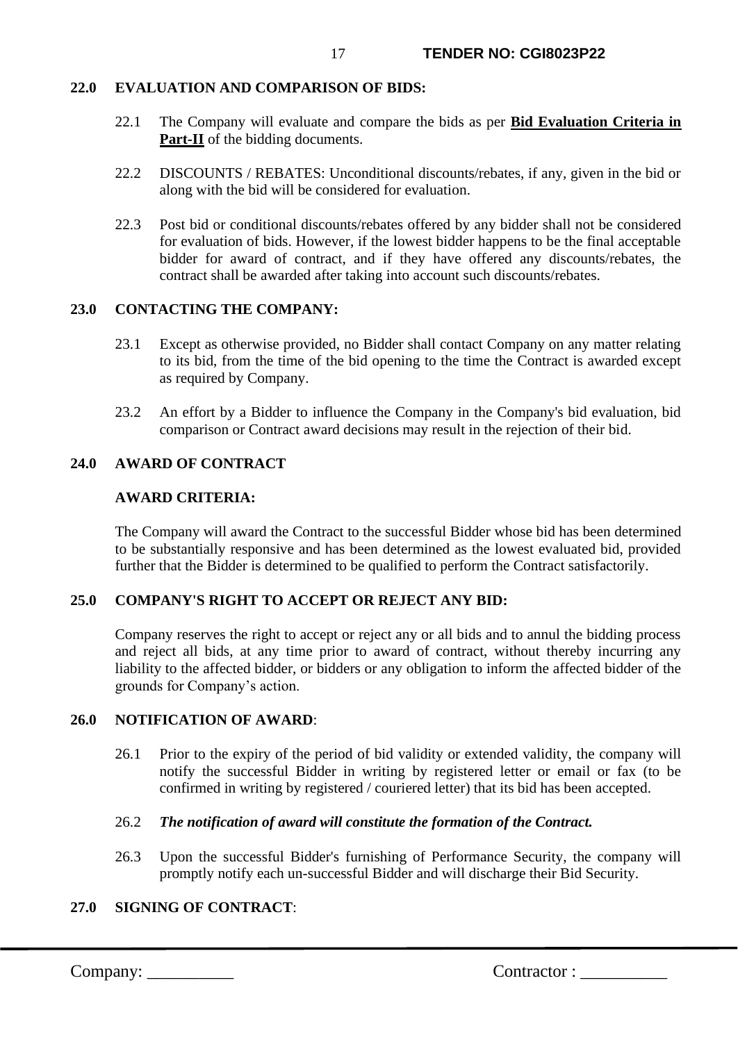## 22.0 EVALUATION AND COMPARISON OF BIDS:

22.1 The Company will evaluate and compare the bids as per **Bid Evaluation Criteria in Part-II** of the bidding documents.

22.2 DISCOUNTS / REBATES: Unconditional discounts/rebates, if any, given in the bid or along with the bid will be considered for evaluation.

22.3 Post bid or conditional discounts/rebates offered by any bidder shall not be considered for evaluation of bids. However, if the lowest bidder happens to be the final acceptable bidder for award of contract, and if they have offered any discounts/rebates, the contract shall be awarded after taking into account such discounts/rebates.

## 23.0 CONTACTING THE COMPANY:

23.1 Except as otherwise provided, no Bidder shall contact Company on any matter relating to its bid, from the time of the bid opening to the time the Contract is awarded except as required by Company.

23.2 An effort by a Bidder to influence the Company in the Company's bid evaluation, bid comparison or Contract award decisions may result in the rejection of their bid.

## 24.0 AWARD OF CONTRACT

**AWARD CRITERIA:**

The Company will award the Contract to the successful Bidder whose bid has been determined to be substantially responsive and has been determined as the lowest evaluated bid, provided further that the Bidder is determined to be qualified to perform the Contract satisfactorily.

## 25.0 COMPANY'S RIGHT TO ACCEPT OR REJECT ANY BID:

Company reserves the right to accept or reject any or all bids and to annul the bidding process and reject all bids, at any time prior to award of contract, without thereby incurring any liability to the affected bidder, or bidders or any obligation to inform the affected bidder of the grounds for Company's action.

## 26.0 NOTIFICATION OF AWARD:

26.1 Prior to the expiry of the period of bid validity or extended validity, the company will notify the successful Bidder in writing by registered letter or email or fax (to be confirmed in writing by registered / couriered letter) that its bid has been accepted.

26.2 ***The notification of award will constitute the formation of the Contract.***

26.3 Upon the successful Bidder's furnishing of Performance Security, the company will promptly notify each un-successful Bidder and will discharge their Bid Security.

## 27.0 SIGNING OF CONTRACT: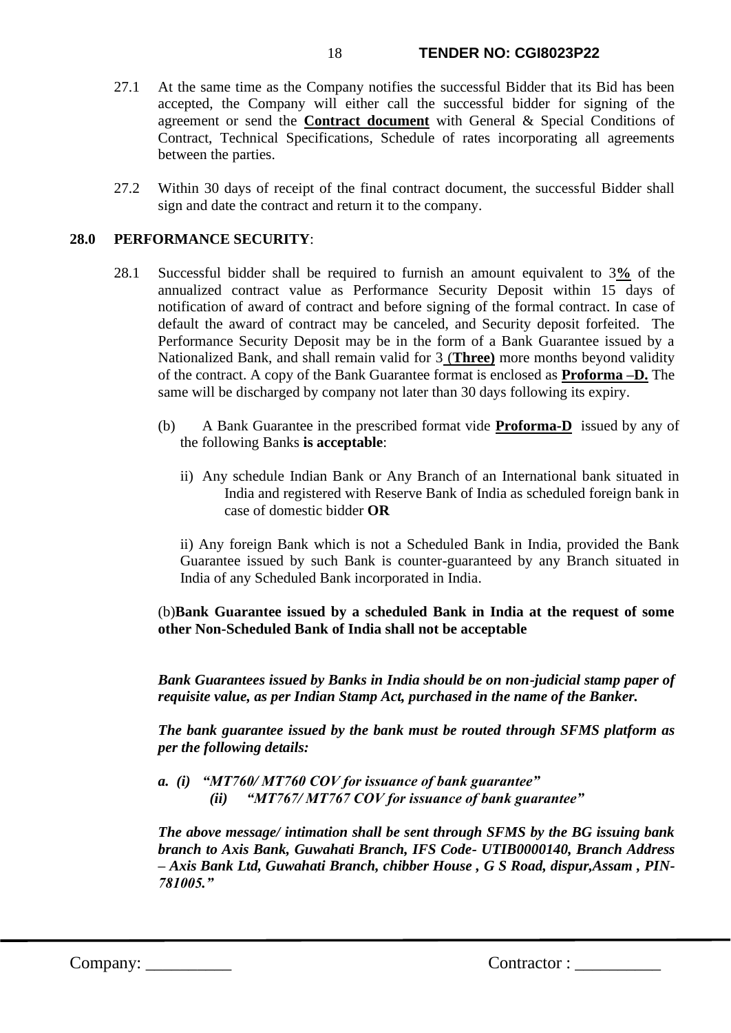27.1 At the same time as the Company notifies the successful Bidder that its Bid has been accepted, the Company will either call the successful bidder for signing of the agreement or send the **Contract document** with General & Special Conditions of Contract, Technical Specifications, Schedule of rates incorporating all agreements between the parties.

27.2 Within 30 days of receipt of the final contract document, the successful Bidder shall sign and date the contract and return it to the company.

**28.0 PERFORMANCE SECURITY**:

28.1 Successful bidder shall be required to furnish an amount equivalent to 3**%** of the annualized contract value as Performance Security Deposit within 15 days of notification of award of contract and before signing of the formal contract. In case of default the award of contract may be canceled, and Security deposit forfeited. The Performance Security Deposit may be in the form of a Bank Guarantee issued by a Nationalized Bank, and shall remain valid for 3 (**Three)** more months beyond validity of the contract. A copy of the Bank Guarantee format is enclosed as **Proforma –D.** The same will be discharged by company not later than 30 days following its expiry.

(b) A Bank Guarantee in the prescribed format vide **Proforma-D** issued by any of the following Banks **is acceptable**:

ii) Any schedule Indian Bank or Any Branch of an International bank situated in India and registered with Reserve Bank of India as scheduled foreign bank in case of domestic bidder **OR**

ii) Any foreign Bank which is not a Scheduled Bank in India, provided the Bank Guarantee issued by such Bank is counter-guaranteed by any Branch situated in India of any Scheduled Bank incorporated in India.

(b)**Bank Guarantee issued by a scheduled Bank in India at the request of some other Non-Scheduled Bank of India shall not be acceptable**

***Bank Guarantees issued by Banks in India should be on non-judicial stamp paper of requisite value, as per Indian Stamp Act, purchased in the name of the Banker.***

***The bank guarantee issued by the bank must be routed through SFMS platform as per the following details:***

***a. (i) "MT760/ MT760 COV for issuance of bank guarantee"***
***(ii) "MT767/ MT767 COV for issuance of bank guarantee"***

***The above message/ intimation shall be sent through SFMS by the BG issuing bank branch to Axis Bank, Guwahati Branch, IFS Code- UTIB0000140, Branch Address – Axis Bank Ltd, Guwahati Branch, chibber House , G S Road, dispur,Assam , PIN-781005."***

Company: __________ Contractor : __________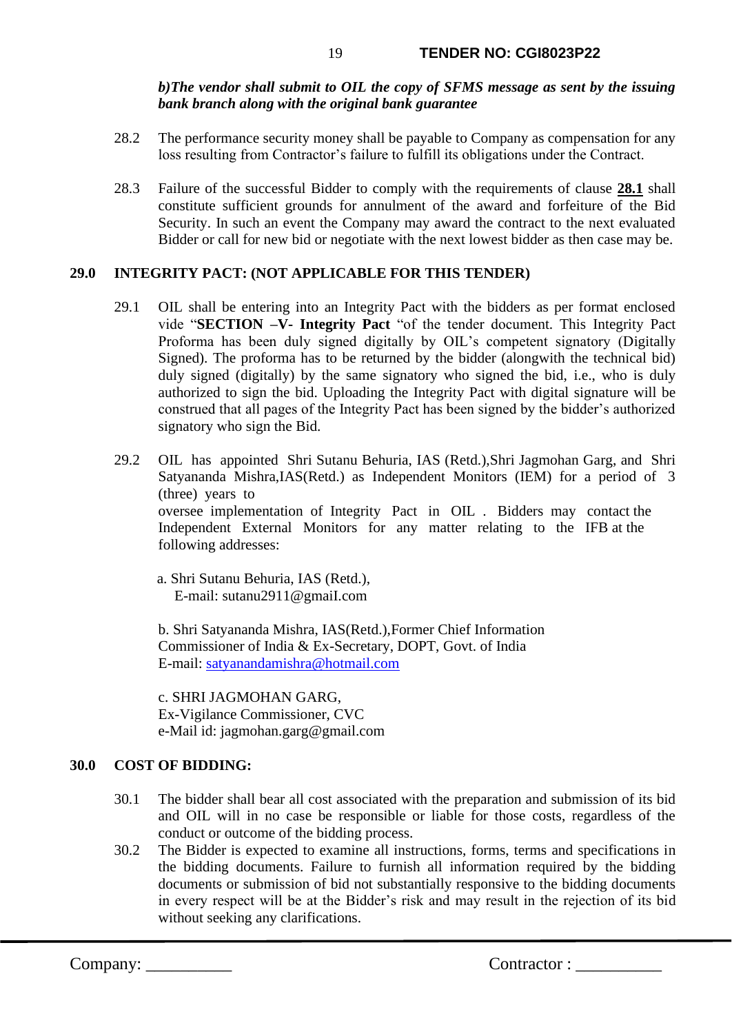***b)The vendor shall submit to OIL the copy of SFMS message as sent by the issuing bank branch along with the original bank guarantee***

28.2 The performance security money shall be payable to Company as compensation for any loss resulting from Contractor's failure to fulfill its obligations under the Contract.

28.3 Failure of the successful Bidder to comply with the requirements of clause **28.1** shall constitute sufficient grounds for annulment of the award and forfeiture of the Bid Security. In such an event the Company may award the contract to the next evaluated Bidder or call for new bid or negotiate with the next lowest bidder as then case may be.

## 29.0 INTEGRITY PACT: (NOT APPLICABLE FOR THIS TENDER)

29.1 OIL shall be entering into an Integrity Pact with the bidders as per format enclosed vide "**SECTION –V- Integrity Pact** "of the tender document. This Integrity Pact Proforma has been duly signed digitally by OIL's competent signatory (Digitally Signed). The proforma has to be returned by the bidder (alongwith the technical bid) duly signed (digitally) by the same signatory who signed the bid, i.e., who is duly authorized to sign the bid. Uploading the Integrity Pact with digital signature will be construed that all pages of the Integrity Pact has been signed by the bidder's authorized signatory who sign the Bid.

29.2 OIL has appointed Shri Sutanu Behuria, IAS (Retd.),Shri Jagmohan Garg, and Shri Satyananda Mishra,IAS(Retd.) as Independent Monitors (IEM) for a period of 3 (three) years to oversee implementation of Integrity Pact in OIL . Bidders may contact the Independent External Monitors for any matter relating to the IFB at the following addresses:

a. Shri Sutanu Behuria, IAS (Retd.),
E-mail: sutanu2911@gmaiI.com

b. Shri Satyananda Mishra, IAS(Retd.),Former Chief Information Commissioner of India & Ex-Secretary, DOPT, Govt. of India
E-mail: satyanandamishra@hotmail.com

c. SHRI JAGMOHAN GARG,
Ex-Vigilance Commissioner, CVC
e-Mail id: jagmohan.garg@gmail.com

## 30.0 COST OF BIDDING:

30.1 The bidder shall bear all cost associated with the preparation and submission of its bid and OIL will in no case be responsible or liable for those costs, regardless of the conduct or outcome of the bidding process.

30.2 The Bidder is expected to examine all instructions, forms, terms and specifications in the bidding documents. Failure to furnish all information required by the bidding documents or submission of bid not substantially responsive to the bidding documents in every respect will be at the Bidder's risk and may result in the rejection of its bid without seeking any clarifications.

Company: __________ Contractor : __________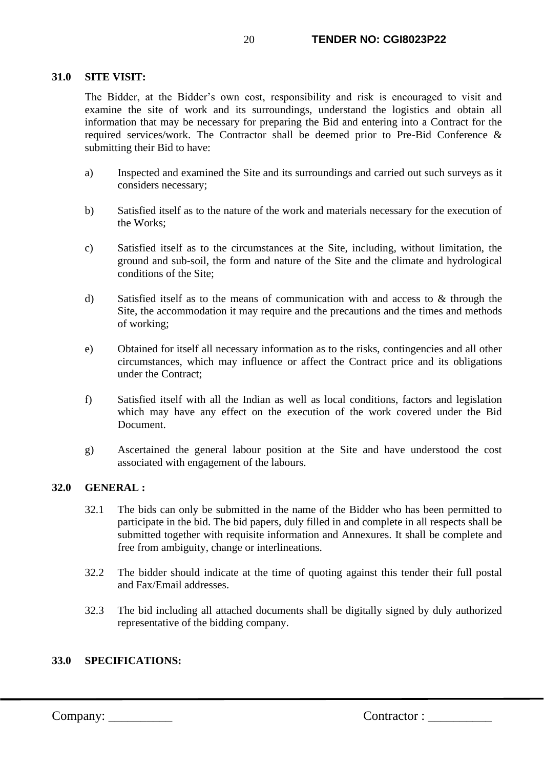## 31.0 SITE VISIT:

The Bidder, at the Bidder's own cost, responsibility and risk is encouraged to visit and examine the site of work and its surroundings, understand the logistics and obtain all information that may be necessary for preparing the Bid and entering into a Contract for the required services/work. The Contractor shall be deemed prior to Pre-Bid Conference & submitting their Bid to have:

a) Inspected and examined the Site and its surroundings and carried out such surveys as it considers necessary;

b) Satisfied itself as to the nature of the work and materials necessary for the execution of the Works;

c) Satisfied itself as to the circumstances at the Site, including, without limitation, the ground and sub-soil, the form and nature of the Site and the climate and hydrological conditions of the Site;

d) Satisfied itself as to the means of communication with and access to & through the Site, the accommodation it may require and the precautions and the times and methods of working;

e) Obtained for itself all necessary information as to the risks, contingencies and all other circumstances, which may influence or affect the Contract price and its obligations under the Contract;

f) Satisfied itself with all the Indian as well as local conditions, factors and legislation which may have any effect on the execution of the work covered under the Bid Document.

g) Ascertained the general labour position at the Site and have understood the cost associated with engagement of the labours.

## 32.0 GENERAL :

32.1 The bids can only be submitted in the name of the Bidder who has been permitted to participate in the bid. The bid papers, duly filled in and complete in all respects shall be submitted together with requisite information and Annexures. It shall be complete and free from ambiguity, change or interlineations.

32.2 The bidder should indicate at the time of quoting against this tender their full postal and Fax/Email addresses.

32.3 The bid including all attached documents shall be digitally signed by duly authorized representative of the bidding company.

## 33.0 SPECIFICATIONS: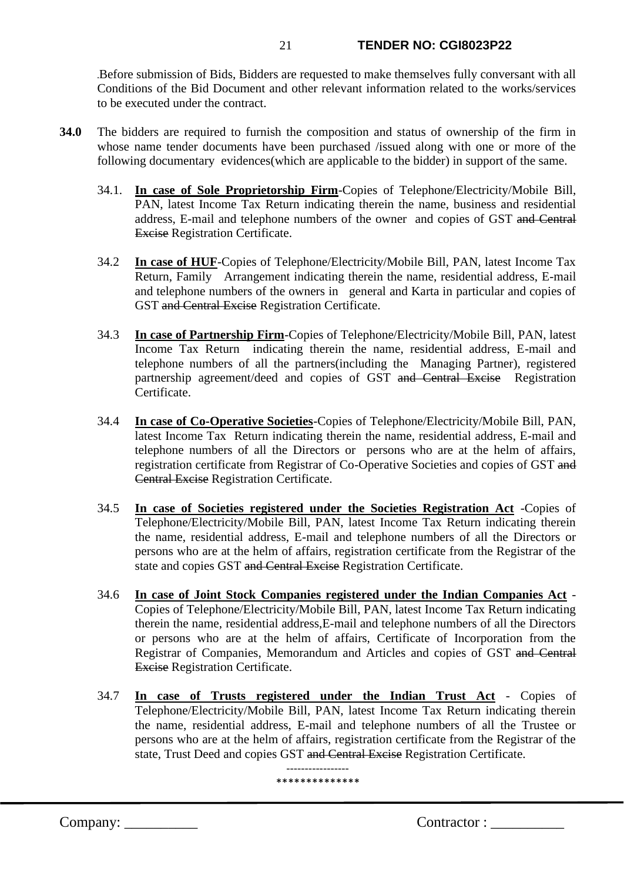.Before submission of Bids, Bidders are requested to make themselves fully conversant with all Conditions of the Bid Document and other relevant information related to the works/services to be executed under the contract.

**34.0** The bidders are required to furnish the composition and status of ownership of the firm in whose name tender documents have been purchased /issued along with one or more of the following documentary evidences(which are applicable to the bidder) in support of the same.

34.1. **<u>In case of Sole Proprietorship Firm</u>**-Copies of Telephone/Electricity/Mobile Bill, PAN, latest Income Tax Return indicating therein the name, business and residential address, E-mail and telephone numbers of the owner and copies of GST ~~and Central Excise~~ Registration Certificate.

34.2 **<u>In case of HUF</u>**-Copies of Telephone/Electricity/Mobile Bill, PAN, latest Income Tax Return, Family Arrangement indicating therein the name, residential address, E-mail and telephone numbers of the owners in general and Karta in particular and copies of GST ~~and Central Excise~~ Registration Certificate.

34.3 **<u>In case of Partnership Firm</u>**-Copies of Telephone/Electricity/Mobile Bill, PAN, latest Income Tax Return indicating therein the name, residential address, E-mail and telephone numbers of all the partners(including the Managing Partner), registered partnership agreement/deed and copies of GST ~~and Central Excise~~ Registration Certificate.

34.4 **<u>In case of Co-Operative Societies</u>**-Copies of Telephone/Electricity/Mobile Bill, PAN, latest Income Tax Return indicating therein the name, residential address, E-mail and telephone numbers of all the Directors or persons who are at the helm of affairs, registration certificate from Registrar of Co-Operative Societies and copies of GST ~~and Central Excise~~ Registration Certificate.

34.5 **<u>In case of Societies registered under the Societies Registration Act</u>** -Copies of Telephone/Electricity/Mobile Bill, PAN, latest Income Tax Return indicating therein the name, residential address, E-mail and telephone numbers of all the Directors or persons who are at the helm of affairs, registration certificate from the Registrar of the state and copies GST ~~and Central Excise~~ Registration Certificate.

34.6 **<u>In case of Joint Stock Companies registered under the Indian Companies Act</u>** - Copies of Telephone/Electricity/Mobile Bill, PAN, latest Income Tax Return indicating therein the name, residential address,E-mail and telephone numbers of all the Directors or persons who are at the helm of affairs, Certificate of Incorporation from the Registrar of Companies, Memorandum and Articles and copies of GST ~~and Central Excise~~ Registration Certificate.

34.7 **<u>In case of Trusts registered under the Indian Trust Act</u>** - Copies of Telephone/Electricity/Mobile Bill, PAN, latest Income Tax Return indicating therein the name, residential address, E-mail and telephone numbers of all the Trustee or persons who are at the helm of affairs, registration certificate from the Registrar of the state, Trust Deed and copies GST ~~and Central Excise~~ Registration Certificate.

-----------------

**************

Company: __________ Contractor : __________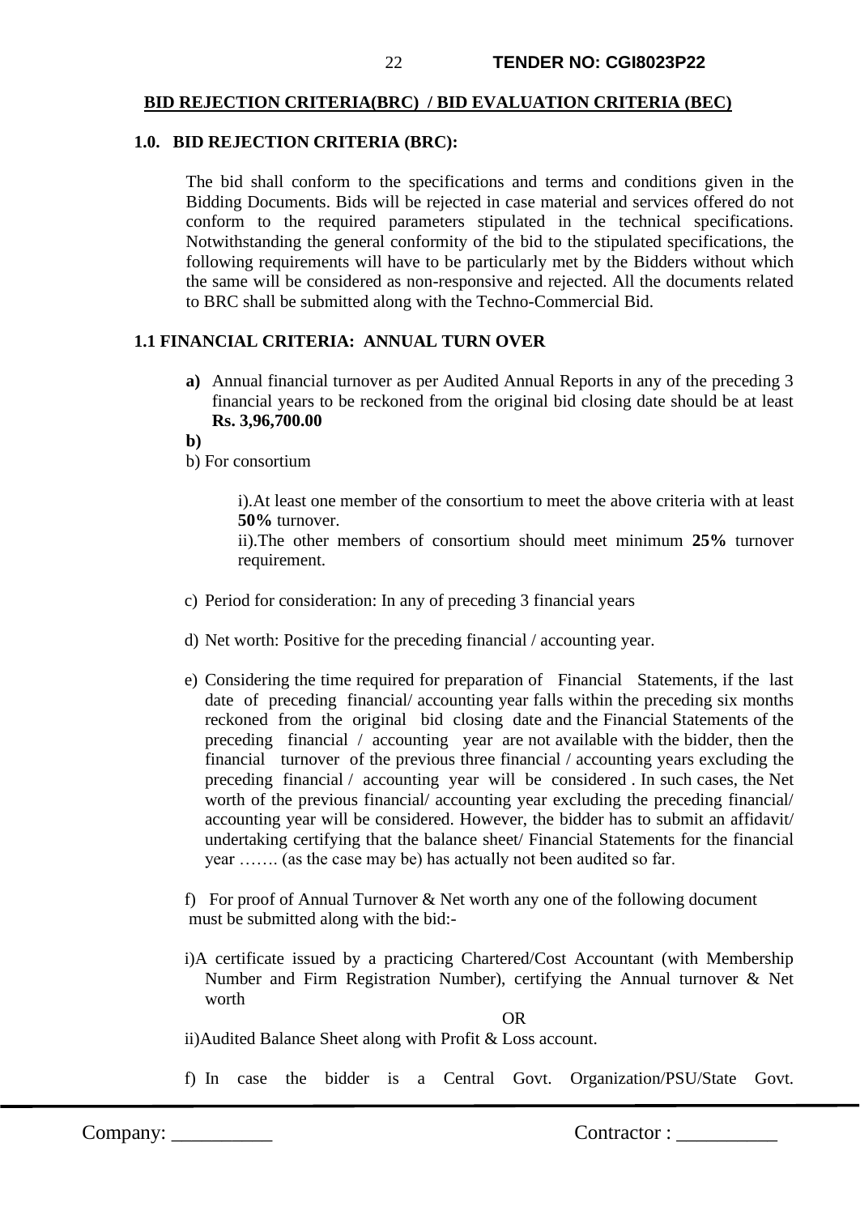**BID REJECTION CRITERIA(BRC) / BID EVALUATION CRITERIA (BEC)**

**1.0. BID REJECTION CRITERIA (BRC):**

The bid shall conform to the specifications and terms and conditions given in the Bidding Documents. Bids will be rejected in case material and services offered do not conform to the required parameters stipulated in the technical specifications. Notwithstanding the general conformity of the bid to the stipulated specifications, the following requirements will have to be particularly met by the Bidders without which the same will be considered as non-responsive and rejected. All the documents related to BRC shall be submitted along with the Techno-Commercial Bid.

**1.1 FINANCIAL CRITERIA: ANNUAL TURN OVER**

**a)** Annual financial turnover as per Audited Annual Reports in any of the preceding 3 financial years to be reckoned from the original bid closing date should be at least **Rs. 3,96,700.00**

**b)**

b) For consortium

i).At least one member of the consortium to meet the above criteria with at least **50%** turnover.

ii).The other members of consortium should meet minimum **25%** turnover requirement.

c) Period for consideration: In any of preceding 3 financial years

d) Net worth: Positive for the preceding financial / accounting year.

e) Considering the time required for preparation of Financial Statements, if the last date of preceding financial/ accounting year falls within the preceding six months reckoned from the original bid closing date and the Financial Statements of the preceding financial / accounting year are not available with the bidder, then the financial turnover of the previous three financial / accounting years excluding the preceding financial / accounting year will be considered . In such cases, the Net worth of the previous financial/ accounting year excluding the preceding financial/ accounting year will be considered. However, the bidder has to submit an affidavit/ undertaking certifying that the balance sheet/ Financial Statements for the financial year ……. (as the case may be) has actually not been audited so far.

f) For proof of Annual Turnover & Net worth any one of the following document must be submitted along with the bid:-

i)A certificate issued by a practicing Chartered/Cost Accountant (with Membership Number and Firm Registration Number), certifying the Annual turnover & Net worth

OR

ii)Audited Balance Sheet along with Profit & Loss account.

f) In case the bidder is a Central Govt. Organization/PSU/State Govt.

Company: __________ Contractor : __________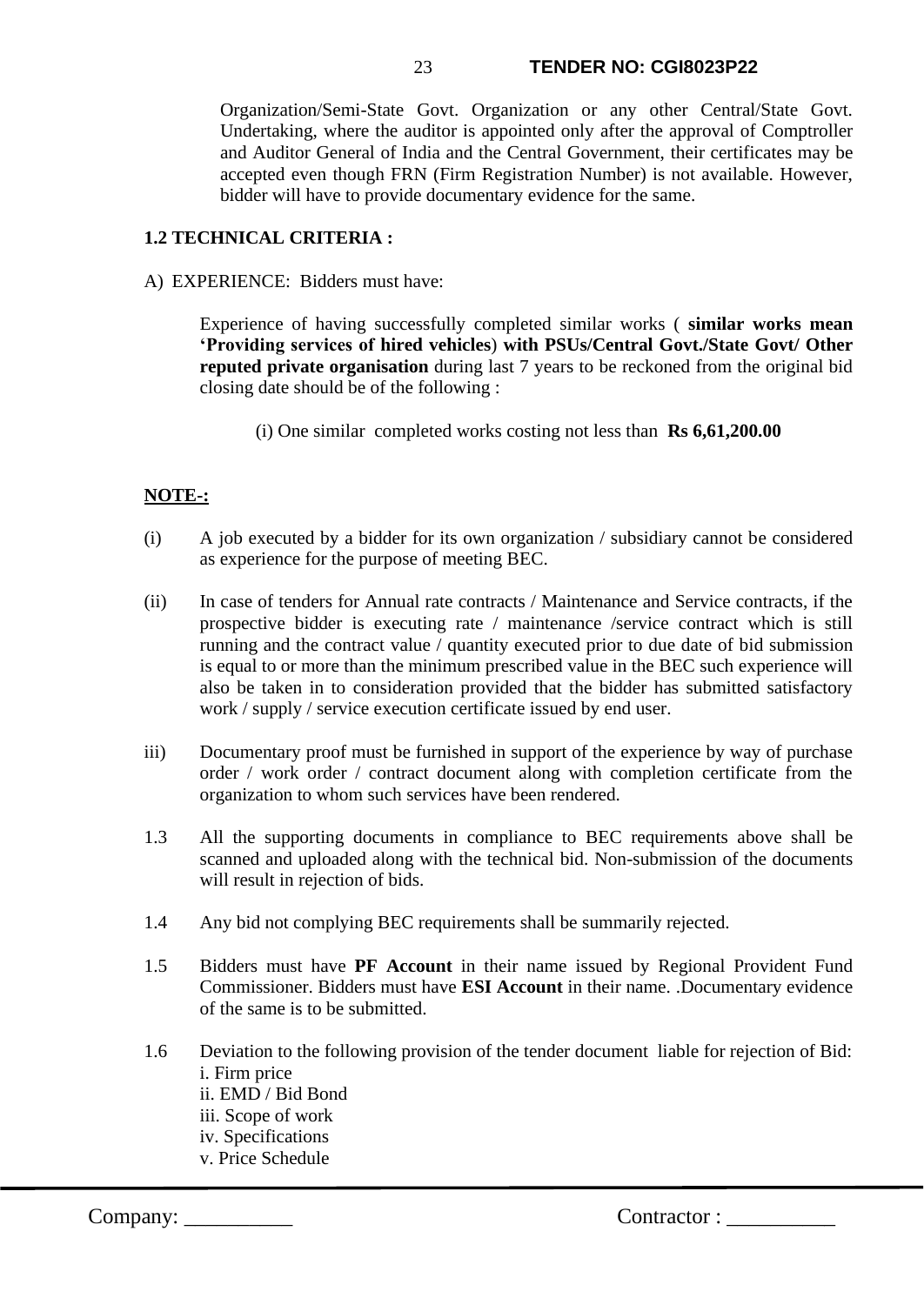Organization/Semi-State Govt. Organization or any other Central/State Govt. Undertaking, where the auditor is appointed only after the approval of Comptroller and Auditor General of India and the Central Government, their certificates may be accepted even though FRN (Firm Registration Number) is not available. However, bidder will have to provide documentary evidence for the same.

**1.2 TECHNICAL CRITERIA :**

A) EXPERIENCE: Bidders must have:

Experience of having successfully completed similar works ( **similar works mean 'Providing services of hired vehicles**) **with PSUs/Central Govt./State Govt/ Other reputed private organisation** during last 7 years to be reckoned from the original bid closing date should be of the following :

(i) One similar completed works costing not less than **Rs 6,61,200.00**

**NOTE-:**

(i) A job executed by a bidder for its own organization / subsidiary cannot be considered as experience for the purpose of meeting BEC.

(ii) In case of tenders for Annual rate contracts / Maintenance and Service contracts, if the prospective bidder is executing rate / maintenance /service contract which is still running and the contract value / quantity executed prior to due date of bid submission is equal to or more than the minimum prescribed value in the BEC such experience will also be taken in to consideration provided that the bidder has submitted satisfactory work / supply / service execution certificate issued by end user.

iii) Documentary proof must be furnished in support of the experience by way of purchase order / work order / contract document along with completion certificate from the organization to whom such services have been rendered.

1.3 All the supporting documents in compliance to BEC requirements above shall be scanned and uploaded along with the technical bid. Non-submission of the documents will result in rejection of bids.

1.4 Any bid not complying BEC requirements shall be summarily rejected.

1.5 Bidders must have **PF Account** in their name issued by Regional Provident Fund Commissioner. Bidders must have **ESI Account** in their name. .Documentary evidence of the same is to be submitted.

1.6 Deviation to the following provision of the tender document liable for rejection of Bid:
i. Firm price
ii. EMD / Bid Bond
iii. Scope of work
iv. Specifications
v. Price Schedule

Company: __________ Contractor : __________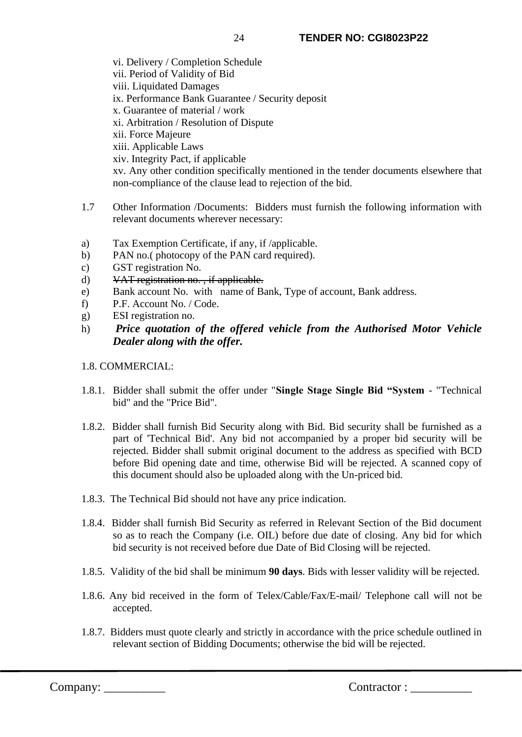vi. Delivery / Completion Schedule
vii. Period of Validity of Bid
viii. Liquidated Damages
ix. Performance Bank Guarantee / Security deposit
x. Guarantee of material / work
xi. Arbitration / Resolution of Dispute
xii. Force Majeure
xiii. Applicable Laws
xiv. Integrity Pact, if applicable
xv. Any other condition specifically mentioned in the tender documents elsewhere that non-compliance of the clause lead to rejection of the bid.

1.7 Other Information /Documents: Bidders must furnish the following information with relevant documents wherever necessary:

a) Tax Exemption Certificate, if any, if /applicable.
b) PAN no.( photocopy of the PAN card required).
c) GST registration No.
d) ~~VAT registration no. , if applicable.~~
e) Bank account No. with name of Bank, Type of account, Bank address.
f) P.F. Account No. / Code.
g) ESI registration no.
h) ***Price quotation of the offered vehicle from the Authorised Motor Vehicle Dealer along with the offer.***

1.8. COMMERCIAL:

1.8.1. Bidder shall submit the offer under "**Single Stage Single Bid "System** - "Technical bid" and the "Price Bid".

1.8.2. Bidder shall furnish Bid Security along with Bid. Bid security shall be furnished as a part of 'Technical Bid'. Any bid not accompanied by a proper bid security will be rejected. Bidder shall submit original document to the address as specified with BCD before Bid opening date and time, otherwise Bid will be rejected. A scanned copy of this document should also be uploaded along with the Un-priced bid.

1.8.3. The Technical Bid should not have any price indication.

1.8.4. Bidder shall furnish Bid Security as referred in Relevant Section of the Bid document so as to reach the Company (i.e. OIL) before due date of closing. Any bid for which bid security is not received before due Date of Bid Closing will be rejected.

1.8.5. Validity of the bid shall be minimum **90 days**. Bids with lesser validity will be rejected.

1.8.6. Any bid received in the form of Telex/Cable/Fax/E-mail/ Telephone call will not be accepted.

1.8.7. Bidders must quote clearly and strictly in accordance with the price schedule outlined in relevant section of Bidding Documents; otherwise the bid will be rejected.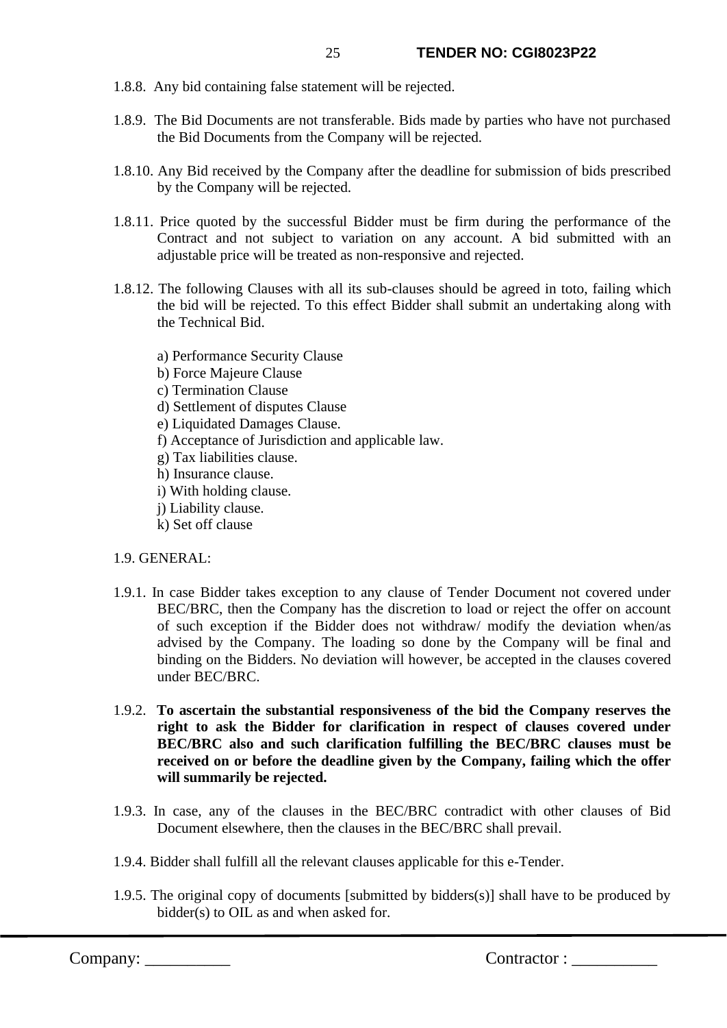1.8.8. Any bid containing false statement will be rejected.

1.8.9. The Bid Documents are not transferable. Bids made by parties who have not purchased the Bid Documents from the Company will be rejected.

1.8.10. Any Bid received by the Company after the deadline for submission of bids prescribed by the Company will be rejected.

1.8.11. Price quoted by the successful Bidder must be firm during the performance of the Contract and not subject to variation on any account. A bid submitted with an adjustable price will be treated as non-responsive and rejected.

1.8.12. The following Clauses with all its sub-clauses should be agreed in toto, failing which the bid will be rejected. To this effect Bidder shall submit an undertaking along with the Technical Bid.

a) Performance Security Clause
b) Force Majeure Clause
c) Termination Clause
d) Settlement of disputes Clause
e) Liquidated Damages Clause.
f) Acceptance of Jurisdiction and applicable law.
g) Tax liabilities clause.
h) Insurance clause.
i) With holding clause.
j) Liability clause.
k) Set off clause

1.9. GENERAL:

1.9.1. In case Bidder takes exception to any clause of Tender Document not covered under BEC/BRC, then the Company has the discretion to load or reject the offer on account of such exception if the Bidder does not withdraw/ modify the deviation when/as advised by the Company. The loading so done by the Company will be final and binding on the Bidders. No deviation will however, be accepted in the clauses covered under BEC/BRC.

1.9.2. **To ascertain the substantial responsiveness of the bid the Company reserves the right to ask the Bidder for clarification in respect of clauses covered under BEC/BRC also and such clarification fulfilling the BEC/BRC clauses must be received on or before the deadline given by the Company, failing which the offer will summarily be rejected.**

1.9.3. In case, any of the clauses in the BEC/BRC contradict with other clauses of Bid Document elsewhere, then the clauses in the BEC/BRC shall prevail.

1.9.4. Bidder shall fulfill all the relevant clauses applicable for this e-Tender.

1.9.5. The original copy of documents [submitted by bidders(s)] shall have to be produced by bidder(s) to OIL as and when asked for.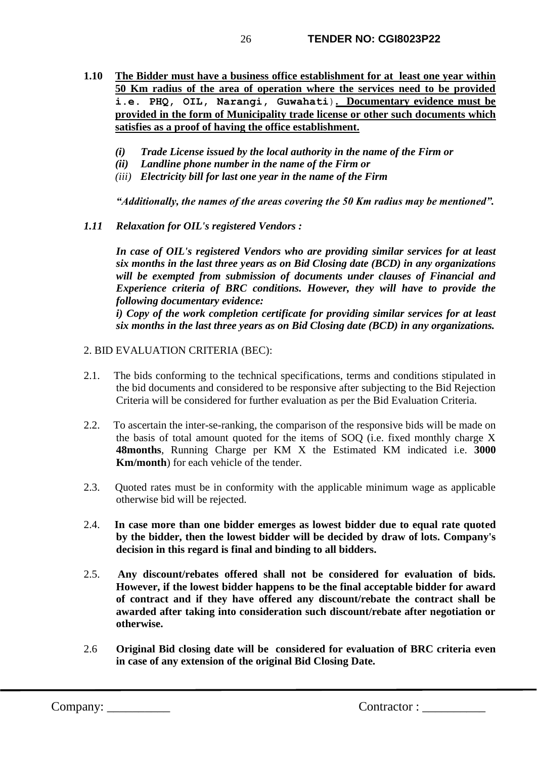**1.10 The Bidder must have a business office establishment for at least one year within 50 Km radius of the area of operation where the services need to be provided i.e. PHQ, OIL, Narangi, Guwahati). Documentary evidence must be provided in the form of Municipality trade license or other such documents which satisfies as a proof of having the office establishment.**

*(i)* ***Trade License issued by the local authority in the name of the Firm or***
***(ii) Landline phone number in the name of the Firm or***
*(iii)* ***Electricity bill for last one year in the name of the Firm***

***"Additionally, the names of the areas covering the 50 Km radius may be mentioned".***

***1.11 Relaxation for OIL's registered Vendors :***

***In case of OIL's registered Vendors who are providing similar services for at least six months in the last three years as on Bid Closing date (BCD) in any organizations will be exempted from submission of documents under clauses of Financial and Experience criteria of BRC conditions. However, they will have to provide the following documentary evidence:***
***i) Copy of the work completion certificate for providing similar services for at least six months in the last three years as on Bid Closing date (BCD) in any organizations.***

2. BID EVALUATION CRITERIA (BEC):

2.1. The bids conforming to the technical specifications, terms and conditions stipulated in the bid documents and considered to be responsive after subjecting to the Bid Rejection Criteria will be considered for further evaluation as per the Bid Evaluation Criteria.

2.2. To ascertain the inter-se-ranking, the comparison of the responsive bids will be made on the basis of total amount quoted for the items of SOQ (i.e. fixed monthly charge X **48months**, Running Charge per KM X the Estimated KM indicated i.e. **3000 Km/month**) for each vehicle of the tender.

2.3. Quoted rates must be in conformity with the applicable minimum wage as applicable otherwise bid will be rejected.

2.4. **In case more than one bidder emerges as lowest bidder due to equal rate quoted by the bidder, then the lowest bidder will be decided by draw of lots. Company's decision in this regard is final and binding to all bidders.**

2.5. **Any discount/rebates offered shall not be considered for evaluation of bids. However, if the lowest bidder happens to be the final acceptable bidder for award of contract and if they have offered any discount/rebate the contract shall be awarded after taking into consideration such discount/rebate after negotiation or otherwise.**

2.6 **Original Bid closing date will be considered for evaluation of BRC criteria even in case of any extension of the original Bid Closing Date.**

Company: __________ Contractor : __________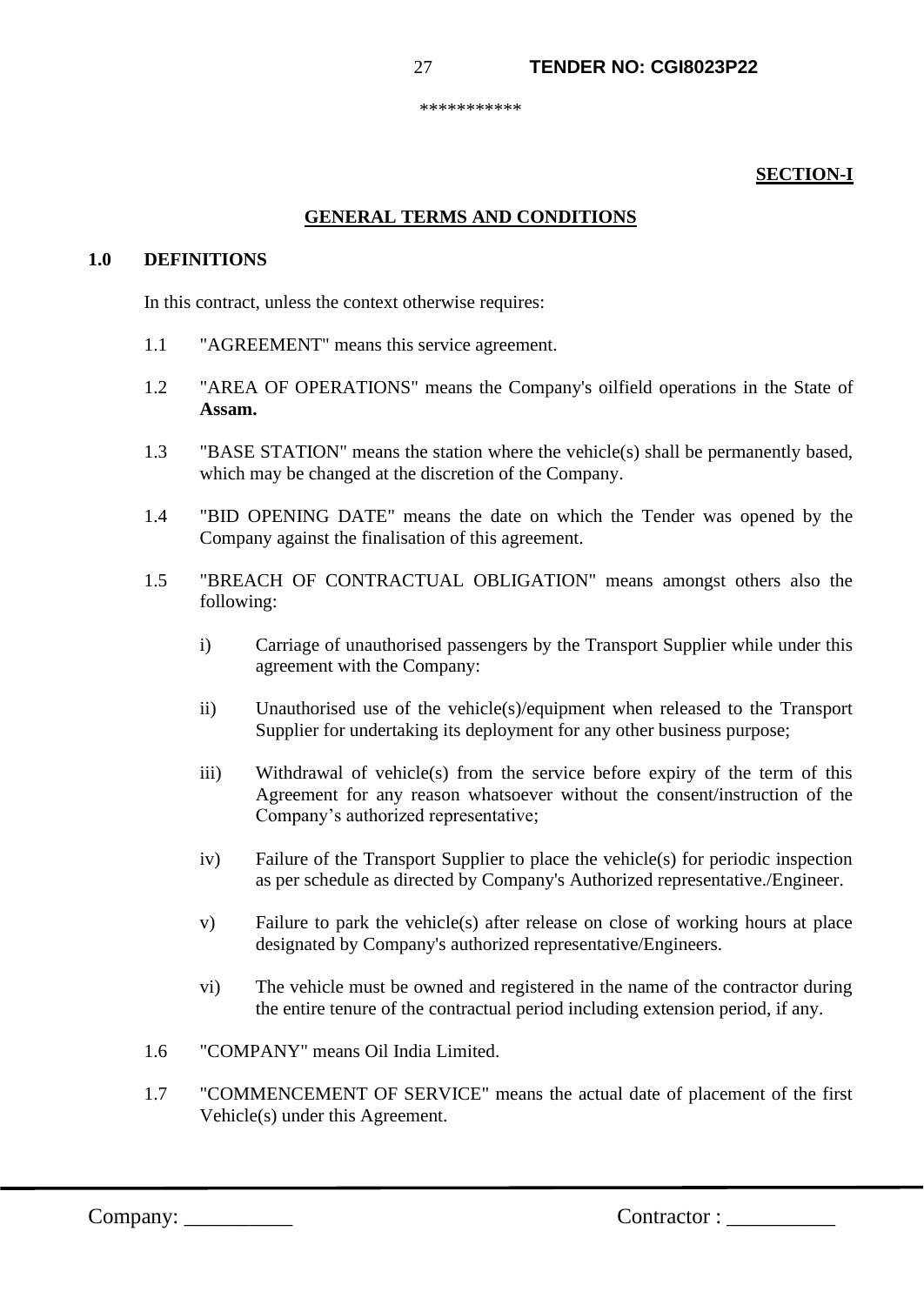\*\*\*\*\*\*\*\*\*\*\*

**SECTION-I**

## GENERAL TERMS AND CONDITIONS

### 1.0 DEFINITIONS

In this contract, unless the context otherwise requires:

1.1 "AGREEMENT" means this service agreement.

1.2 "AREA OF OPERATIONS" means the Company's oilfield operations in the State of **Assam.**

1.3 "BASE STATION" means the station where the vehicle(s) shall be permanently based, which may be changed at the discretion of the Company.

1.4 "BID OPENING DATE" means the date on which the Tender was opened by the Company against the finalisation of this agreement.

1.5 "BREACH OF CONTRACTUAL OBLIGATION" means amongst others also the following:

i) Carriage of unauthorised passengers by the Transport Supplier while under this agreement with the Company:

ii) Unauthorised use of the vehicle(s)/equipment when released to the Transport Supplier for undertaking its deployment for any other business purpose;

iii) Withdrawal of vehicle(s) from the service before expiry of the term of this Agreement for any reason whatsoever without the consent/instruction of the Company's authorized representative;

iv) Failure of the Transport Supplier to place the vehicle(s) for periodic inspection as per schedule as directed by Company's Authorized representative./Engineer.

v) Failure to park the vehicle(s) after release on close of working hours at place designated by Company's authorized representative/Engineers.

vi) The vehicle must be owned and registered in the name of the contractor during the entire tenure of the contractual period including extension period, if any.

1.6 "COMPANY" means Oil India Limited.

1.7 "COMMENCEMENT OF SERVICE" means the actual date of placement of the first Vehicle(s) under this Agreement.

Company: __________ Contractor : __________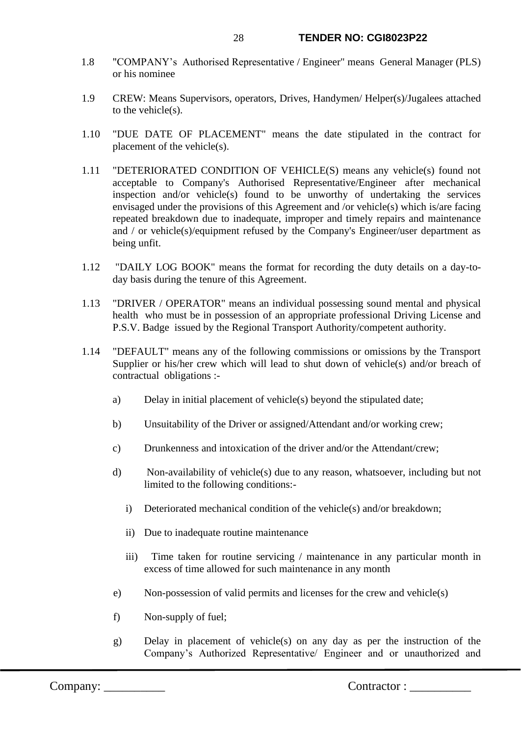1.8 "COMPANY's Authorised Representative / Engineer" means General Manager (PLS) or his nominee

1.9 CREW: Means Supervisors, operators, Drives, Handymen/ Helper(s)/Jugalees attached to the vehicle(s).

1.10 "DUE DATE OF PLACEMENT" means the date stipulated in the contract for placement of the vehicle(s).

1.11 "DETERIORATED CONDITION OF VEHICLE(S) means any vehicle(s) found not acceptable to Company's Authorised Representative/Engineer after mechanical inspection and/or vehicle(s) found to be unworthy of undertaking the services envisaged under the provisions of this Agreement and /or vehicle(s) which is/are facing repeated breakdown due to inadequate, improper and timely repairs and maintenance and / or vehicle(s)/equipment refused by the Company's Engineer/user department as being unfit.

1.12 "DAILY LOG BOOK" means the format for recording the duty details on a day-to-day basis during the tenure of this Agreement.

1.13 "DRIVER / OPERATOR" means an individual possessing sound mental and physical health who must be in possession of an appropriate professional Driving License and P.S.V. Badge issued by the Regional Transport Authority/competent authority.

1.14 "DEFAULT" means any of the following commissions or omissions by the Transport Supplier or his/her crew which will lead to shut down of vehicle(s) and/or breach of contractual obligations :-

a) Delay in initial placement of vehicle(s) beyond the stipulated date;

b) Unsuitability of the Driver or assigned/Attendant and/or working crew;

c) Drunkenness and intoxication of the driver and/or the Attendant/crew;

d) Non-availability of vehicle(s) due to any reason, whatsoever, including but not limited to the following conditions:-

   i) Deteriorated mechanical condition of the vehicle(s) and/or breakdown;

   ii) Due to inadequate routine maintenance

   iii) Time taken for routine servicing / maintenance in any particular month in excess of time allowed for such maintenance in any month

e) Non-possession of valid permits and licenses for the crew and vehicle(s)

f) Non-supply of fuel;

g) Delay in placement of vehicle(s) on any day as per the instruction of the Company's Authorized Representative/ Engineer and or unauthorized and

Company: __________ Contractor : __________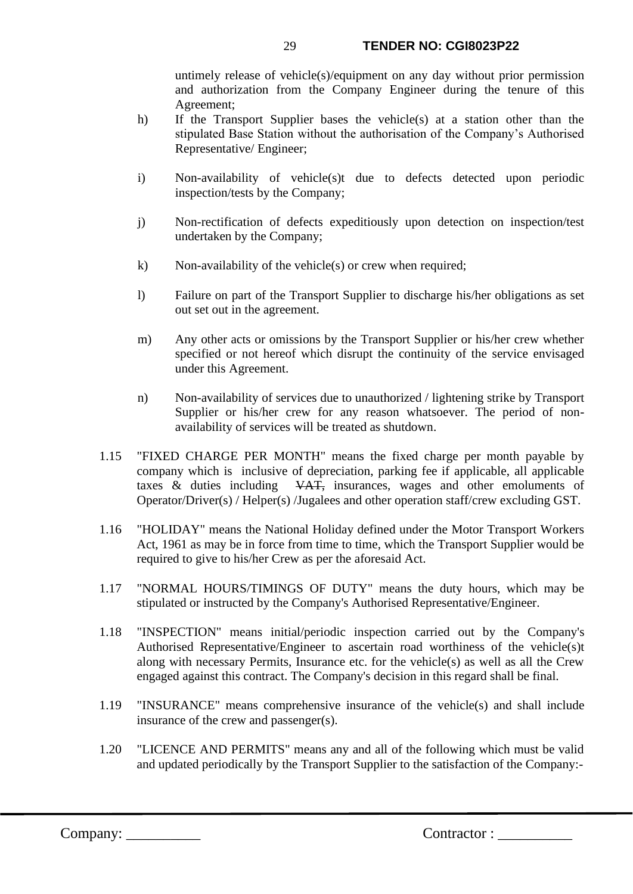untimely release of vehicle(s)/equipment on any day without prior permission and authorization from the Company Engineer during the tenure of this Agreement;

h) If the Transport Supplier bases the vehicle(s) at a station other than the stipulated Base Station without the authorisation of the Company's Authorised Representative/ Engineer;

i) Non-availability of vehicle(s)t due to defects detected upon periodic inspection/tests by the Company;

j) Non-rectification of defects expeditiously upon detection on inspection/test undertaken by the Company;

k) Non-availability of the vehicle(s) or crew when required;

l) Failure on part of the Transport Supplier to discharge his/her obligations as set out set out in the agreement.

m) Any other acts or omissions by the Transport Supplier or his/her crew whether specified or not hereof which disrupt the continuity of the service envisaged under this Agreement.

n) Non-availability of services due to unauthorized / lightening strike by Transport Supplier or his/her crew for any reason whatsoever. The period of non-availability of services will be treated as shutdown.

1.15 "FIXED CHARGE PER MONTH" means the fixed charge per month payable by company which is inclusive of depreciation, parking fee if applicable, all applicable taxes & duties including ~~VAT,~~ insurances, wages and other emoluments of Operator/Driver(s) / Helper(s) /Jugalees and other operation staff/crew excluding GST.

1.16 "HOLIDAY" means the National Holiday defined under the Motor Transport Workers Act, 1961 as may be in force from time to time, which the Transport Supplier would be required to give to his/her Crew as per the aforesaid Act.

1.17 "NORMAL HOURS/TIMINGS OF DUTY" means the duty hours, which may be stipulated or instructed by the Company's Authorised Representative/Engineer.

1.18 "INSPECTION" means initial/periodic inspection carried out by the Company's Authorised Representative/Engineer to ascertain road worthiness of the vehicle(s)t along with necessary Permits, Insurance etc. for the vehicle(s) as well as all the Crew engaged against this contract. The Company's decision in this regard shall be final.

1.19 "INSURANCE" means comprehensive insurance of the vehicle(s) and shall include insurance of the crew and passenger(s).

1.20 "LICENCE AND PERMITS" means any and all of the following which must be valid and updated periodically by the Transport Supplier to the satisfaction of the Company:-

Company: __________ Contractor : __________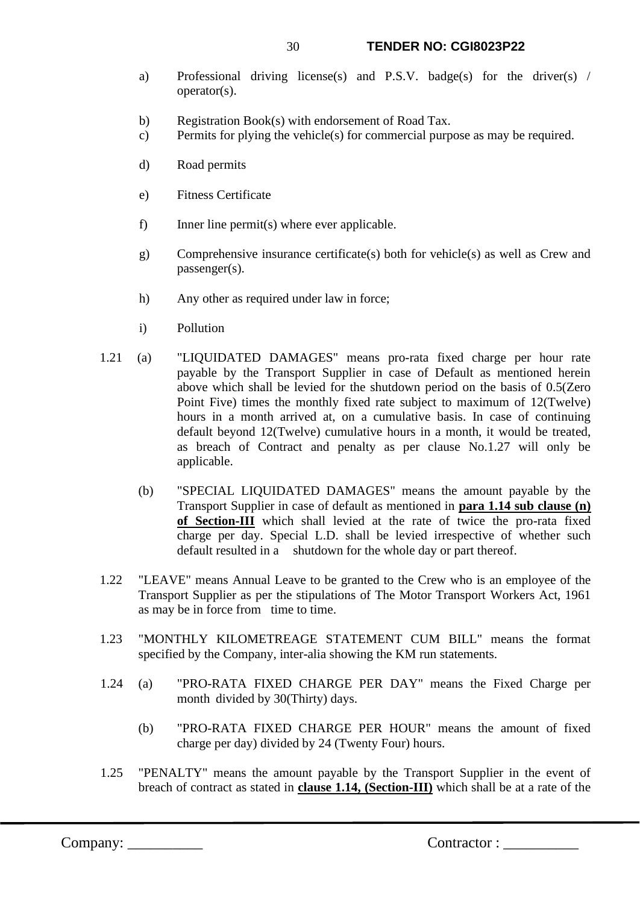a) Professional driving license(s) and P.S.V. badge(s) for the driver(s) / operator(s).

b) Registration Book(s) with endorsement of Road Tax.

c) Permits for plying the vehicle(s) for commercial purpose as may be required.

d) Road permits

e) Fitness Certificate

f) Inner line permit(s) where ever applicable.

g) Comprehensive insurance certificate(s) both for vehicle(s) as well as Crew and passenger(s).

h) Any other as required under law in force;

i) Pollution

1.21 (a) "LIQUIDATED DAMAGES" means pro-rata fixed charge per hour rate payable by the Transport Supplier in case of Default as mentioned herein above which shall be levied for the shutdown period on the basis of 0.5(Zero Point Five) times the monthly fixed rate subject to maximum of 12(Twelve) hours in a month arrived at, on a cumulative basis. In case of continuing default beyond 12(Twelve) cumulative hours in a month, it would be treated, as breach of Contract and penalty as per clause No.1.27 will only be applicable.

(b) "SPECIAL LIQUIDATED DAMAGES" means the amount payable by the Transport Supplier in case of default as mentioned in **para 1.14 sub clause (n) of Section-III** which shall levied at the rate of twice the pro-rata fixed charge per day. Special L.D. shall be levied irrespective of whether such default resulted in a shutdown for the whole day or part thereof.

1.22 "LEAVE" means Annual Leave to be granted to the Crew who is an employee of the Transport Supplier as per the stipulations of The Motor Transport Workers Act, 1961 as may be in force from time to time.

1.23 "MONTHLY KILOMETREAGE STATEMENT CUM BILL" means the format specified by the Company, inter-alia showing the KM run statements.

1.24 (a) "PRO-RATA FIXED CHARGE PER DAY" means the Fixed Charge per month divided by 30(Thirty) days.

(b) "PRO-RATA FIXED CHARGE PER HOUR" means the amount of fixed charge per day) divided by 24 (Twenty Four) hours.

1.25 "PENALTY" means the amount payable by the Transport Supplier in the event of breach of contract as stated in **clause 1.14, (Section-III)** which shall be at a rate of the

Company: __________ Contractor : __________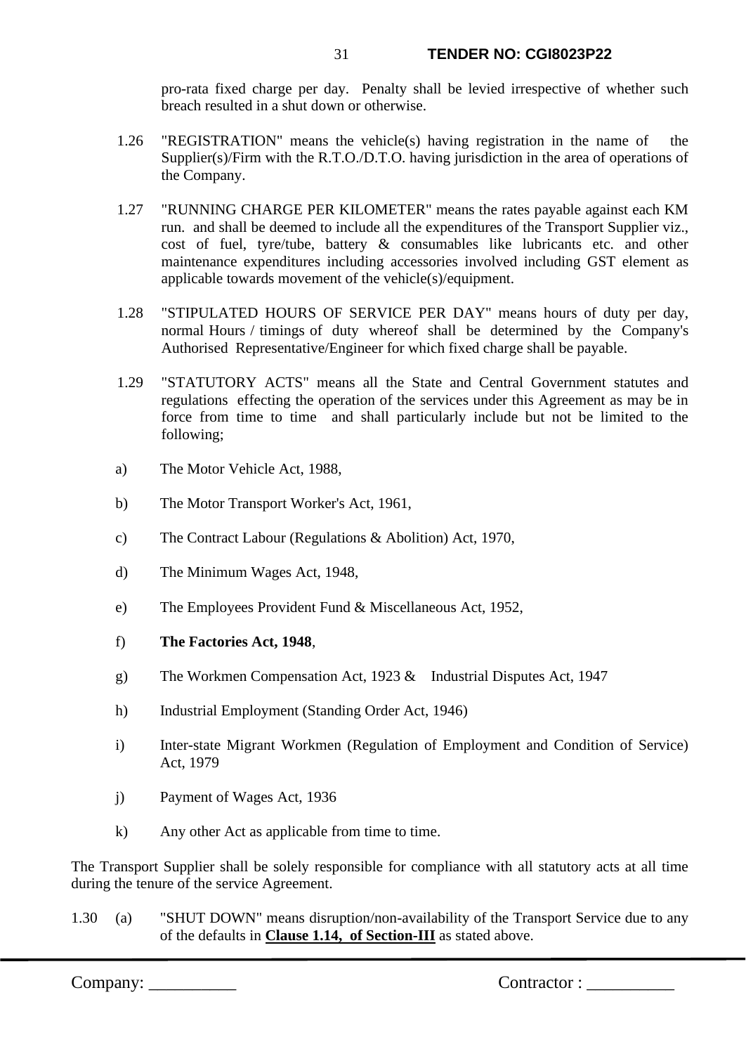pro-rata fixed charge per day. Penalty shall be levied irrespective of whether such breach resulted in a shut down or otherwise.

1.26 "REGISTRATION" means the vehicle(s) having registration in the name of the Supplier(s)/Firm with the R.T.O./D.T.O. having jurisdiction in the area of operations of the Company.

1.27 "RUNNING CHARGE PER KILOMETER" means the rates payable against each KM run. and shall be deemed to include all the expenditures of the Transport Supplier viz., cost of fuel, tyre/tube, battery & consumables like lubricants etc. and other maintenance expenditures including accessories involved including GST element as applicable towards movement of the vehicle(s)/equipment.

1.28 "STIPULATED HOURS OF SERVICE PER DAY" means hours of duty per day, normal Hours / timings of duty whereof shall be determined by the Company's Authorised Representative/Engineer for which fixed charge shall be payable.

1.29 "STATUTORY ACTS" means all the State and Central Government statutes and regulations effecting the operation of the services under this Agreement as may be in force from time to time and shall particularly include but not be limited to the following;

a) The Motor Vehicle Act, 1988,

b) The Motor Transport Worker's Act, 1961,

c) The Contract Labour (Regulations & Abolition) Act, 1970,

d) The Minimum Wages Act, 1948,

e) The Employees Provident Fund & Miscellaneous Act, 1952,

f) **The Factories Act, 1948**,

g) The Workmen Compensation Act, 1923 & Industrial Disputes Act, 1947

h) Industrial Employment (Standing Order Act, 1946)

i) Inter-state Migrant Workmen (Regulation of Employment and Condition of Service) Act, 1979

j) Payment of Wages Act, 1936

k) Any other Act as applicable from time to time.

The Transport Supplier shall be solely responsible for compliance with all statutory acts at all time during the tenure of the service Agreement.

1.30 (a) "SHUT DOWN" means disruption/non-availability of the Transport Service due to any of the defaults in **Clause 1.14, of Section-III** as stated above.

Company: __________ Contractor : __________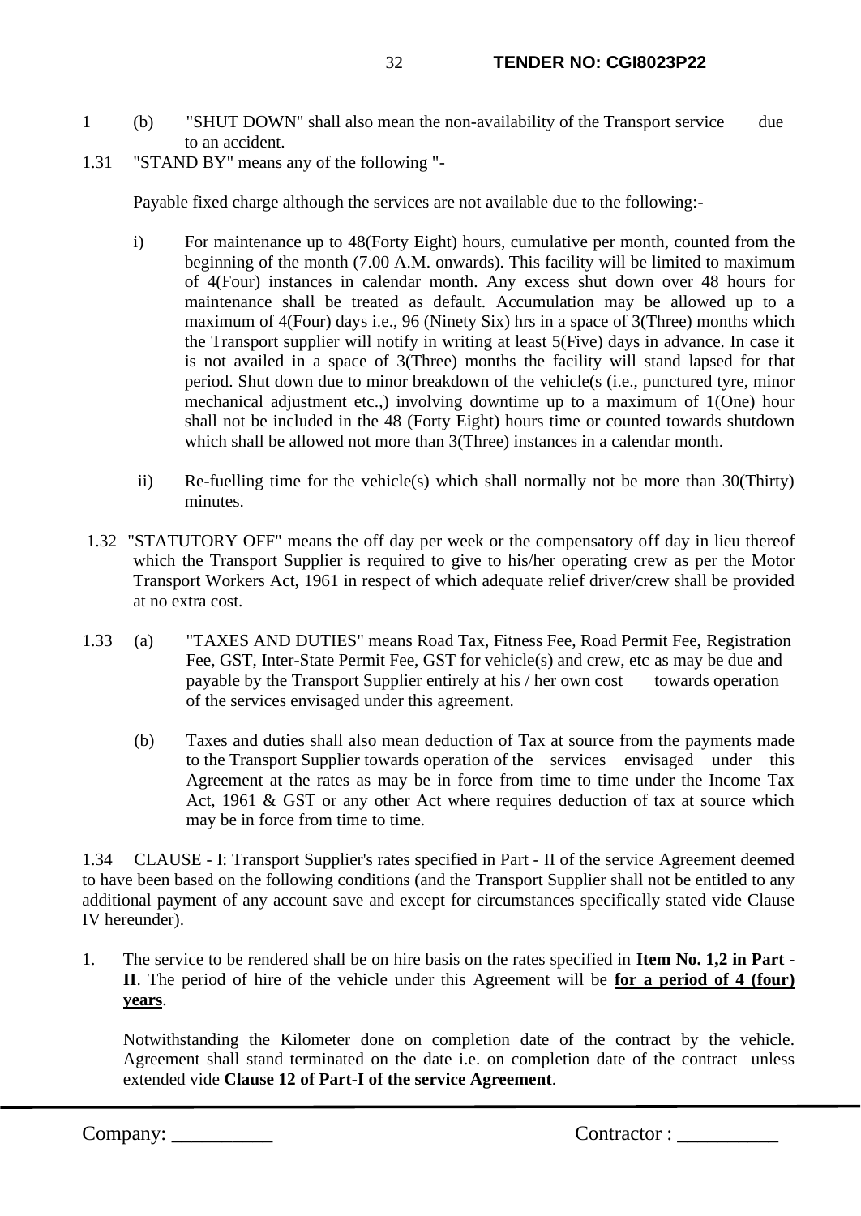1 (b) "SHUT DOWN" shall also mean the non-availability of the Transport service due to an accident.

1.31 "STAND BY" means any of the following "-

Payable fixed charge although the services are not available due to the following:-

i) For maintenance up to 48(Forty Eight) hours, cumulative per month, counted from the beginning of the month (7.00 A.M. onwards). This facility will be limited to maximum of 4(Four) instances in calendar month. Any excess shut down over 48 hours for maintenance shall be treated as default. Accumulation may be allowed up to a maximum of 4(Four) days i.e., 96 (Ninety Six) hrs in a space of 3(Three) months which the Transport supplier will notify in writing at least 5(Five) days in advance. In case it is not availed in a space of 3(Three) months the facility will stand lapsed for that period. Shut down due to minor breakdown of the vehicle(s (i.e., punctured tyre, minor mechanical adjustment etc.,) involving downtime up to a maximum of 1(One) hour shall not be included in the 48 (Forty Eight) hours time or counted towards shutdown which shall be allowed not more than 3(Three) instances in a calendar month.

ii) Re-fuelling time for the vehicle(s) which shall normally not be more than 30(Thirty) minutes.

1.32 "STATUTORY OFF" means the off day per week or the compensatory off day in lieu thereof which the Transport Supplier is required to give to his/her operating crew as per the Motor Transport Workers Act, 1961 in respect of which adequate relief driver/crew shall be provided at no extra cost.

1.33 (a) "TAXES AND DUTIES" means Road Tax, Fitness Fee, Road Permit Fee, Registration Fee, GST, Inter-State Permit Fee, GST for vehicle(s) and crew, etc as may be due and payable by the Transport Supplier entirely at his / her own cost towards operation of the services envisaged under this agreement.

(b) Taxes and duties shall also mean deduction of Tax at source from the payments made to the Transport Supplier towards operation of the services envisaged under this Agreement at the rates as may be in force from time to time under the Income Tax Act, 1961 & GST or any other Act where requires deduction of tax at source which may be in force from time to time.

1.34 CLAUSE - I: Transport Supplier's rates specified in Part - II of the service Agreement deemed to have been based on the following conditions (and the Transport Supplier shall not be entitled to any additional payment of any account save and except for circumstances specifically stated vide Clause IV hereunder).

1. The service to be rendered shall be on hire basis on the rates specified in **Item No. 1,2 in Part - II**. The period of hire of the vehicle under this Agreement will be **<u>for a period of 4 (four) years</u>**.

   Notwithstanding the Kilometer done on completion date of the contract by the vehicle. Agreement shall stand terminated on the date i.e. on completion date of the contract unless extended vide **Clause 12 of Part-I of the service Agreement**.

Company: __________ Contractor : __________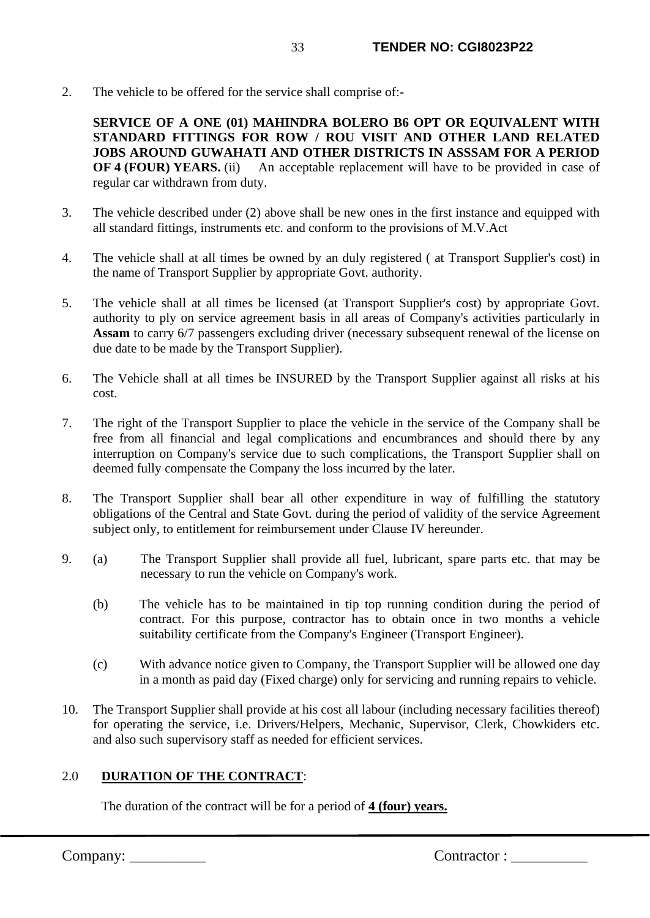2. The vehicle to be offered for the service shall comprise of:-

   **SERVICE OF A ONE (01) MAHINDRA BOLERO B6 OPT OR EQUIVALENT WITH STANDARD FITTINGS FOR ROW / ROU VISIT AND OTHER LAND RELATED JOBS AROUND GUWAHATI AND OTHER DISTRICTS IN ASSSAM FOR A PERIOD OF 4 (FOUR) YEARS.** (ii) An acceptable replacement will have to be provided in case of regular car withdrawn from duty.

3. The vehicle described under (2) above shall be new ones in the first instance and equipped with all standard fittings, instruments etc. and conform to the provisions of M.V.Act

4. The vehicle shall at all times be owned by an duly registered ( at Transport Supplier's cost) in the name of Transport Supplier by appropriate Govt. authority.

5. The vehicle shall at all times be licensed (at Transport Supplier's cost) by appropriate Govt. authority to ply on service agreement basis in all areas of Company's activities particularly in **Assam** to carry 6/7 passengers excluding driver (necessary subsequent renewal of the license on due date to be made by the Transport Supplier).

6. The Vehicle shall at all times be INSURED by the Transport Supplier against all risks at his cost.

7. The right of the Transport Supplier to place the vehicle in the service of the Company shall be free from all financial and legal complications and encumbrances and should there by any interruption on Company's service due to such complications, the Transport Supplier shall on deemed fully compensate the Company the loss incurred by the later.

8. The Transport Supplier shall bear all other expenditure in way of fulfilling the statutory obligations of the Central and State Govt. during the period of validity of the service Agreement subject only, to entitlement for reimbursement under Clause IV hereunder.

9. (a) The Transport Supplier shall provide all fuel, lubricant, spare parts etc. that may be necessary to run the vehicle on Company's work.

   (b) The vehicle has to be maintained in tip top running condition during the period of contract. For this purpose, contractor has to obtain once in two months a vehicle suitability certificate from the Company's Engineer (Transport Engineer).

   (c) With advance notice given to Company, the Transport Supplier will be allowed one day in a month as paid day (Fixed charge) only for servicing and running repairs to vehicle.

10. The Transport Supplier shall provide at his cost all labour (including necessary facilities thereof) for operating the service, i.e. Drivers/Helpers, Mechanic, Supervisor, Clerk, Chowkiders etc. and also such supervisory staff as needed for efficient services.

2.0 **DURATION OF THE CONTRACT**:

The duration of the contract will be for a period of **4 (four) years.**

Company: __________ Contractor : __________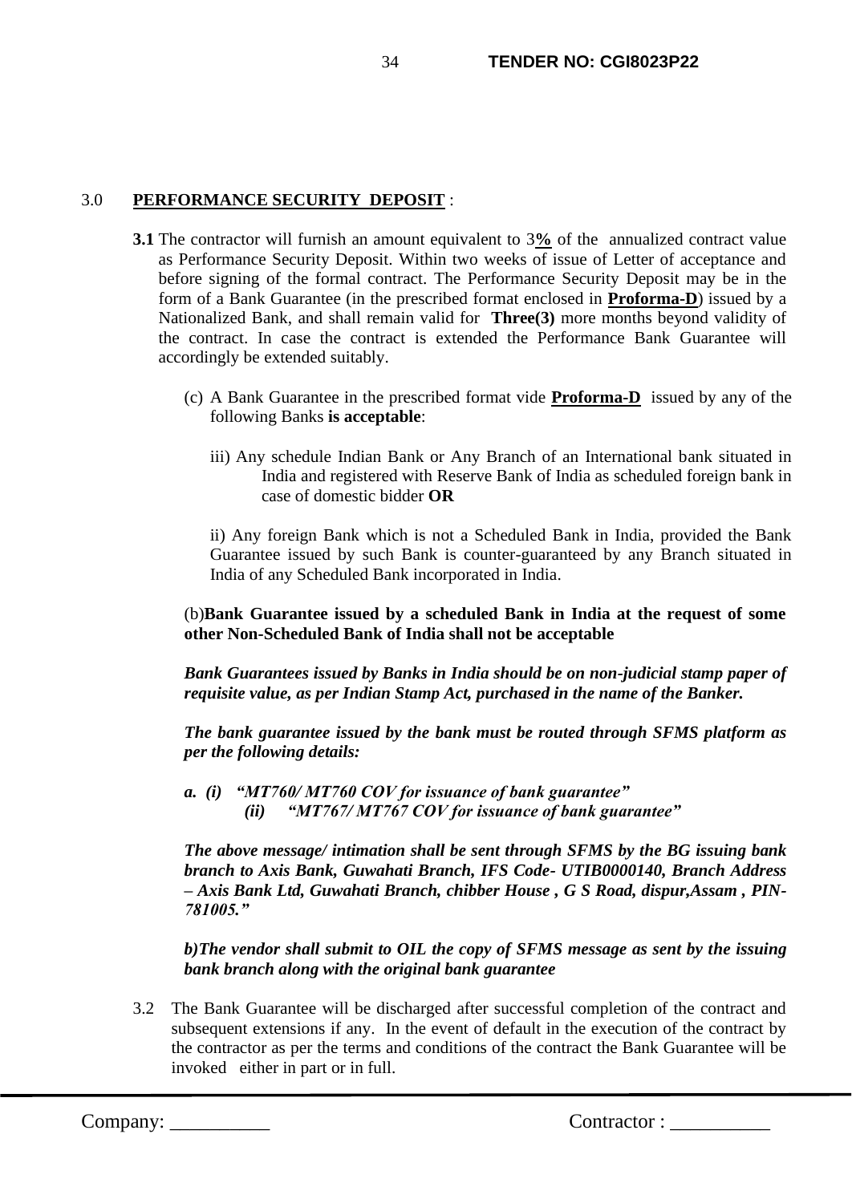3.0 **PERFORMANCE SECURITY DEPOSIT** :

**3.1** The contractor will furnish an amount equivalent to 3**%** of the annualized contract value as Performance Security Deposit. Within two weeks of issue of Letter of acceptance and before signing of the formal contract. The Performance Security Deposit may be in the form of a Bank Guarantee (in the prescribed format enclosed in **Proforma-D**) issued by a Nationalized Bank, and shall remain valid for **Three(3)** more months beyond validity of the contract. In case the contract is extended the Performance Bank Guarantee will accordingly be extended suitably.

(c) A Bank Guarantee in the prescribed format vide **Proforma-D** issued by any of the following Banks **is acceptable**:

iii) Any schedule Indian Bank or Any Branch of an International bank situated in India and registered with Reserve Bank of India as scheduled foreign bank in case of domestic bidder **OR**

ii) Any foreign Bank which is not a Scheduled Bank in India, provided the Bank Guarantee issued by such Bank is counter-guaranteed by any Branch situated in India of any Scheduled Bank incorporated in India.

(b)**Bank Guarantee issued by a scheduled Bank in India at the request of some other Non-Scheduled Bank of India shall not be acceptable**

***Bank Guarantees issued by Banks in India should be on non-judicial stamp paper of requisite value, as per Indian Stamp Act, purchased in the name of the Banker.***

***The bank guarantee issued by the bank must be routed through SFMS platform as per the following details:***

***a. (i) "MT760/ MT760 COV for issuance of bank guarantee"***
***(ii) "MT767/ MT767 COV for issuance of bank guarantee"***

***The above message/ intimation shall be sent through SFMS by the BG issuing bank branch to Axis Bank, Guwahati Branch, IFS Code- UTIB0000140, Branch Address – Axis Bank Ltd, Guwahati Branch, chibber House , G S Road, dispur,Assam , PIN-781005."***

***b)The vendor shall submit to OIL the copy of SFMS message as sent by the issuing bank branch along with the original bank guarantee***

3.2 The Bank Guarantee will be discharged after successful completion of the contract and subsequent extensions if any. In the event of default in the execution of the contract by the contractor as per the terms and conditions of the contract the Bank Guarantee will be invoked either in part or in full.

Company: __________ Contractor : __________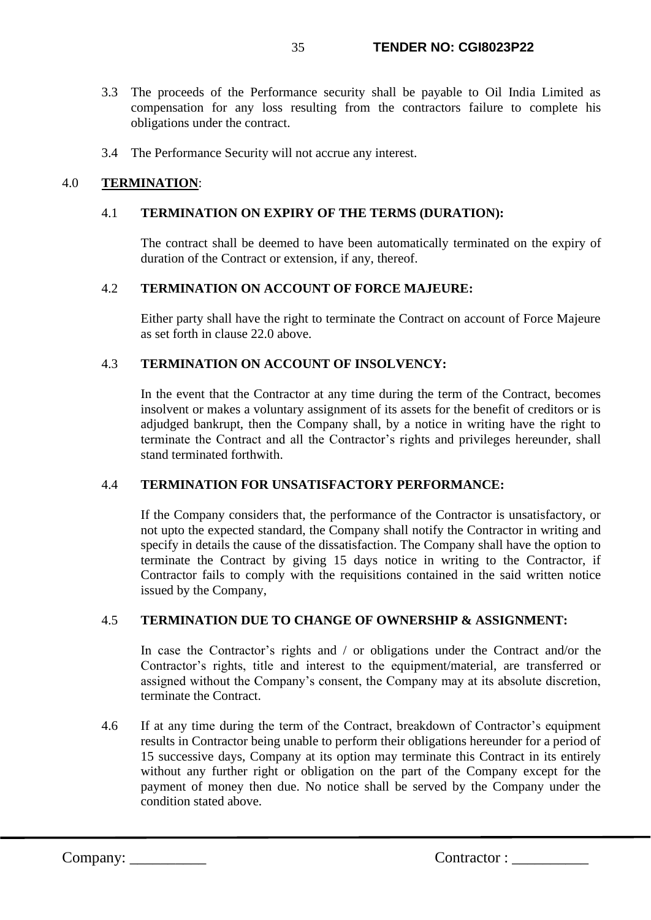3.3 The proceeds of the Performance security shall be payable to Oil India Limited as compensation for any loss resulting from the contractors failure to complete his obligations under the contract.

3.4 The Performance Security will not accrue any interest.

## 4.0 **TERMINATION**:

### 4.1 TERMINATION ON EXPIRY OF THE TERMS (DURATION):

The contract shall be deemed to have been automatically terminated on the expiry of duration of the Contract or extension, if any, thereof.

### 4.2 TERMINATION ON ACCOUNT OF FORCE MAJEURE:

Either party shall have the right to terminate the Contract on account of Force Majeure as set forth in clause 22.0 above.

### 4.3 TERMINATION ON ACCOUNT OF INSOLVENCY:

In the event that the Contractor at any time during the term of the Contract, becomes insolvent or makes a voluntary assignment of its assets for the benefit of creditors or is adjudged bankrupt, then the Company shall, by a notice in writing have the right to terminate the Contract and all the Contractor's rights and privileges hereunder, shall stand terminated forthwith.

### 4.4 TERMINATION FOR UNSATISFACTORY PERFORMANCE:

If the Company considers that, the performance of the Contractor is unsatisfactory, or not upto the expected standard, the Company shall notify the Contractor in writing and specify in details the cause of the dissatisfaction. The Company shall have the option to terminate the Contract by giving 15 days notice in writing to the Contractor, if Contractor fails to comply with the requisitions contained in the said written notice issued by the Company,

### 4.5 TERMINATION DUE TO CHANGE OF OWNERSHIP & ASSIGNMENT:

In case the Contractor's rights and / or obligations under the Contract and/or the Contractor's rights, title and interest to the equipment/material, are transferred or assigned without the Company's consent, the Company may at its absolute discretion, terminate the Contract.

4.6 If at any time during the term of the Contract, breakdown of Contractor's equipment results in Contractor being unable to perform their obligations hereunder for a period of 15 successive days, Company at its option may terminate this Contract in its entirely without any further right or obligation on the part of the Company except for the payment of money then due. No notice shall be served by the Company under the condition stated above.

Company: __________ Contractor : __________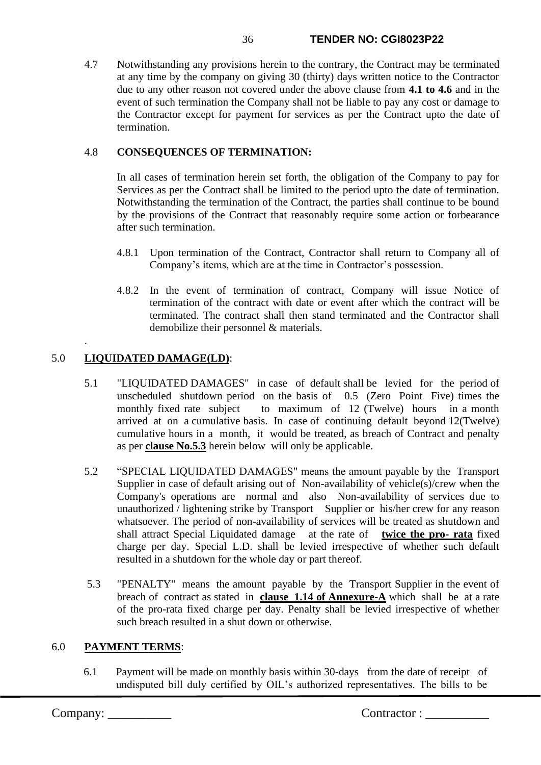4.7 Notwithstanding any provisions herein to the contrary, the Contract may be terminated at any time by the company on giving 30 (thirty) days written notice to the Contractor due to any other reason not covered under the above clause from **4.1 to 4.6** and in the event of such termination the Company shall not be liable to pay any cost or damage to the Contractor except for payment for services as per the Contract upto the date of termination.

4.8 **CONSEQUENCES OF TERMINATION:**

In all cases of termination herein set forth, the obligation of the Company to pay for Services as per the Contract shall be limited to the period upto the date of termination. Notwithstanding the termination of the Contract, the parties shall continue to be bound by the provisions of the Contract that reasonably require some action or forbearance after such termination.

4.8.1 Upon termination of the Contract, Contractor shall return to Company all of Company's items, which are at the time in Contractor's possession.

4.8.2 In the event of termination of contract, Company will issue Notice of termination of the contract with date or event after which the contract will be terminated. The contract shall then stand terminated and the Contractor shall demobilize their personnel & materials.

.

## 5.0 LIQUIDATED DAMAGE(LD):

5.1 "LIQUIDATED DAMAGES" in case of default shall be levied for the period of unscheduled shutdown period on the basis of 0.5 (Zero Point Five) times the monthly fixed rate subject to maximum of 12 (Twelve) hours in a month arrived at on a cumulative basis. In case of continuing default beyond 12(Twelve) cumulative hours in a month, it would be treated, as breach of Contract and penalty as per **clause No.5.3** herein below will only be applicable.

5.2 "SPECIAL LIQUIDATED DAMAGES" means the amount payable by the Transport Supplier in case of default arising out of Non-availability of vehicle(s)/crew when the Company's operations are normal and also Non-availability of services due to unauthorized / lightening strike by Transport Supplier or his/her crew for any reason whatsoever. The period of non-availability of services will be treated as shutdown and shall attract Special Liquidated damage at the rate of **twice the pro- rata** fixed charge per day. Special L.D. shall be levied irrespective of whether such default resulted in a shutdown for the whole day or part thereof.

5.3 "PENALTY" means the amount payable by the Transport Supplier in the event of breach of contract as stated in **clause 1.14 of Annexure-A** which shall be at a rate of the pro-rata fixed charge per day. Penalty shall be levied irrespective of whether such breach resulted in a shut down or otherwise.

## 6.0 PAYMENT TERMS:

6.1 Payment will be made on monthly basis within 30-days from the date of receipt of undisputed bill duly certified by OIL's authorized representatives. The bills to be

Company: __________ Contractor : __________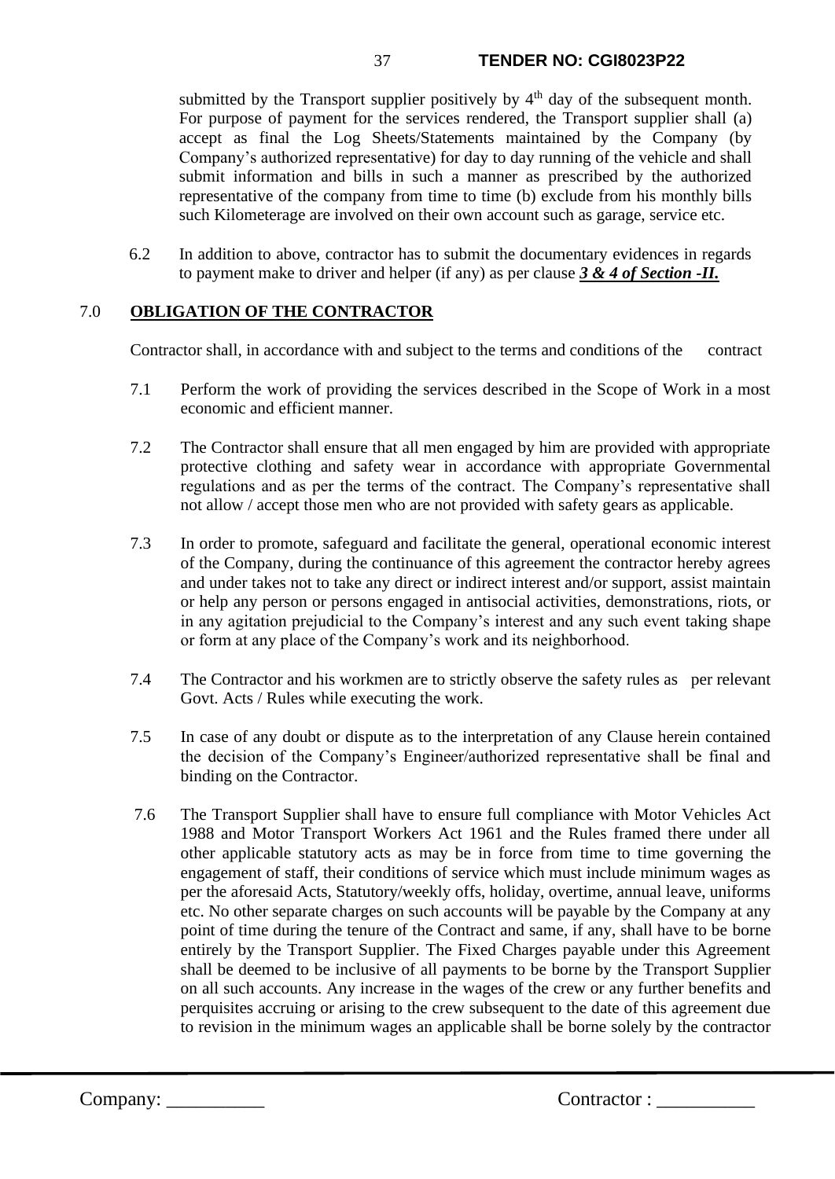submitted by the Transport supplier positively by 4th day of the subsequent month. For purpose of payment for the services rendered, the Transport supplier shall (a) accept as final the Log Sheets/Statements maintained by the Company (by Company's authorized representative) for day to day running of the vehicle and shall submit information and bills in such a manner as prescribed by the authorized representative of the company from time to time (b) exclude from his monthly bills such Kilometerage are involved on their own account such as garage, service etc.

6.2 In addition to above, contractor has to submit the documentary evidences in regards to payment make to driver and helper (if any) as per clause ***3 & 4 of Section -II.***

## 7.0 OBLIGATION OF THE CONTRACTOR

Contractor shall, in accordance with and subject to the terms and conditions of the contract

7.1 Perform the work of providing the services described in the Scope of Work in a most economic and efficient manner.

7.2 The Contractor shall ensure that all men engaged by him are provided with appropriate protective clothing and safety wear in accordance with appropriate Governmental regulations and as per the terms of the contract. The Company's representative shall not allow / accept those men who are not provided with safety gears as applicable.

7.3 In order to promote, safeguard and facilitate the general, operational economic interest of the Company, during the continuance of this agreement the contractor hereby agrees and under takes not to take any direct or indirect interest and/or support, assist maintain or help any person or persons engaged in antisocial activities, demonstrations, riots, or in any agitation prejudicial to the Company's interest and any such event taking shape or form at any place of the Company's work and its neighborhood.

7.4 The Contractor and his workmen are to strictly observe the safety rules as per relevant Govt. Acts / Rules while executing the work.

7.5 In case of any doubt or dispute as to the interpretation of any Clause herein contained the decision of the Company's Engineer/authorized representative shall be final and binding on the Contractor.

7.6 The Transport Supplier shall have to ensure full compliance with Motor Vehicles Act 1988 and Motor Transport Workers Act 1961 and the Rules framed there under all other applicable statutory acts as may be in force from time to time governing the engagement of staff, their conditions of service which must include minimum wages as per the aforesaid Acts, Statutory/weekly offs, holiday, overtime, annual leave, uniforms etc. No other separate charges on such accounts will be payable by the Company at any point of time during the tenure of the Contract and same, if any, shall have to be borne entirely by the Transport Supplier. The Fixed Charges payable under this Agreement shall be deemed to be inclusive of all payments to be borne by the Transport Supplier on all such accounts. Any increase in the wages of the crew or any further benefits and perquisites accruing or arising to the crew subsequent to the date of this agreement due to revision in the minimum wages an applicable shall be borne solely by the contractor

Company: __________ Contractor : __________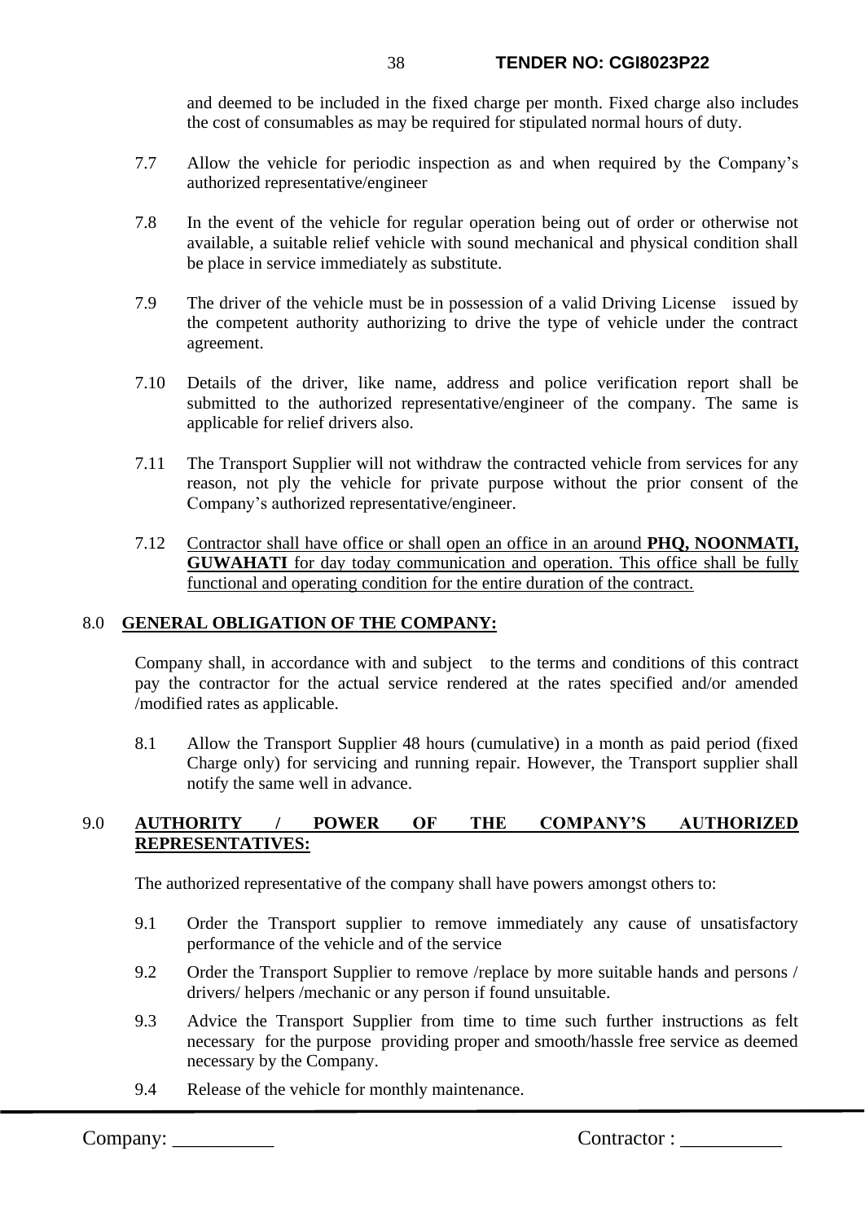and deemed to be included in the fixed charge per month. Fixed charge also includes the cost of consumables as may be required for stipulated normal hours of duty.

7.7 Allow the vehicle for periodic inspection as and when required by the Company's authorized representative/engineer

7.8 In the event of the vehicle for regular operation being out of order or otherwise not available, a suitable relief vehicle with sound mechanical and physical condition shall be place in service immediately as substitute.

7.9 The driver of the vehicle must be in possession of a valid Driving License issued by the competent authority authorizing to drive the type of vehicle under the contract agreement.

7.10 Details of the driver, like name, address and police verification report shall be submitted to the authorized representative/engineer of the company. The same is applicable for relief drivers also.

7.11 The Transport Supplier will not withdraw the contracted vehicle from services for any reason, not ply the vehicle for private purpose without the prior consent of the Company's authorized representative/engineer.

7.12 <u>Contractor shall have office or shall open an office in an around **PHQ, NOONMATI, GUWAHATI** for day today communication and operation. This office shall be fully functional and operating condition for the entire duration of the contract.</u>

## 8.0 GENERAL OBLIGATION OF THE COMPANY:

Company shall, in accordance with and subject to the terms and conditions of this contract pay the contractor for the actual service rendered at the rates specified and/or amended /modified rates as applicable.

8.1 Allow the Transport Supplier 48 hours (cumulative) in a month as paid period (fixed Charge only) for servicing and running repair. However, the Transport supplier shall notify the same well in advance.

## 9.0 AUTHORITY / POWER OF THE COMPANY'S AUTHORIZED REPRESENTATIVES:

The authorized representative of the company shall have powers amongst others to:

9.1 Order the Transport supplier to remove immediately any cause of unsatisfactory performance of the vehicle and of the service

9.2 Order the Transport Supplier to remove /replace by more suitable hands and persons / drivers/ helpers /mechanic or any person if found unsuitable.

9.3 Advice the Transport Supplier from time to time such further instructions as felt necessary for the purpose providing proper and smooth/hassle free service as deemed necessary by the Company.

9.4 Release of the vehicle for monthly maintenance.

Company: __________ Contractor : __________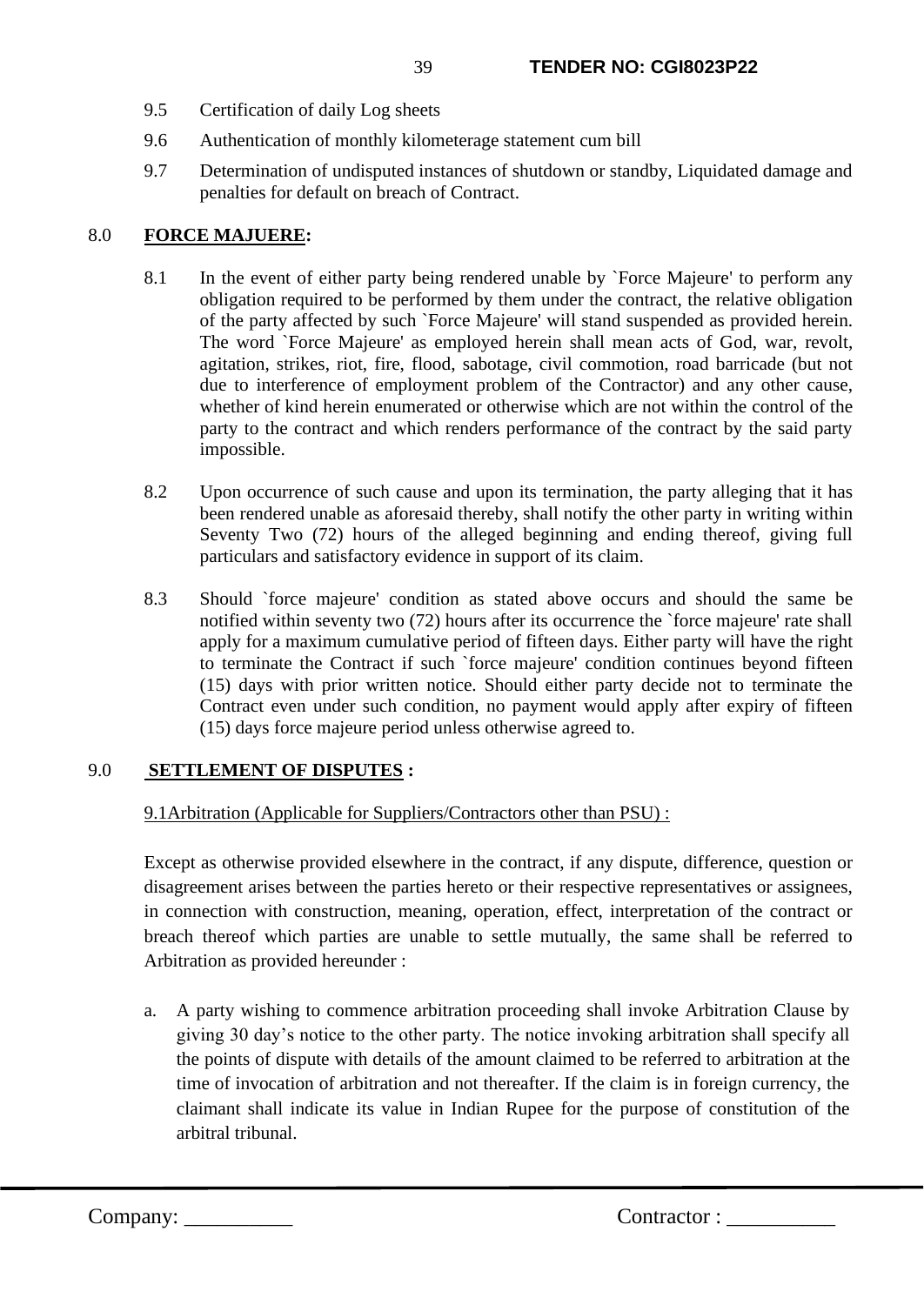9.5 Certification of daily Log sheets

9.6 Authentication of monthly kilometerage statement cum bill

9.7 Determination of undisputed instances of shutdown or standby, Liquidated damage and penalties for default on breach of Contract.

## 8.0 **FORCE MAJUERE:**

8.1 In the event of either party being rendered unable by `Force Majeure' to perform any obligation required to be performed by them under the contract, the relative obligation of the party affected by such `Force Majeure' will stand suspended as provided herein. The word `Force Majeure' as employed herein shall mean acts of God, war, revolt, agitation, strikes, riot, fire, flood, sabotage, civil commotion, road barricade (but not due to interference of employment problem of the Contractor) and any other cause, whether of kind herein enumerated or otherwise which are not within the control of the party to the contract and which renders performance of the contract by the said party impossible.

8.2 Upon occurrence of such cause and upon its termination, the party alleging that it has been rendered unable as aforesaid thereby, shall notify the other party in writing within Seventy Two (72) hours of the alleged beginning and ending thereof, giving full particulars and satisfactory evidence in support of its claim.

8.3 Should `force majeure' condition as stated above occurs and should the same be notified within seventy two (72) hours after its occurrence the `force majeure' rate shall apply for a maximum cumulative period of fifteen days. Either party will have the right to terminate the Contract if such `force majeure' condition continues beyond fifteen (15) days with prior written notice. Should either party decide not to terminate the Contract even under such condition, no payment would apply after expiry of fifteen (15) days force majeure period unless otherwise agreed to.

## 9.0 **SETTLEMENT OF DISPUTES :**

9.1Arbitration (Applicable for Suppliers/Contractors other than PSU) :

Except as otherwise provided elsewhere in the contract, if any dispute, difference, question or disagreement arises between the parties hereto or their respective representatives or assignees, in connection with construction, meaning, operation, effect, interpretation of the contract or breach thereof which parties are unable to settle mutually, the same shall be referred to Arbitration as provided hereunder :

a. A party wishing to commence arbitration proceeding shall invoke Arbitration Clause by giving 30 day's notice to the other party. The notice invoking arbitration shall specify all the points of dispute with details of the amount claimed to be referred to arbitration at the time of invocation of arbitration and not thereafter. If the claim is in foreign currency, the claimant shall indicate its value in Indian Rupee for the purpose of constitution of the arbitral tribunal.

Company: __________ Contractor : __________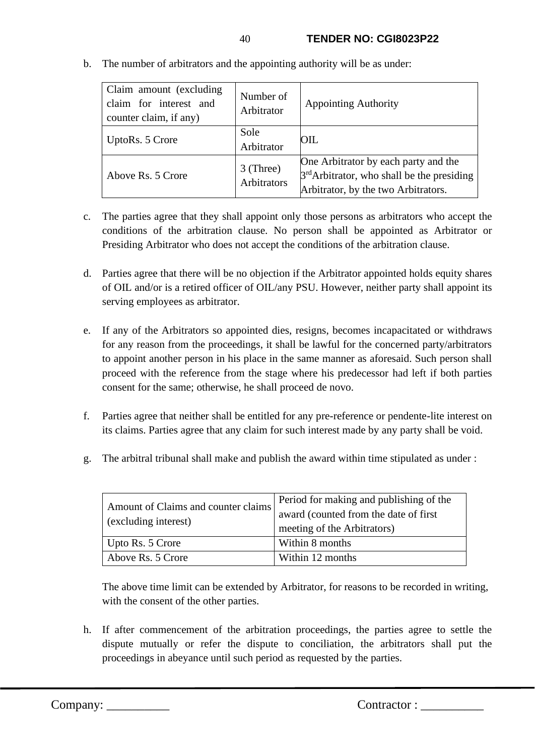b. The number of arbitrators and the appointing authority will be as under:

| Claim amount (excluding claim for interest and counter claim, if any) | Number of Arbitrator | Appointing Authority |
|---|---|---|
| UptoRs. 5 Crore | Sole Arbitrator | OIL |
| Above Rs. 5 Crore | 3 (Three) Arbitrators | One Arbitrator by each party and the 3rd Arbitrator, who shall be the presiding Arbitrator, by the two Arbitrators. |

c. The parties agree that they shall appoint only those persons as arbitrators who accept the conditions of the arbitration clause. No person shall be appointed as Arbitrator or Presiding Arbitrator who does not accept the conditions of the arbitration clause.

d. Parties agree that there will be no objection if the Arbitrator appointed holds equity shares of OIL and/or is a retired officer of OIL/any PSU. However, neither party shall appoint its serving employees as arbitrator.

e. If any of the Arbitrators so appointed dies, resigns, becomes incapacitated or withdraws for any reason from the proceedings, it shall be lawful for the concerned party/arbitrators to appoint another person in his place in the same manner as aforesaid. Such person shall proceed with the reference from the stage where his predecessor had left if both parties consent for the same; otherwise, he shall proceed de novo.

f. Parties agree that neither shall be entitled for any pre-reference or pendente-lite interest on its claims. Parties agree that any claim for such interest made by any party shall be void.

g. The arbitral tribunal shall make and publish the award within time stipulated as under :

| Amount of Claims and counter claims (excluding interest) | Period for making and publishing of the award (counted from the date of first meeting of the Arbitrators) |
|---|---|
| Upto Rs. 5 Crore | Within 8 months |
| Above Rs. 5 Crore | Within 12 months |

The above time limit can be extended by Arbitrator, for reasons to be recorded in writing, with the consent of the other parties.

h. If after commencement of the arbitration proceedings, the parties agree to settle the dispute mutually or refer the dispute to conciliation, the arbitrators shall put the proceedings in abeyance until such period as requested by the parties.

Company: __________ Contractor : __________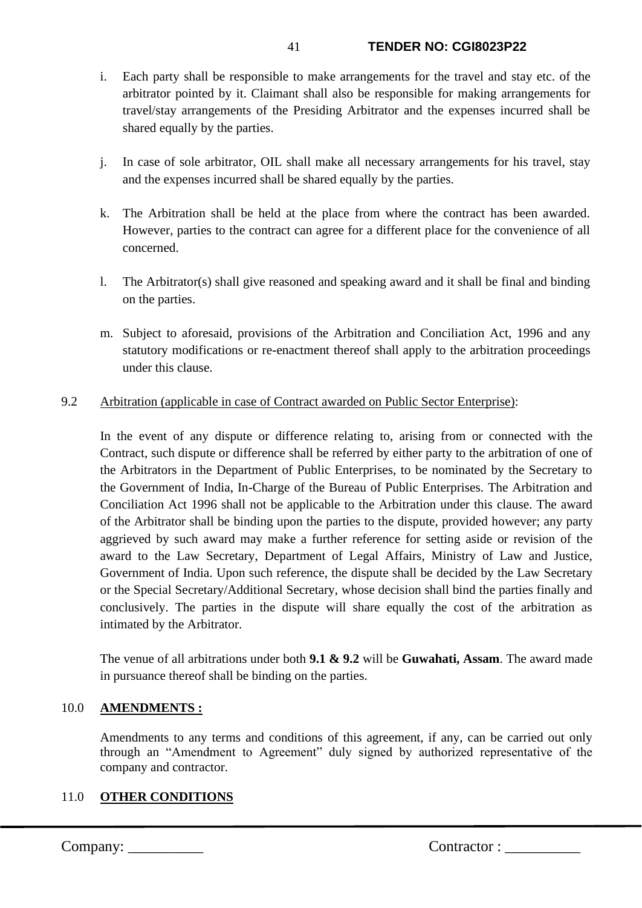i. Each party shall be responsible to make arrangements for the travel and stay etc. of the arbitrator pointed by it. Claimant shall also be responsible for making arrangements for travel/stay arrangements of the Presiding Arbitrator and the expenses incurred shall be shared equally by the parties.

j. In case of sole arbitrator, OIL shall make all necessary arrangements for his travel, stay and the expenses incurred shall be shared equally by the parties.

k. The Arbitration shall be held at the place from where the contract has been awarded. However, parties to the contract can agree for a different place for the convenience of all concerned.

l. The Arbitrator(s) shall give reasoned and speaking award and it shall be final and binding on the parties.

m. Subject to aforesaid, provisions of the Arbitration and Conciliation Act, 1996 and any statutory modifications or re-enactment thereof shall apply to the arbitration proceedings under this clause.

9.2 Arbitration (applicable in case of Contract awarded on Public Sector Enterprise):

In the event of any dispute or difference relating to, arising from or connected with the Contract, such dispute or difference shall be referred by either party to the arbitration of one of the Arbitrators in the Department of Public Enterprises, to be nominated by the Secretary to the Government of India, In-Charge of the Bureau of Public Enterprises. The Arbitration and Conciliation Act 1996 shall not be applicable to the Arbitration under this clause. The award of the Arbitrator shall be binding upon the parties to the dispute, provided however; any party aggrieved by such award may make a further reference for setting aside or revision of the award to the Law Secretary, Department of Legal Affairs, Ministry of Law and Justice, Government of India. Upon such reference, the dispute shall be decided by the Law Secretary or the Special Secretary/Additional Secretary, whose decision shall bind the parties finally and conclusively. The parties in the dispute will share equally the cost of the arbitration as intimated by the Arbitrator.

The venue of all arbitrations under both **9.1 & 9.2** will be **Guwahati, Assam**. The award made in pursuance thereof shall be binding on the parties.

10.0 **AMENDMENTS :**

Amendments to any terms and conditions of this agreement, if any, can be carried out only through an "Amendment to Agreement" duly signed by authorized representative of the company and contractor.

11.0 **OTHER CONDITIONS**

Company: __________ Contractor : __________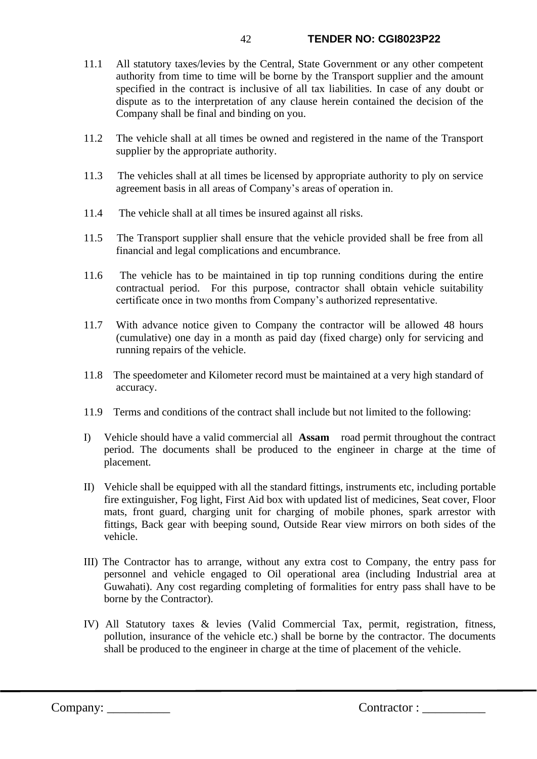11.1 All statutory taxes/levies by the Central, State Government or any other competent authority from time to time will be borne by the Transport supplier and the amount specified in the contract is inclusive of all tax liabilities. In case of any doubt or dispute as to the interpretation of any clause herein contained the decision of the Company shall be final and binding on you.

11.2 The vehicle shall at all times be owned and registered in the name of the Transport supplier by the appropriate authority.

11.3 The vehicles shall at all times be licensed by appropriate authority to ply on service agreement basis in all areas of Company's areas of operation in.

11.4 The vehicle shall at all times be insured against all risks.

11.5 The Transport supplier shall ensure that the vehicle provided shall be free from all financial and legal complications and encumbrance.

11.6 The vehicle has to be maintained in tip top running conditions during the entire contractual period. For this purpose, contractor shall obtain vehicle suitability certificate once in two months from Company's authorized representative.

11.7 With advance notice given to Company the contractor will be allowed 48 hours (cumulative) one day in a month as paid day (fixed charge) only for servicing and running repairs of the vehicle.

11.8 The speedometer and Kilometer record must be maintained at a very high standard of accuracy.

11.9 Terms and conditions of the contract shall include but not limited to the following:

I) Vehicle should have a valid commercial all **Assam** road permit throughout the contract period. The documents shall be produced to the engineer in charge at the time of placement.

II) Vehicle shall be equipped with all the standard fittings, instruments etc, including portable fire extinguisher, Fog light, First Aid box with updated list of medicines, Seat cover, Floor mats, front guard, charging unit for charging of mobile phones, spark arrestor with fittings, Back gear with beeping sound, Outside Rear view mirrors on both sides of the vehicle.

III) The Contractor has to arrange, without any extra cost to Company, the entry pass for personnel and vehicle engaged to Oil operational area (including Industrial area at Guwahati). Any cost regarding completing of formalities for entry pass shall have to be borne by the Contractor).

IV) All Statutory taxes & levies (Valid Commercial Tax, permit, registration, fitness, pollution, insurance of the vehicle etc.) shall be borne by the contractor. The documents shall be produced to the engineer in charge at the time of placement of the vehicle.

Company: __________ Contractor : __________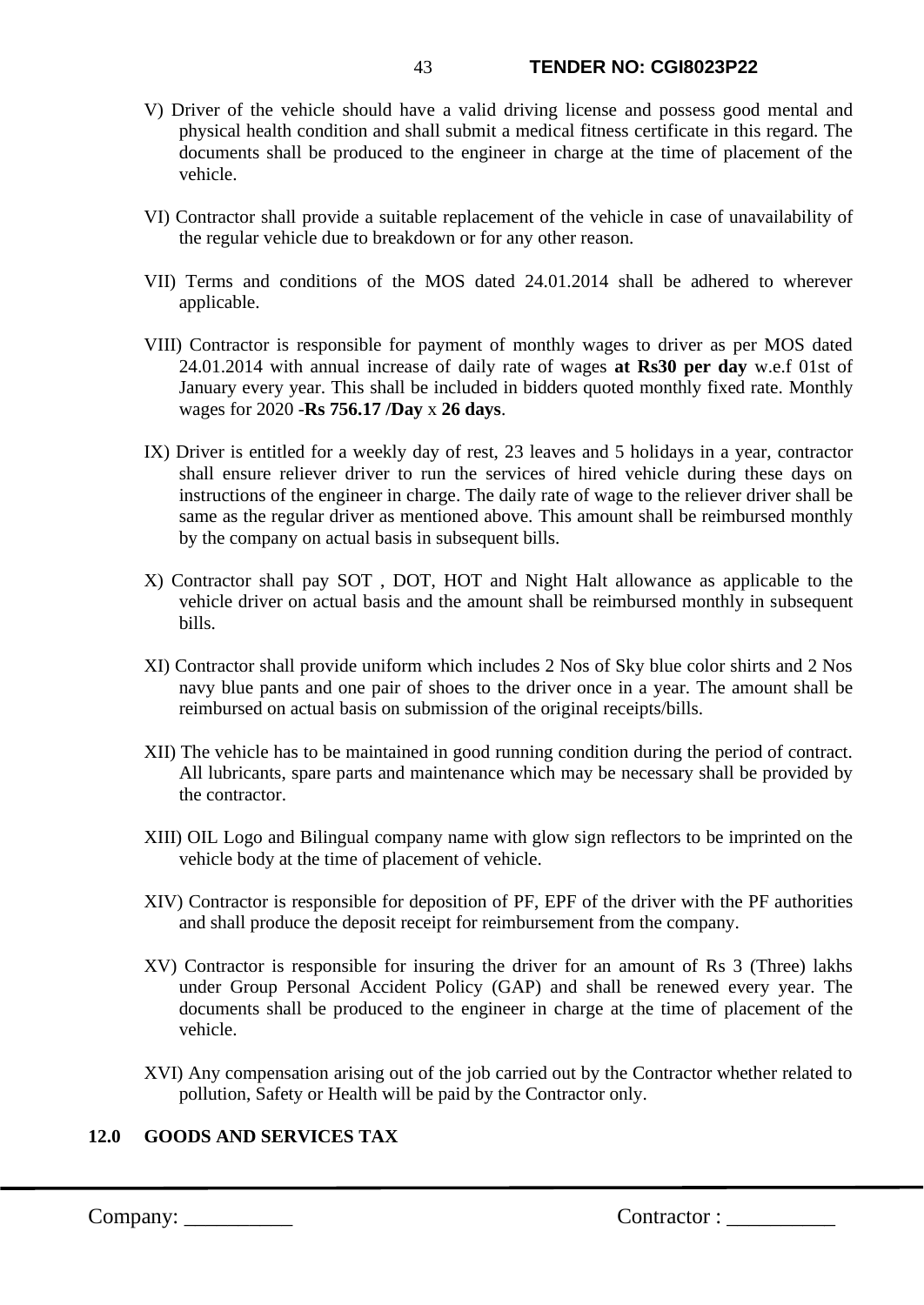V) Driver of the vehicle should have a valid driving license and possess good mental and physical health condition and shall submit a medical fitness certificate in this regard. The documents shall be produced to the engineer in charge at the time of placement of the vehicle.

VI) Contractor shall provide a suitable replacement of the vehicle in case of unavailability of the regular vehicle due to breakdown or for any other reason.

VII) Terms and conditions of the MOS dated 24.01.2014 shall be adhered to wherever applicable.

VIII) Contractor is responsible for payment of monthly wages to driver as per MOS dated 24.01.2014 with annual increase of daily rate of wages **at Rs30 per day** w.e.f 01st of January every year. This shall be included in bidders quoted monthly fixed rate. Monthly wages for 2020 -**Rs 756.17 /Day** x **26 days**.

IX) Driver is entitled for a weekly day of rest, 23 leaves and 5 holidays in a year, contractor shall ensure reliever driver to run the services of hired vehicle during these days on instructions of the engineer in charge. The daily rate of wage to the reliever driver shall be same as the regular driver as mentioned above. This amount shall be reimbursed monthly by the company on actual basis in subsequent bills.

X) Contractor shall pay SOT , DOT, HOT and Night Halt allowance as applicable to the vehicle driver on actual basis and the amount shall be reimbursed monthly in subsequent bills.

XI) Contractor shall provide uniform which includes 2 Nos of Sky blue color shirts and 2 Nos navy blue pants and one pair of shoes to the driver once in a year. The amount shall be reimbursed on actual basis on submission of the original receipts/bills.

XII) The vehicle has to be maintained in good running condition during the period of contract. All lubricants, spare parts and maintenance which may be necessary shall be provided by the contractor.

XIII) OIL Logo and Bilingual company name with glow sign reflectors to be imprinted on the vehicle body at the time of placement of vehicle.

XIV) Contractor is responsible for deposition of PF, EPF of the driver with the PF authorities and shall produce the deposit receipt for reimbursement from the company.

XV) Contractor is responsible for insuring the driver for an amount of Rs 3 (Three) lakhs under Group Personal Accident Policy (GAP) and shall be renewed every year. The documents shall be produced to the engineer in charge at the time of placement of the vehicle.

XVI) Any compensation arising out of the job carried out by the Contractor whether related to pollution, Safety or Health will be paid by the Contractor only.

**12.0 GOODS AND SERVICES TAX**

Company: __________ Contractor : __________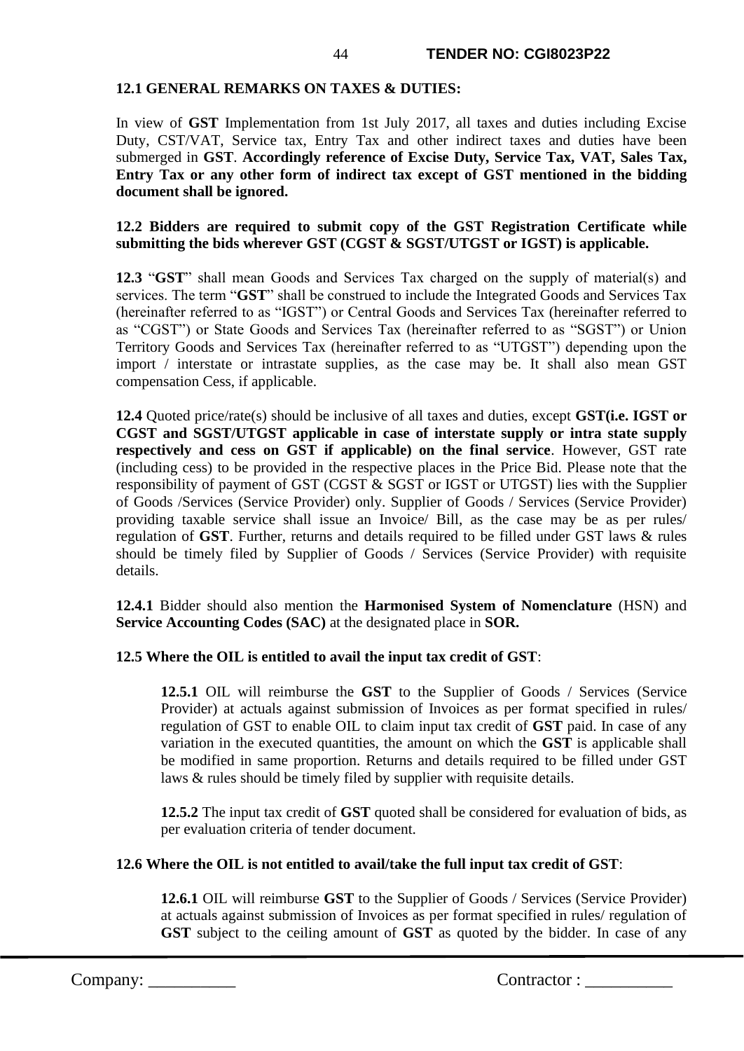**12.1 GENERAL REMARKS ON TAXES & DUTIES:**

In view of **GST** Implementation from 1st July 2017, all taxes and duties including Excise Duty, CST/VAT, Service tax, Entry Tax and other indirect taxes and duties have been submerged in **GST**. **Accordingly reference of Excise Duty, Service Tax, VAT, Sales Tax, Entry Tax or any other form of indirect tax except of GST mentioned in the bidding document shall be ignored.**

**12.2 Bidders are required to submit copy of the GST Registration Certificate while submitting the bids wherever GST (CGST & SGST/UTGST or IGST) is applicable.**

**12.3** "**GST**" shall mean Goods and Services Tax charged on the supply of material(s) and services. The term "**GST**" shall be construed to include the Integrated Goods and Services Tax (hereinafter referred to as "IGST") or Central Goods and Services Tax (hereinafter referred to as "CGST") or State Goods and Services Tax (hereinafter referred to as "SGST") or Union Territory Goods and Services Tax (hereinafter referred to as "UTGST") depending upon the import / interstate or intrastate supplies, as the case may be. It shall also mean GST compensation Cess, if applicable.

**12.4** Quoted price/rate(s) should be inclusive of all taxes and duties, except **GST(i.e. IGST or CGST and SGST/UTGST applicable in case of interstate supply or intra state supply respectively and cess on GST if applicable) on the final service**. However, GST rate (including cess) to be provided in the respective places in the Price Bid. Please note that the responsibility of payment of GST (CGST & SGST or IGST or UTGST) lies with the Supplier of Goods /Services (Service Provider) only. Supplier of Goods / Services (Service Provider) providing taxable service shall issue an Invoice/ Bill, as the case may be as per rules/ regulation of **GST**. Further, returns and details required to be filled under GST laws & rules should be timely filed by Supplier of Goods / Services (Service Provider) with requisite details.

**12.4.1** Bidder should also mention the **Harmonised System of Nomenclature** (HSN) and **Service Accounting Codes (SAC)** at the designated place in **SOR.**

**12.5 Where the OIL is entitled to avail the input tax credit of GST**:

> **12.5.1** OIL will reimburse the **GST** to the Supplier of Goods / Services (Service Provider) at actuals against submission of Invoices as per format specified in rules/ regulation of GST to enable OIL to claim input tax credit of **GST** paid. In case of any variation in the executed quantities, the amount on which the **GST** is applicable shall be modified in same proportion. Returns and details required to be filled under GST laws & rules should be timely filed by supplier with requisite details.
>
> **12.5.2** The input tax credit of **GST** quoted shall be considered for evaluation of bids, as per evaluation criteria of tender document.

**12.6 Where the OIL is not entitled to avail/take the full input tax credit of GST**:

> **12.6.1** OIL will reimburse **GST** to the Supplier of Goods / Services (Service Provider) at actuals against submission of Invoices as per format specified in rules/ regulation of **GST** subject to the ceiling amount of **GST** as quoted by the bidder. In case of any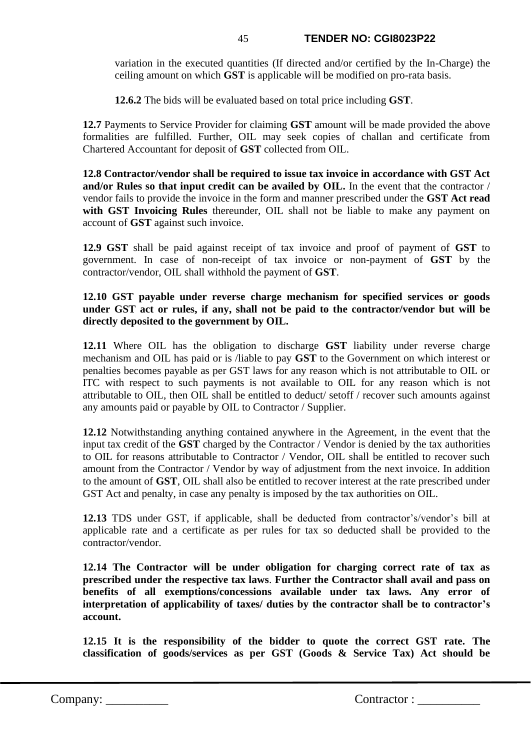variation in the executed quantities (If directed and/or certified by the In-Charge) the ceiling amount on which **GST** is applicable will be modified on pro-rata basis.

**12.6.2** The bids will be evaluated based on total price including **GST**.

**12.7** Payments to Service Provider for claiming **GST** amount will be made provided the above formalities are fulfilled. Further, OIL may seek copies of challan and certificate from Chartered Accountant for deposit of **GST** collected from OIL.

**12.8 Contractor/vendor shall be required to issue tax invoice in accordance with GST Act and/or Rules so that input credit can be availed by OIL.** In the event that the contractor / vendor fails to provide the invoice in the form and manner prescribed under the **GST Act read with GST Invoicing Rules** thereunder, OIL shall not be liable to make any payment on account of **GST** against such invoice.

**12.9 GST** shall be paid against receipt of tax invoice and proof of payment of **GST** to government. In case of non-receipt of tax invoice or non-payment of **GST** by the contractor/vendor, OIL shall withhold the payment of **GST**.

**12.10 GST payable under reverse charge mechanism for specified services or goods under GST act or rules, if any, shall not be paid to the contractor/vendor but will be directly deposited to the government by OIL.**

**12.11** Where OIL has the obligation to discharge **GST** liability under reverse charge mechanism and OIL has paid or is /liable to pay **GST** to the Government on which interest or penalties becomes payable as per GST laws for any reason which is not attributable to OIL or ITC with respect to such payments is not available to OIL for any reason which is not attributable to OIL, then OIL shall be entitled to deduct/ setoff / recover such amounts against any amounts paid or payable by OIL to Contractor / Supplier.

**12.12** Notwithstanding anything contained anywhere in the Agreement, in the event that the input tax credit of the **GST** charged by the Contractor / Vendor is denied by the tax authorities to OIL for reasons attributable to Contractor / Vendor, OIL shall be entitled to recover such amount from the Contractor / Vendor by way of adjustment from the next invoice. In addition to the amount of **GST**, OIL shall also be entitled to recover interest at the rate prescribed under GST Act and penalty, in case any penalty is imposed by the tax authorities on OIL.

**12.13** TDS under GST, if applicable, shall be deducted from contractor's/vendor's bill at applicable rate and a certificate as per rules for tax so deducted shall be provided to the contractor/vendor.

**12.14 The Contractor will be under obligation for charging correct rate of tax as prescribed under the respective tax laws**. **Further the Contractor shall avail and pass on benefits of all exemptions/concessions available under tax laws. Any error of interpretation of applicability of taxes/ duties by the contractor shall be to contractor's account.**

**12.15 It is the responsibility of the bidder to quote the correct GST rate. The classification of goods/services as per GST (Goods & Service Tax) Act should be**

Company: __________ Contractor : __________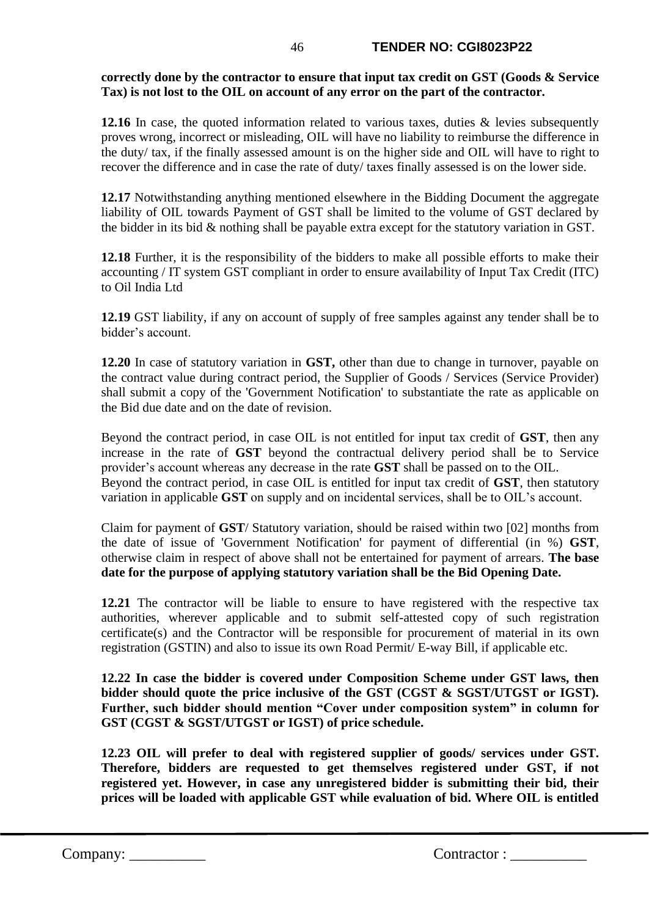**correctly done by the contractor to ensure that input tax credit on GST (Goods & Service Tax) is not lost to the OIL on account of any error on the part of the contractor.**

**12.16** In case, the quoted information related to various taxes, duties & levies subsequently proves wrong, incorrect or misleading, OIL will have no liability to reimburse the difference in the duty/ tax, if the finally assessed amount is on the higher side and OIL will have to right to recover the difference and in case the rate of duty/ taxes finally assessed is on the lower side.

**12.17** Notwithstanding anything mentioned elsewhere in the Bidding Document the aggregate liability of OIL towards Payment of GST shall be limited to the volume of GST declared by the bidder in its bid & nothing shall be payable extra except for the statutory variation in GST.

**12.18** Further, it is the responsibility of the bidders to make all possible efforts to make their accounting / IT system GST compliant in order to ensure availability of Input Tax Credit (ITC) to Oil India Ltd

**12.19** GST liability, if any on account of supply of free samples against any tender shall be to bidder's account.

**12.20** In case of statutory variation in **GST,** other than due to change in turnover, payable on the contract value during contract period, the Supplier of Goods / Services (Service Provider) shall submit a copy of the 'Government Notification' to substantiate the rate as applicable on the Bid due date and on the date of revision.

Beyond the contract period, in case OIL is not entitled for input tax credit of **GST**, then any increase in the rate of **GST** beyond the contractual delivery period shall be to Service provider's account whereas any decrease in the rate **GST** shall be passed on to the OIL.
Beyond the contract period, in case OIL is entitled for input tax credit of **GST**, then statutory variation in applicable **GST** on supply and on incidental services, shall be to OIL's account.

Claim for payment of **GST**/ Statutory variation, should be raised within two [02] months from the date of issue of 'Government Notification' for payment of differential (in %) **GST**, otherwise claim in respect of above shall not be entertained for payment of arrears. **The base date for the purpose of applying statutory variation shall be the Bid Opening Date.**

**12.21** The contractor will be liable to ensure to have registered with the respective tax authorities, wherever applicable and to submit self-attested copy of such registration certificate(s) and the Contractor will be responsible for procurement of material in its own registration (GSTIN) and also to issue its own Road Permit/ E-way Bill, if applicable etc.

**12.22 In case the bidder is covered under Composition Scheme under GST laws, then bidder should quote the price inclusive of the GST (CGST & SGST/UTGST or IGST). Further, such bidder should mention "Cover under composition system" in column for GST (CGST & SGST/UTGST or IGST) of price schedule.**

**12.23 OIL will prefer to deal with registered supplier of goods/ services under GST. Therefore, bidders are requested to get themselves registered under GST, if not registered yet. However, in case any unregistered bidder is submitting their bid, their prices will be loaded with applicable GST while evaluation of bid. Where OIL is entitled**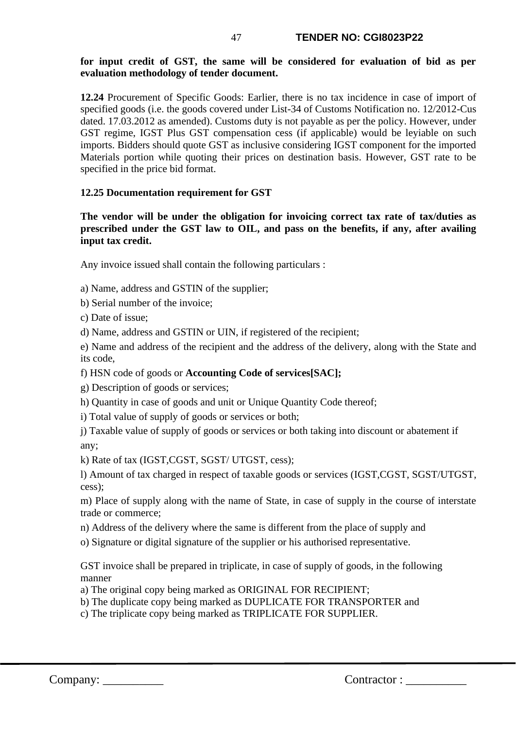**for input credit of GST, the same will be considered for evaluation of bid as per evaluation methodology of tender document.**

**12.24** Procurement of Specific Goods: Earlier, there is no tax incidence in case of import of specified goods (i.e. the goods covered under List-34 of Customs Notification no. 12/2012-Cus dated. 17.03.2012 as amended). Customs duty is not payable as per the policy. However, under GST regime, IGST Plus GST compensation cess (if applicable) would be leyiable on such imports. Bidders should quote GST as inclusive considering IGST component for the imported Materials portion while quoting their prices on destination basis. However, GST rate to be specified in the price bid format.

**12.25 Documentation requirement for GST**

**The vendor will be under the obligation for invoicing correct tax rate of tax/duties as prescribed under the GST law to OIL, and pass on the benefits, if any, after availing input tax credit.**

Any invoice issued shall contain the following particulars :

a) Name, address and GSTIN of the supplier;

b) Serial number of the invoice;

c) Date of issue;

d) Name, address and GSTIN or UIN, if registered of the recipient;

e) Name and address of the recipient and the address of the delivery, along with the State and its code,

f) HSN code of goods or **Accounting Code of services[SAC];**

g) Description of goods or services;

h) Quantity in case of goods and unit or Unique Quantity Code thereof;

i) Total value of supply of goods or services or both;

j) Taxable value of supply of goods or services or both taking into discount or abatement if any;

k) Rate of tax (IGST,CGST, SGST/ UTGST, cess);

l) Amount of tax charged in respect of taxable goods or services (IGST,CGST, SGST/UTGST, cess);

m) Place of supply along with the name of State, in case of supply in the course of interstate trade or commerce;

n) Address of the delivery where the same is different from the place of supply and

o) Signature or digital signature of the supplier or his authorised representative.

GST invoice shall be prepared in triplicate, in case of supply of goods, in the following manner

a) The original copy being marked as ORIGINAL FOR RECIPIENT;

b) The duplicate copy being marked as DUPLICATE FOR TRANSPORTER and

c) The triplicate copy being marked as TRIPLICATE FOR SUPPLIER.

Company: __________ Contractor : __________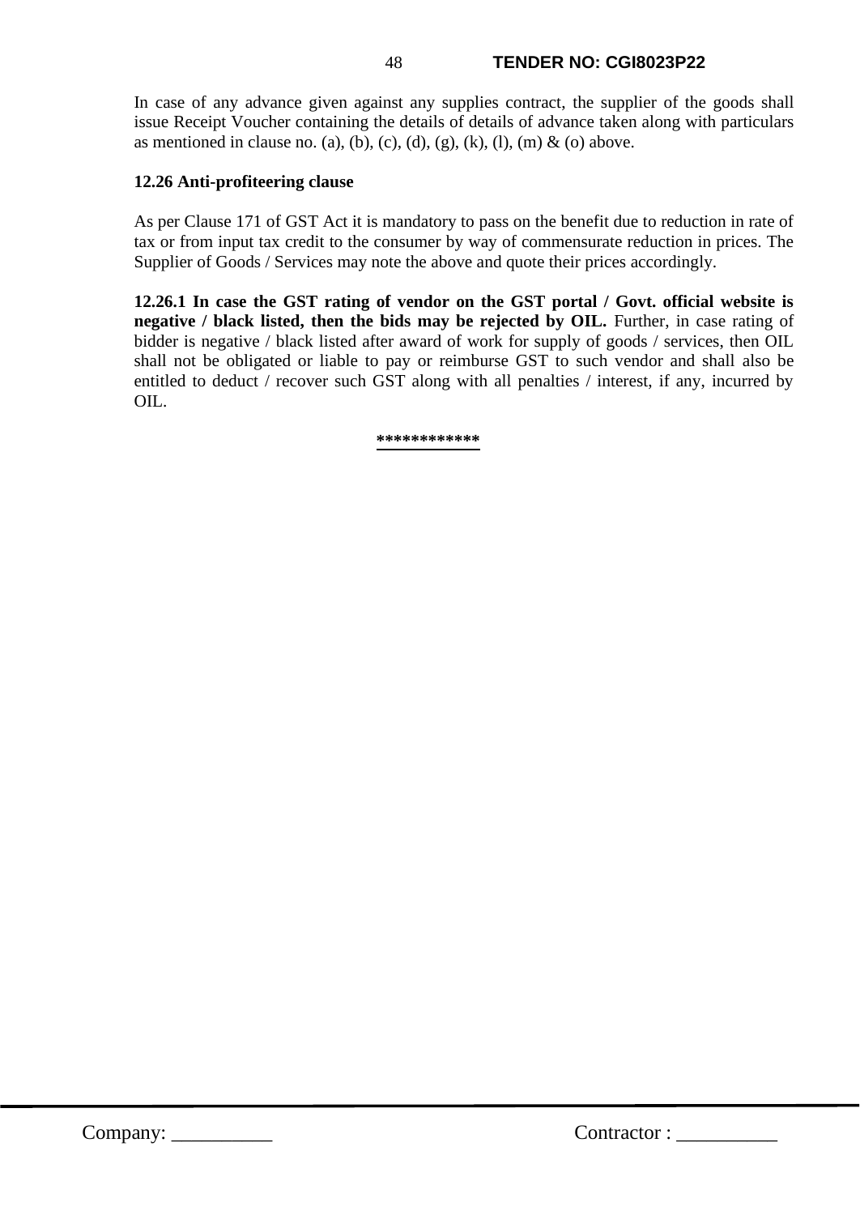In case of any advance given against any supplies contract, the supplier of the goods shall issue Receipt Voucher containing the details of details of advance taken along with particulars as mentioned in clause no. (a), (b), (c), (d), (g), (k), (l), (m) & (o) above.

**12.26 Anti-profiteering clause**

As per Clause 171 of GST Act it is mandatory to pass on the benefit due to reduction in rate of tax or from input tax credit to the consumer by way of commensurate reduction in prices. The Supplier of Goods / Services may note the above and quote their prices accordingly.

**12.26.1 In case the GST rating of vendor on the GST portal / Govt. official website is negative / black listed, then the bids may be rejected by OIL.** Further, in case rating of bidder is negative / black listed after award of work for supply of goods / services, then OIL shall not be obligated or liable to pay or reimburse GST to such vendor and shall also be entitled to deduct / recover such GST along with all penalties / interest, if any, incurred by OIL.

************

Company: __________ Contractor : __________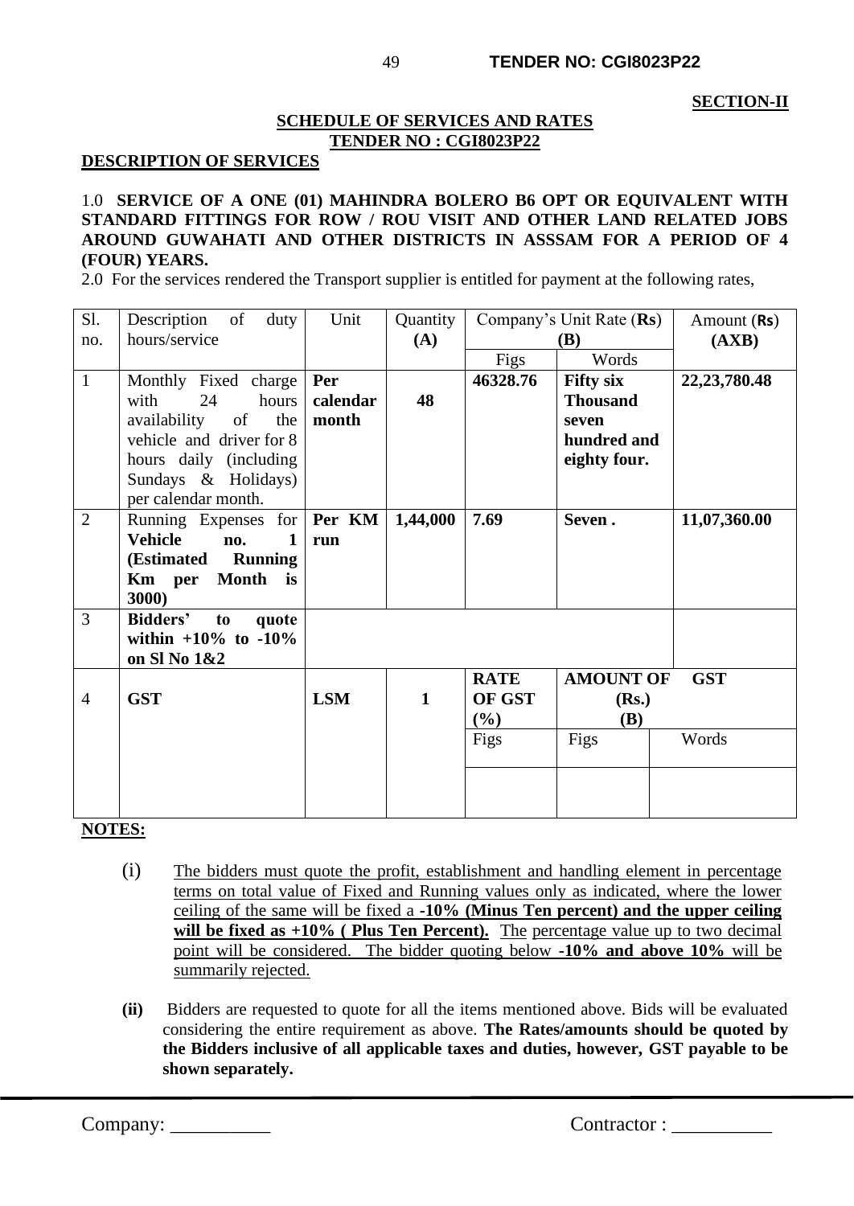**SECTION-II**

**SCHEDULE OF SERVICES AND RATES**
**TENDER NO : CGI8023P22**

**DESCRIPTION OF SERVICES**

1.0 **SERVICE OF A ONE (01) MAHINDRA BOLERO B6 OPT OR EQUIVALENT WITH STANDARD FITTINGS FOR ROW / ROU VISIT AND OTHER LAND RELATED JOBS AROUND GUWAHATI AND OTHER DISTRICTS IN ASSSAM FOR A PERIOD OF 4 (FOUR) YEARS.**

2.0 For the services rendered the Transport supplier is entitled for payment at the following rates,

| Sl. no. | Description of duty hours/service | Unit | Quantity (A) | Company's Unit Rate (Rs) (B) | | | Amount (Rs) (AXB) |
|---|---|---|---|---|---|---|---|
| | | | | Figs | Words | | |
| 1 | Monthly Fixed charge with 24 hours availability of the vehicle and driver for 8 hours daily (including Sundays & Holidays) per calendar month. | **Per calendar month** | **48** | **46328.76** | **Fifty six Thousand seven hundred and eighty four.** | | **22,23,780.48** |
| 2 | Running Expenses for **Vehicle no. 1 (Estimated Running Km per Month is 3000)** | **Per KM run** | **1,44,000** | **7.69** | **Seven .** | | **11,07,360.00** |
| 3 | **Bidders' to quote within +10% to -10% on Sl No 1&2** | | | | | | |
| 4 | **GST** | **LSM** | **1** | **RATE OF GST (%)** | **AMOUNT OF GST (Rs.) (B)** | | |
| | | | | Figs | Figs | Words | |
| | | | | | | | |

**NOTES:**

(i) The bidders must quote the profit, establishment and handling element in percentage terms on total value of Fixed and Running values only as indicated, where the lower ceiling of the same will be fixed a **-10% (Minus Ten percent) and the upper ceiling will be fixed as +10% ( Plus Ten Percent).** The percentage value up to two decimal point will be considered. The bidder quoting below **-10% and above 10%** will be summarily rejected.

**(ii)** Bidders are requested to quote for all the items mentioned above. Bids will be evaluated considering the entire requirement as above. **The Rates/amounts should be quoted by the Bidders inclusive of all applicable taxes and duties, however, GST payable to be shown separately.**

Company: __________ Contractor : __________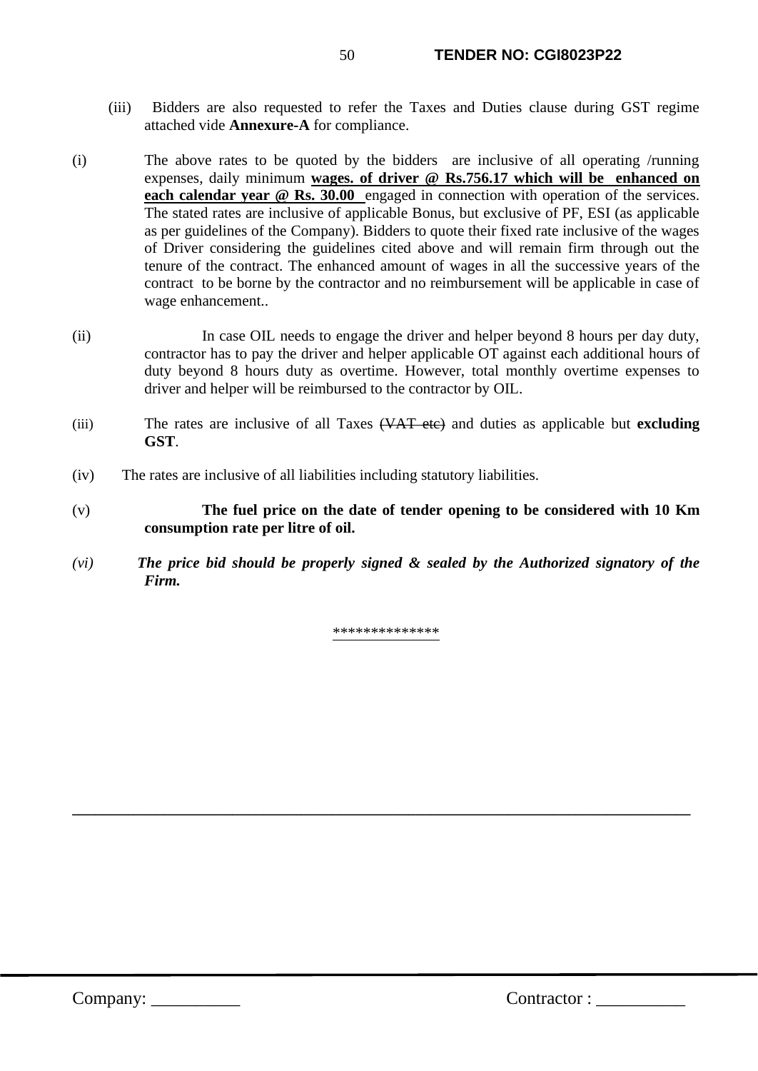(iii) Bidders are also requested to refer the Taxes and Duties clause during GST regime attached vide **Annexure-A** for compliance.

(i) The above rates to be quoted by the bidders are inclusive of all operating /running expenses, daily minimum **wages. of driver @ Rs.756.17 which will be enhanced on each calendar year @ Rs. 30.00** engaged in connection with operation of the services. The stated rates are inclusive of applicable Bonus, but exclusive of PF, ESI (as applicable as per guidelines of the Company). Bidders to quote their fixed rate inclusive of the wages of Driver considering the guidelines cited above and will remain firm through out the tenure of the contract. The enhanced amount of wages in all the successive years of the contract to be borne by the contractor and no reimbursement will be applicable in case of wage enhancement..

(ii) In case OIL needs to engage the driver and helper beyond 8 hours per day duty, contractor has to pay the driver and helper applicable OT against each additional hours of duty beyond 8 hours duty as overtime. However, total monthly overtime expenses to driver and helper will be reimbursed to the contractor by OIL.

(iii) The rates are inclusive of all Taxes ~~(VAT etc)~~ and duties as applicable but **excluding GST**.

(iv) The rates are inclusive of all liabilities including statutory liabilities.

(v) **The fuel price on the date of tender opening to be considered with 10 Km consumption rate per litre of oil.**

*(vi)* ***The price bid should be properly signed & sealed by the Authorized signatory of the Firm.***

**************

Company: __________ Contractor : __________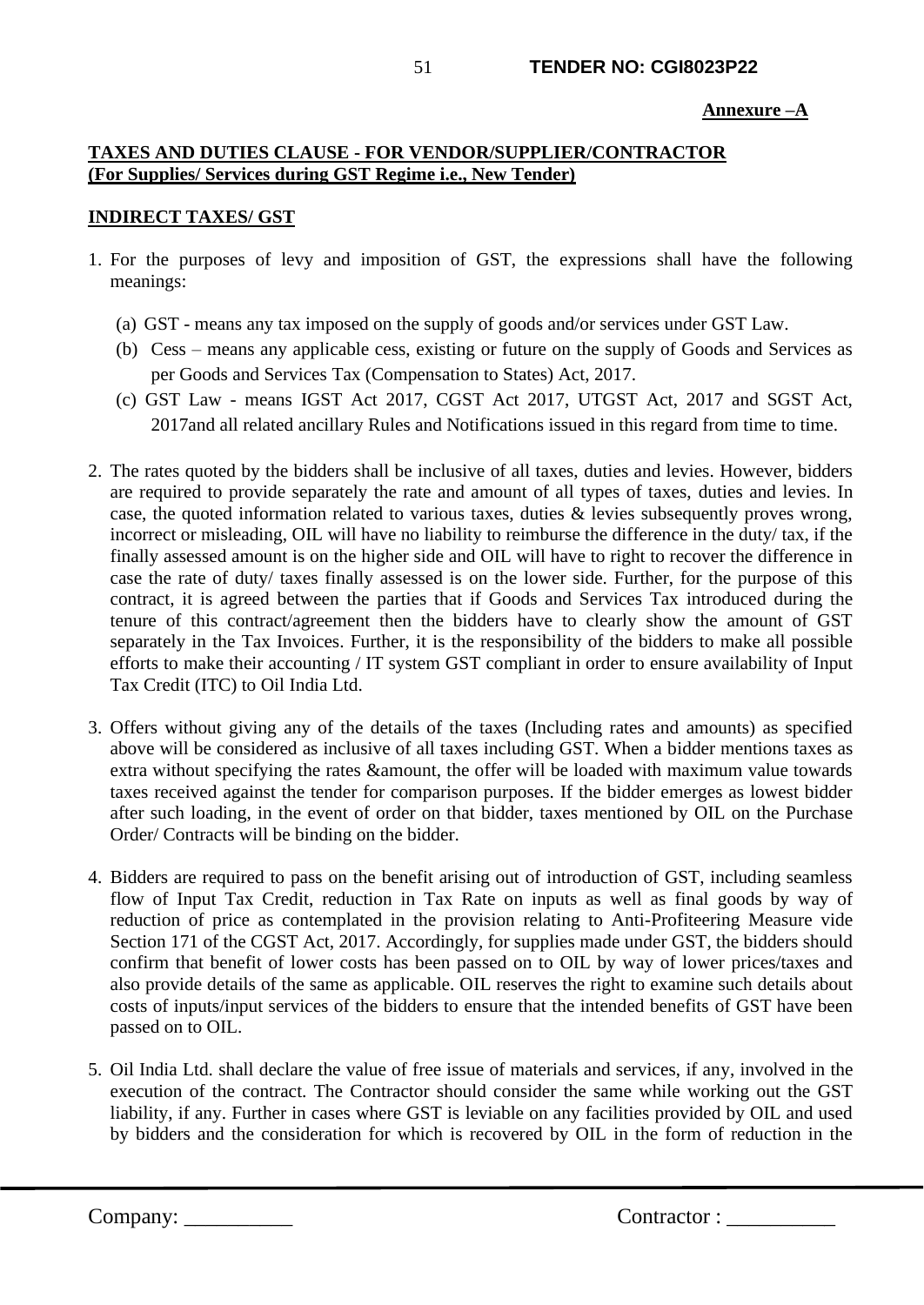**Annexure –A**

**TAXES AND DUTIES CLAUSE - FOR VENDOR/SUPPLIER/CONTRACTOR**
**(For Supplies/ Services during GST Regime i.e., New Tender)**

**INDIRECT TAXES/ GST**

1. For the purposes of levy and imposition of GST, the expressions shall have the following meanings:

   (a) GST - means any tax imposed on the supply of goods and/or services under GST Law.

   (b) Cess – means any applicable cess, existing or future on the supply of Goods and Services as per Goods and Services Tax (Compensation to States) Act, 2017.

   (c) GST Law - means IGST Act 2017, CGST Act 2017, UTGST Act, 2017 and SGST Act, 2017and all related ancillary Rules and Notifications issued in this regard from time to time.

2. The rates quoted by the bidders shall be inclusive of all taxes, duties and levies. However, bidders are required to provide separately the rate and amount of all types of taxes, duties and levies. In case, the quoted information related to various taxes, duties & levies subsequently proves wrong, incorrect or misleading, OIL will have no liability to reimburse the difference in the duty/ tax, if the finally assessed amount is on the higher side and OIL will have to right to recover the difference in case the rate of duty/ taxes finally assessed is on the lower side. Further, for the purpose of this contract, it is agreed between the parties that if Goods and Services Tax introduced during the tenure of this contract/agreement then the bidders have to clearly show the amount of GST separately in the Tax Invoices. Further, it is the responsibility of the bidders to make all possible efforts to make their accounting / IT system GST compliant in order to ensure availability of Input Tax Credit (ITC) to Oil India Ltd.

3. Offers without giving any of the details of the taxes (Including rates and amounts) as specified above will be considered as inclusive of all taxes including GST. When a bidder mentions taxes as extra without specifying the rates &amount, the offer will be loaded with maximum value towards taxes received against the tender for comparison purposes. If the bidder emerges as lowest bidder after such loading, in the event of order on that bidder, taxes mentioned by OIL on the Purchase Order/ Contracts will be binding on the bidder.

4. Bidders are required to pass on the benefit arising out of introduction of GST, including seamless flow of Input Tax Credit, reduction in Tax Rate on inputs as well as final goods by way of reduction of price as contemplated in the provision relating to Anti-Profiteering Measure vide Section 171 of the CGST Act, 2017. Accordingly, for supplies made under GST, the bidders should confirm that benefit of lower costs has been passed on to OIL by way of lower prices/taxes and also provide details of the same as applicable. OIL reserves the right to examine such details about costs of inputs/input services of the bidders to ensure that the intended benefits of GST have been passed on to OIL.

5. Oil India Ltd. shall declare the value of free issue of materials and services, if any, involved in the execution of the contract. The Contractor should consider the same while working out the GST liability, if any. Further in cases where GST is leviable on any facilities provided by OIL and used by bidders and the consideration for which is recovered by OIL in the form of reduction in the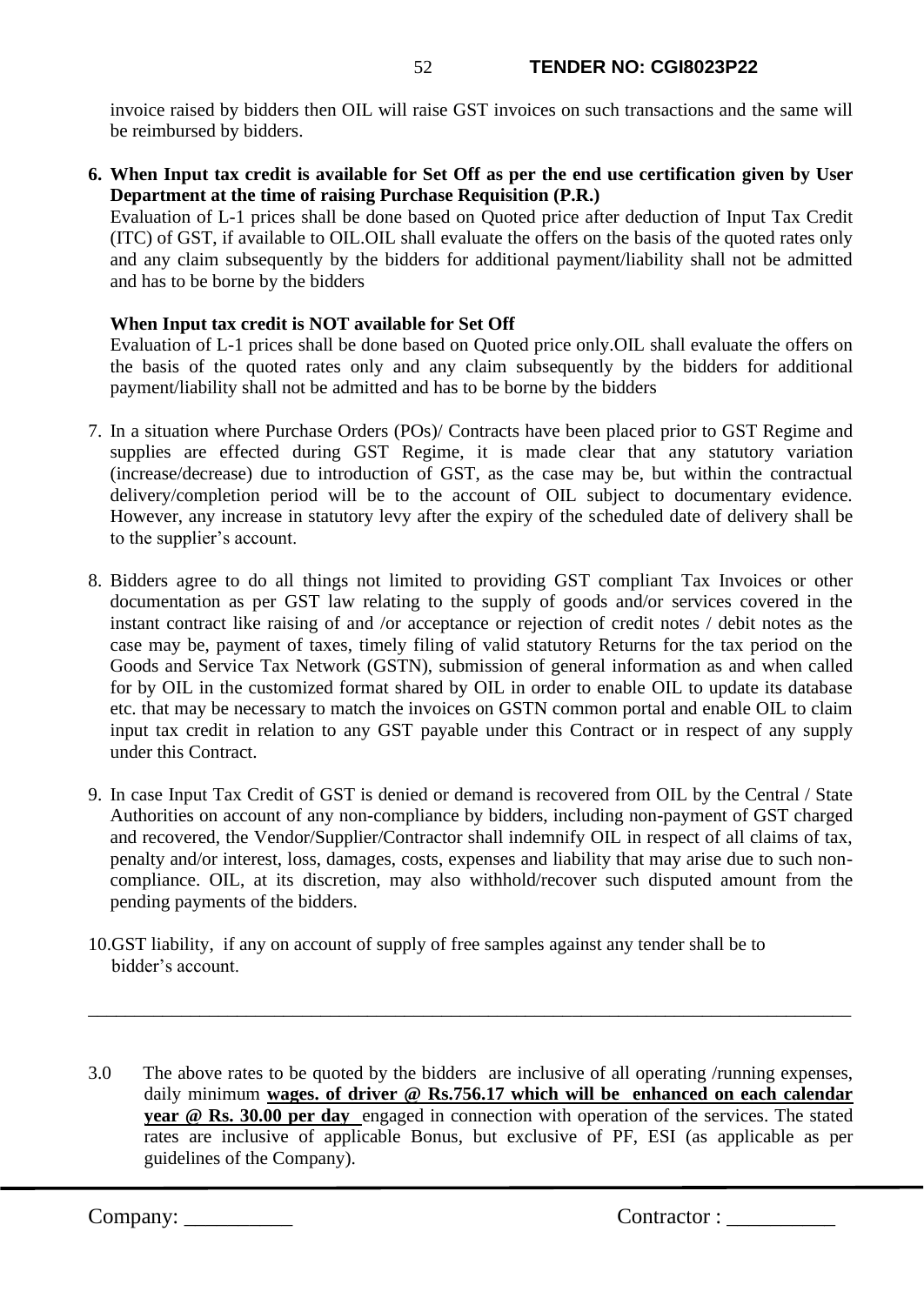invoice raised by bidders then OIL will raise GST invoices on such transactions and the same will be reimbursed by bidders.

6. **When Input tax credit is available for Set Off as per the end use certification given by User Department at the time of raising Purchase Requisition (P.R.)**
   Evaluation of L-1 prices shall be done based on Quoted price after deduction of Input Tax Credit (ITC) of GST, if available to OIL.OIL shall evaluate the offers on the basis of the quoted rates only and any claim subsequently by the bidders for additional payment/liability shall not be admitted and has to be borne by the bidders

   **When Input tax credit is NOT available for Set Off**
   Evaluation of L-1 prices shall be done based on Quoted price only.OIL shall evaluate the offers on the basis of the quoted rates only and any claim subsequently by the bidders for additional payment/liability shall not be admitted and has to be borne by the bidders

7. In a situation where Purchase Orders (POs)/ Contracts have been placed prior to GST Regime and supplies are effected during GST Regime, it is made clear that any statutory variation (increase/decrease) due to introduction of GST, as the case may be, but within the contractual delivery/completion period will be to the account of OIL subject to documentary evidence. However, any increase in statutory levy after the expiry of the scheduled date of delivery shall be to the supplier's account.

8. Bidders agree to do all things not limited to providing GST compliant Tax Invoices or other documentation as per GST law relating to the supply of goods and/or services covered in the instant contract like raising of and /or acceptance or rejection of credit notes / debit notes as the case may be, payment of taxes, timely filing of valid statutory Returns for the tax period on the Goods and Service Tax Network (GSTN), submission of general information as and when called for by OIL in the customized format shared by OIL in order to enable OIL to update its database etc. that may be necessary to match the invoices on GSTN common portal and enable OIL to claim input tax credit in relation to any GST payable under this Contract or in respect of any supply under this Contract.

9. In case Input Tax Credit of GST is denied or demand is recovered from OIL by the Central / State Authorities on account of any non-compliance by bidders, including non-payment of GST charged and recovered, the Vendor/Supplier/Contractor shall indemnify OIL in respect of all claims of tax, penalty and/or interest, loss, damages, costs, expenses and liability that may arise due to such non-compliance. OIL, at its discretion, may also withhold/recover such disputed amount from the pending payments of the bidders.

10. GST liability, if any on account of supply of free samples against any tender shall be to bidder's account.

---

3.0 The above rates to be quoted by the bidders are inclusive of all operating /running expenses, daily minimum **<u>wages. of driver @ Rs.756.17 which will be enhanced on each calendar year @ Rs. 30.00 per day</u>** engaged in connection with operation of the services. The stated rates are inclusive of applicable Bonus, but exclusive of PF, ESI (as applicable as per guidelines of the Company).

Company: __________ Contractor : __________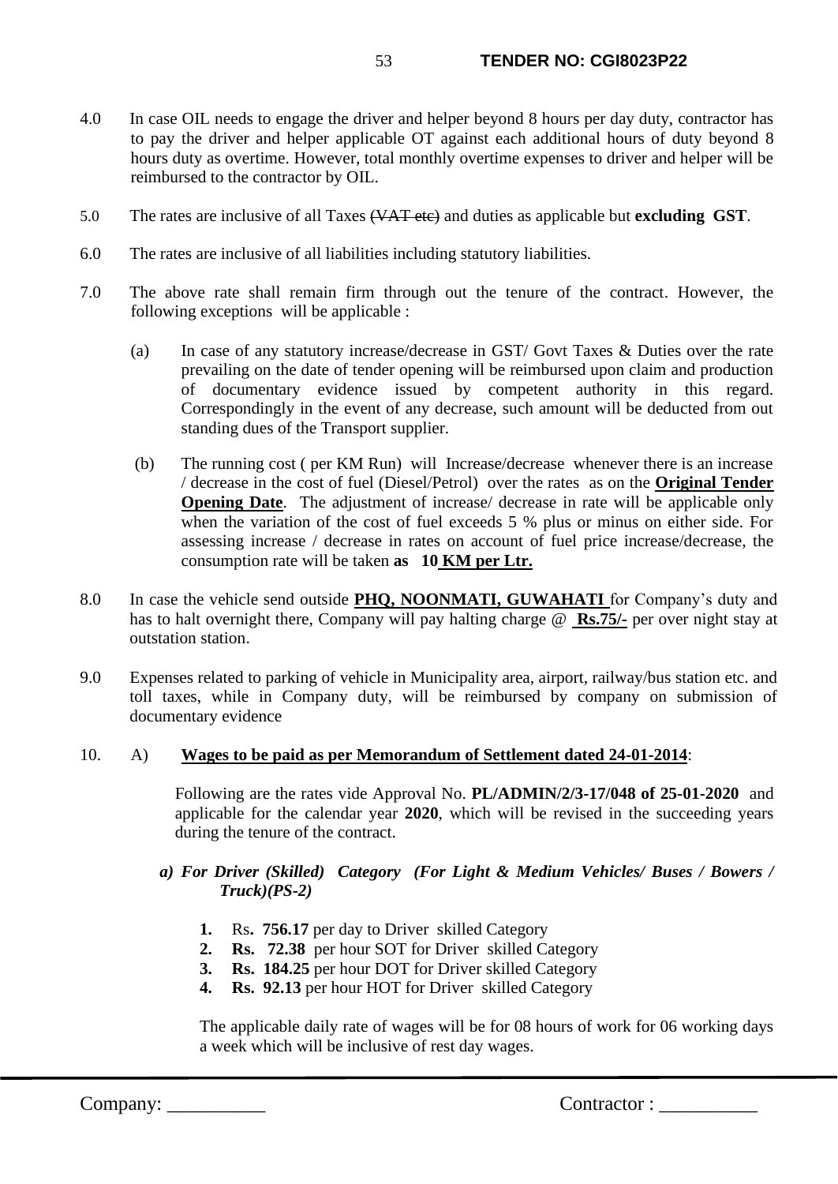4.0 In case OIL needs to engage the driver and helper beyond 8 hours per day duty, contractor has to pay the driver and helper applicable OT against each additional hours of duty beyond 8 hours duty as overtime. However, total monthly overtime expenses to driver and helper will be reimbursed to the contractor by OIL.

5.0 The rates are inclusive of all Taxes ~~(VAT etc)~~ and duties as applicable but **excluding GST**.

6.0 The rates are inclusive of all liabilities including statutory liabilities.

7.0 The above rate shall remain firm through out the tenure of the contract. However, the following exceptions will be applicable :

(a) In case of any statutory increase/decrease in GST/ Govt Taxes & Duties over the rate prevailing on the date of tender opening will be reimbursed upon claim and production of documentary evidence issued by competent authority in this regard. Correspondingly in the event of any decrease, such amount will be deducted from out standing dues of the Transport supplier.

(b) The running cost ( per KM Run) will Increase/decrease whenever there is an increase / decrease in the cost of fuel (Diesel/Petrol) over the rates as on the **Original Tender Opening Date**. The adjustment of increase/ decrease in rate will be applicable only when the variation of the cost of fuel exceeds 5 % plus or minus on either side. For assessing increase / decrease in rates on account of fuel price increase/decrease, the consumption rate will be taken **as 10 KM per Ltr.**

8.0 In case the vehicle send outside **PHQ, NOONMATI, GUWAHATI** for Company's duty and has to halt overnight there, Company will pay halting charge @ **Rs.75/-** per over night stay at outstation station.

9.0 Expenses related to parking of vehicle in Municipality area, airport, railway/bus station etc. and toll taxes, while in Company duty, will be reimbursed by company on submission of documentary evidence

10. A) **Wages to be paid as per Memorandum of Settlement dated 24-01-2014**:

Following are the rates vide Approval No. **PL/ADMIN/2/3-17/048 of 25-01-2020** and applicable for the calendar year **2020**, which will be revised in the succeeding years during the tenure of the contract.

***a) For Driver (Skilled) Category (For Light & Medium Vehicles/ Buses / Bowers / Truck)(PS-2)***

1. Rs**. 756.17** per day to Driver skilled Category
2. **Rs. 72.38** per hour SOT for Driver skilled Category
3. **Rs. 184.25** per hour DOT for Driver skilled Category
4. **Rs. 92.13** per hour HOT for Driver skilled Category

The applicable daily rate of wages will be for 08 hours of work for 06 working days a week which will be inclusive of rest day wages.

Company: __________ Contractor : __________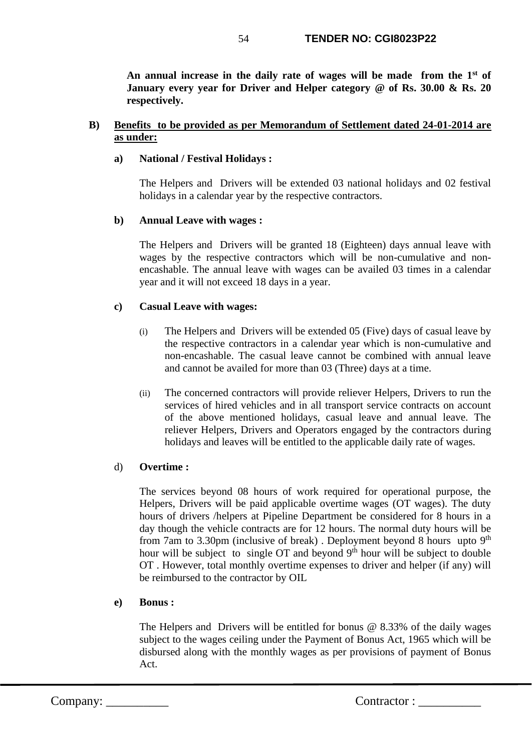**An annual increase in the daily rate of wages will be made from the 1st of January every year for Driver and Helper category @ of Rs. 30.00 & Rs. 20 respectively.**

**B) <u>Benefits to be provided as per Memorandum of Settlement dated 24-01-2014 are as under:</u>**

**a) National / Festival Holidays :**

The Helpers and Drivers will be extended 03 national holidays and 02 festival holidays in a calendar year by the respective contractors.

**b) Annual Leave with wages :**

The Helpers and Drivers will be granted 18 (Eighteen) days annual leave with wages by the respective contractors which will be non-cumulative and non-encashable. The annual leave with wages can be availed 03 times in a calendar year and it will not exceed 18 days in a year.

**c) Casual Leave with wages:**

(i) The Helpers and Drivers will be extended 05 (Five) days of casual leave by the respective contractors in a calendar year which is non-cumulative and non-encashable. The casual leave cannot be combined with annual leave and cannot be availed for more than 03 (Three) days at a time.

(ii) The concerned contractors will provide reliever Helpers, Drivers to run the services of hired vehicles and in all transport service contracts on account of the above mentioned holidays, casual leave and annual leave. The reliever Helpers, Drivers and Operators engaged by the contractors during holidays and leaves will be entitled to the applicable daily rate of wages.

d) **Overtime :**

The services beyond 08 hours of work required for operational purpose, the Helpers, Drivers will be paid applicable overtime wages (OT wages). The duty hours of drivers /helpers at Pipeline Department be considered for 8 hours in a day though the vehicle contracts are for 12 hours. The normal duty hours will be from 7am to 3.30pm (inclusive of break) . Deployment beyond 8 hours upto 9th hour will be subject to single OT and beyond 9th hour will be subject to double OT . However, total monthly overtime expenses to driver and helper (if any) will be reimbursed to the contractor by OIL

**e) Bonus :**

The Helpers and Drivers will be entitled for bonus @ 8.33% of the daily wages subject to the wages ceiling under the Payment of Bonus Act, 1965 which will be disbursed along with the monthly wages as per provisions of payment of Bonus Act.

Company: __________ Contractor : __________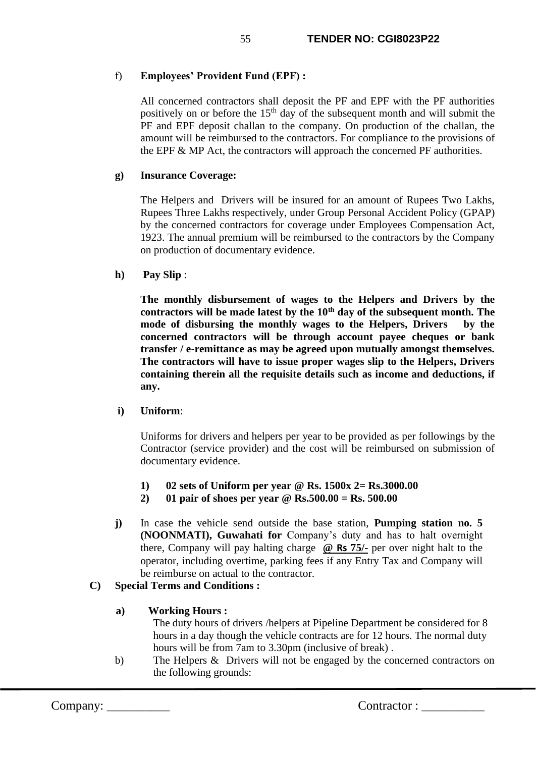f) **Employees' Provident Fund (EPF) :**

All concerned contractors shall deposit the PF and EPF with the PF authorities positively on or before the 15th day of the subsequent month and will submit the PF and EPF deposit challan to the company. On production of the challan, the amount will be reimbursed to the contractors. For compliance to the provisions of the EPF & MP Act, the contractors will approach the concerned PF authorities.

**g) Insurance Coverage:**

The Helpers and Drivers will be insured for an amount of Rupees Two Lakhs, Rupees Three Lakhs respectively, under Group Personal Accident Policy (GPAP) by the concerned contractors for coverage under Employees Compensation Act, 1923. The annual premium will be reimbursed to the contractors by the Company on production of documentary evidence.

**h) Pay Slip** :

**The monthly disbursement of wages to the Helpers and Drivers by the contractors will be made latest by the 10th day of the subsequent month. The mode of disbursing the monthly wages to the Helpers, Drivers by the concerned contractors will be through account payee cheques or bank transfer / e-remittance as may be agreed upon mutually amongst themselves. The contractors will have to issue proper wages slip to the Helpers, Drivers containing therein all the requisite details such as income and deductions, if any.**

**i) Uniform**:

Uniforms for drivers and helpers per year to be provided as per followings by the Contractor (service provider) and the cost will be reimbursed on submission of documentary evidence.

1) **02 sets of Uniform per year @ Rs. 1500x 2= Rs.3000.00**
2) **01 pair of shoes per year @ Rs.500.00 = Rs. 500.00**

**j)** In case the vehicle send outside the base station, **Pumping station no. 5 (NOONMATI), Guwahati for** Company's duty and has to halt overnight there, Company will pay halting charge **@ Rs 75/-** per over night halt to the operator, including overtime, parking fees if any Entry Tax and Company will be reimburse on actual to the contractor.

**C) Special Terms and Conditions :**

**a) Working Hours :**
The duty hours of drivers /helpers at Pipeline Department be considered for 8 hours in a day though the vehicle contracts are for 12 hours. The normal duty hours will be from 7am to 3.30pm (inclusive of break) .

b) The Helpers & Drivers will not be engaged by the concerned contractors on the following grounds:

Company: __________ Contractor : __________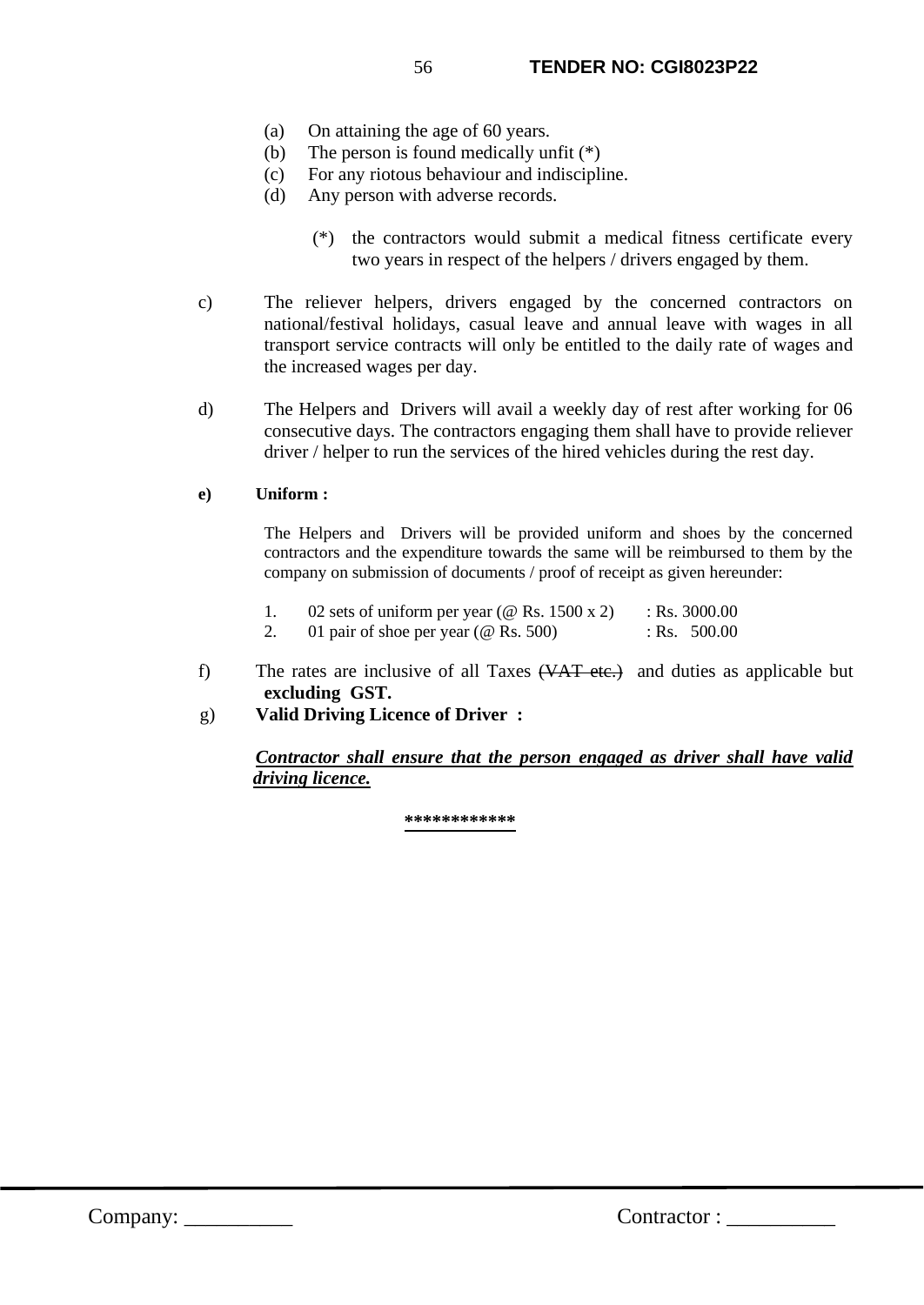(a) On attaining the age of 60 years.
(b) The person is found medically unfit (*)
(c) For any riotous behaviour and indiscipline.
(d) Any person with adverse records.

(*) the contractors would submit a medical fitness certificate every two years in respect of the helpers / drivers engaged by them.

c) The reliever helpers, drivers engaged by the concerned contractors on national/festival holidays, casual leave and annual leave with wages in all transport service contracts will only be entitled to the daily rate of wages and the increased wages per day.

d) The Helpers and Drivers will avail a weekly day of rest after working for 06 consecutive days. The contractors engaging them shall have to provide reliever driver / helper to run the services of the hired vehicles during the rest day.

**e) Uniform :**

The Helpers and Drivers will be provided uniform and shoes by the concerned contractors and the expenditure towards the same will be reimbursed to them by the company on submission of documents / proof of receipt as given hereunder:

1. 02 sets of uniform per year (@ Rs. 1500 x 2) : Rs. 3000.00
2. 01 pair of shoe per year (@ Rs. 500) : Rs. 500.00

f) The rates are inclusive of all Taxes ~~(VAT etc.)~~ and duties as applicable but **excluding GST.**

g) **Valid Driving Licence of Driver :**

***Contractor shall ensure that the person engaged as driver shall have valid driving licence.***

************

Company: __________ Contractor : __________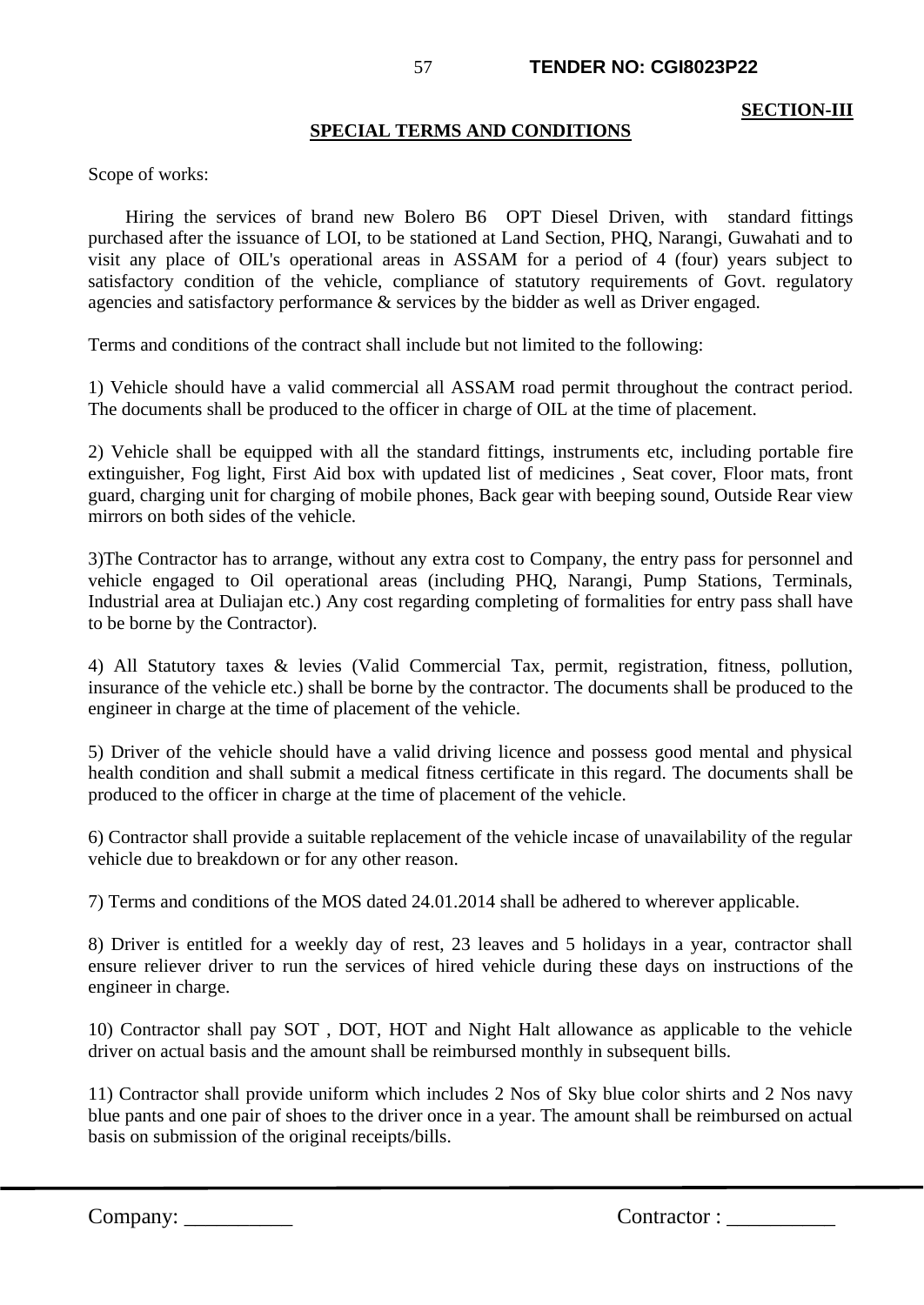**SECTION-III**

## SPECIAL TERMS AND CONDITIONS

Scope of works:

Hiring the services of brand new Bolero B6 OPT Diesel Driven, with standard fittings purchased after the issuance of LOI, to be stationed at Land Section, PHQ, Narangi, Guwahati and to visit any place of OIL's operational areas in ASSAM for a period of 4 (four) years subject to satisfactory condition of the vehicle, compliance of statutory requirements of Govt. regulatory agencies and satisfactory performance & services by the bidder as well as Driver engaged.

Terms and conditions of the contract shall include but not limited to the following:

1) Vehicle should have a valid commercial all ASSAM road permit throughout the contract period. The documents shall be produced to the officer in charge of OIL at the time of placement.

2) Vehicle shall be equipped with all the standard fittings, instruments etc, including portable fire extinguisher, Fog light, First Aid box with updated list of medicines , Seat cover, Floor mats, front guard, charging unit for charging of mobile phones, Back gear with beeping sound, Outside Rear view mirrors on both sides of the vehicle.

3)The Contractor has to arrange, without any extra cost to Company, the entry pass for personnel and vehicle engaged to Oil operational areas (including PHQ, Narangi, Pump Stations, Terminals, Industrial area at Duliajan etc.) Any cost regarding completing of formalities for entry pass shall have to be borne by the Contractor).

4) All Statutory taxes & levies (Valid Commercial Tax, permit, registration, fitness, pollution, insurance of the vehicle etc.) shall be borne by the contractor. The documents shall be produced to the engineer in charge at the time of placement of the vehicle.

5) Driver of the vehicle should have a valid driving licence and possess good mental and physical health condition and shall submit a medical fitness certificate in this regard. The documents shall be produced to the officer in charge at the time of placement of the vehicle.

6) Contractor shall provide a suitable replacement of the vehicle incase of unavailability of the regular vehicle due to breakdown or for any other reason.

7) Terms and conditions of the MOS dated 24.01.2014 shall be adhered to wherever applicable.

8) Driver is entitled for a weekly day of rest, 23 leaves and 5 holidays in a year, contractor shall ensure reliever driver to run the services of hired vehicle during these days on instructions of the engineer in charge.

10) Contractor shall pay SOT , DOT, HOT and Night Halt allowance as applicable to the vehicle driver on actual basis and the amount shall be reimbursed monthly in subsequent bills.

11) Contractor shall provide uniform which includes 2 Nos of Sky blue color shirts and 2 Nos navy blue pants and one pair of shoes to the driver once in a year. The amount shall be reimbursed on actual basis on submission of the original receipts/bills.

Company: __________ Contractor : __________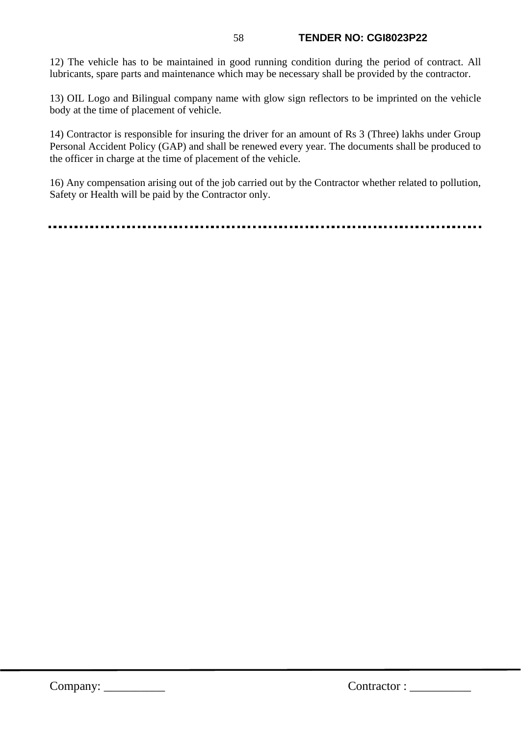12) The vehicle has to be maintained in good running condition during the period of contract. All lubricants, spare parts and maintenance which may be necessary shall be provided by the contractor.

13) OIL Logo and Bilingual company name with glow sign reflectors to be imprinted on the vehicle body at the time of placement of vehicle.

14) Contractor is responsible for insuring the driver for an amount of Rs 3 (Three) lakhs under Group Personal Accident Policy (GAP) and shall be renewed every year. The documents shall be produced to the officer in charge at the time of placement of the vehicle.

16) Any compensation arising out of the job carried out by the Contractor whether related to pollution, Safety or Health will be paid by the Contractor only.

---

Company: __________ Contractor : __________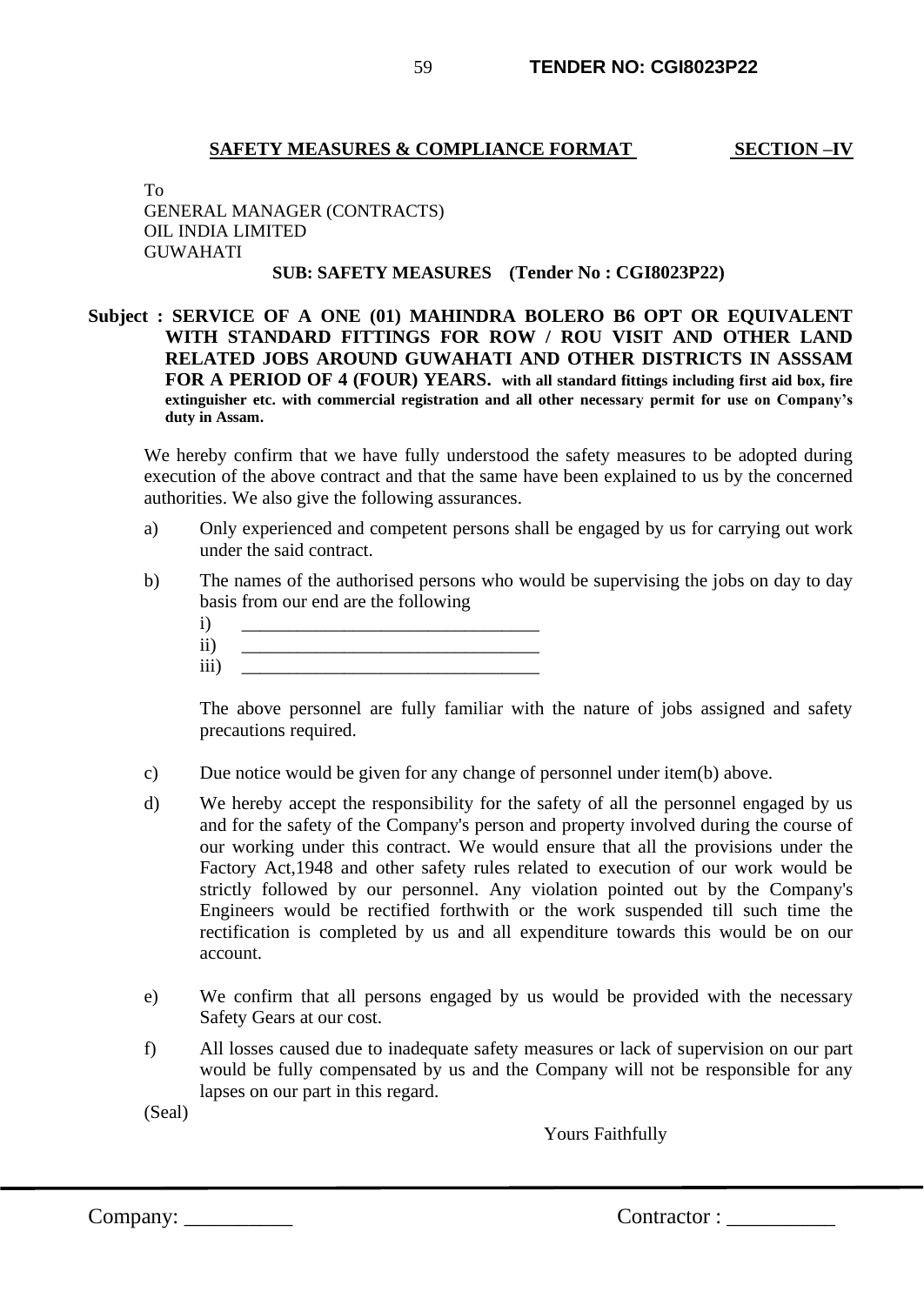**SAFETY MEASURES & COMPLIANCE FORMAT** **SECTION –IV**

To
GENERAL MANAGER (CONTRACTS)
OIL INDIA LIMITED
GUWAHATI

**SUB: SAFETY MEASURES (Tender No : CGI8023P22)**

**Subject : SERVICE OF A ONE (01) MAHINDRA BOLERO B6 OPT OR EQUIVALENT WITH STANDARD FITTINGS FOR ROW / ROU VISIT AND OTHER LAND RELATED JOBS AROUND GUWAHATI AND OTHER DISTRICTS IN ASSSAM FOR A PERIOD OF 4 (FOUR) YEARS. with all standard fittings including first aid box, fire extinguisher etc. with commercial registration and all other necessary permit for use on Company's duty in Assam.**

We hereby confirm that we have fully understood the safety measures to be adopted during execution of the above contract and that the same have been explained to us by the concerned authorities. We also give the following assurances.

a) Only experienced and competent persons shall be engaged by us for carrying out work under the said contract.

b) The names of the authorised persons who would be supervising the jobs on day to day basis from our end are the following

   i) ________________________________
   ii) ________________________________
   iii) ________________________________

   The above personnel are fully familiar with the nature of jobs assigned and safety precautions required.

c) Due notice would be given for any change of personnel under item(b) above.

d) We hereby accept the responsibility for the safety of all the personnel engaged by us and for the safety of the Company's person and property involved during the course of our working under this contract. We would ensure that all the provisions under the Factory Act,1948 and other safety rules related to execution of our work would be strictly followed by our personnel. Any violation pointed out by the Company's Engineers would be rectified forthwith or the work suspended till such time the rectification is completed by us and all expenditure towards this would be on our account.

e) We confirm that all persons engaged by us would be provided with the necessary Safety Gears at our cost.

f) All losses caused due to inadequate safety measures or lack of supervision on our part would be fully compensated by us and the Company will not be responsible for any lapses on our part in this regard.

(Seal)

Yours Faithfully

Company: __________ Contractor : __________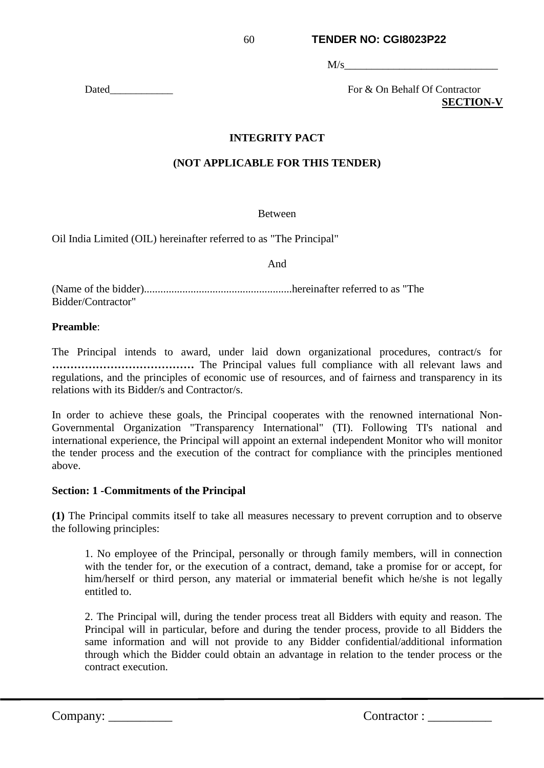M/s____________________________

Dated____________ For & On Behalf Of Contractor

**SECTION-V**

**INTEGRITY PACT**

**(NOT APPLICABLE FOR THIS TENDER)**

Between

Oil India Limited (OIL) hereinafter referred to as "The Principal"

And

(Name of the bidder)......................................................hereinafter referred to as "The Bidder/Contractor"

**Preamble**:

The Principal intends to award, under laid down organizational procedures, contract/s for **…………………………………** The Principal values full compliance with all relevant laws and regulations, and the principles of economic use of resources, and of fairness and transparency in its relations with its Bidder/s and Contractor/s.

In order to achieve these goals, the Principal cooperates with the renowned international Non-Governmental Organization "Transparency International" (TI). Following TI's national and international experience, the Principal will appoint an external independent Monitor who will monitor the tender process and the execution of the contract for compliance with the principles mentioned above.

**Section: 1 -Commitments of the Principal**

**(1)** The Principal commits itself to take all measures necessary to prevent corruption and to observe the following principles:

1. No employee of the Principal, personally or through family members, will in connection with the tender for, or the execution of a contract, demand, take a promise for or accept, for him/herself or third person, any material or immaterial benefit which he/she is not legally entitled to.

2. The Principal will, during the tender process treat all Bidders with equity and reason. The Principal will in particular, before and during the tender process, provide to all Bidders the same information and will not provide to any Bidder confidential/additional information through which the Bidder could obtain an advantage in relation to the tender process or the contract execution.

Company: __________ Contractor : __________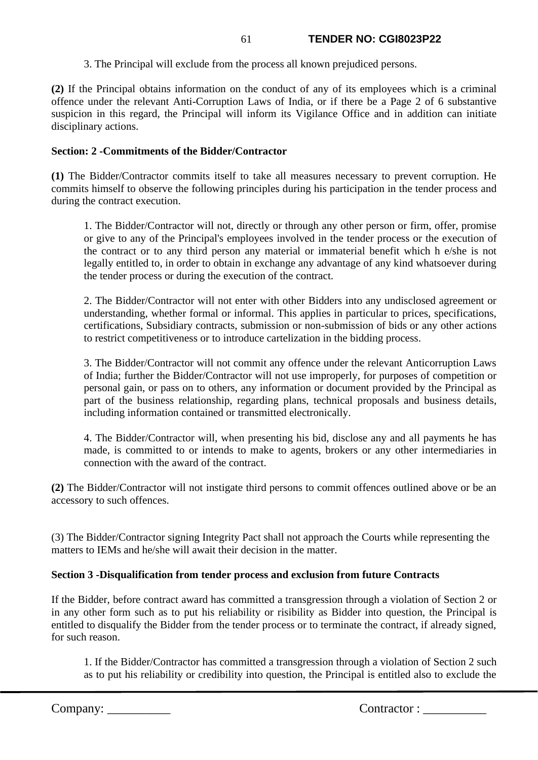3. The Principal will exclude from the process all known prejudiced persons.

**(2)** If the Principal obtains information on the conduct of any of its employees which is a criminal offence under the relevant Anti-Corruption Laws of India, or if there be a Page 2 of 6 substantive suspicion in this regard, the Principal will inform its Vigilance Office and in addition can initiate disciplinary actions.

**Section: 2 -Commitments of the Bidder/Contractor**

**(1)** The Bidder/Contractor commits itself to take all measures necessary to prevent corruption. He commits himself to observe the following principles during his participation in the tender process and during the contract execution.

1. The Bidder/Contractor will not, directly or through any other person or firm, offer, promise or give to any of the Principal's employees involved in the tender process or the execution of the contract or to any third person any material or immaterial benefit which h e/she is not legally entitled to, in order to obtain in exchange any advantage of any kind whatsoever during the tender process or during the execution of the contract.

2. The Bidder/Contractor will not enter with other Bidders into any undisclosed agreement or understanding, whether formal or informal. This applies in particular to prices, specifications, certifications, Subsidiary contracts, submission or non-submission of bids or any other actions to restrict competitiveness or to introduce cartelization in the bidding process.

3. The Bidder/Contractor will not commit any offence under the relevant Anticorruption Laws of India; further the Bidder/Contractor will not use improperly, for purposes of competition or personal gain, or pass on to others, any information or document provided by the Principal as part of the business relationship, regarding plans, technical proposals and business details, including information contained or transmitted electronically.

4. The Bidder/Contractor will, when presenting his bid, disclose any and all payments he has made, is committed to or intends to make to agents, brokers or any other intermediaries in connection with the award of the contract.

**(2)** The Bidder/Contractor will not instigate third persons to commit offences outlined above or be an accessory to such offences.

(3) The Bidder/Contractor signing Integrity Pact shall not approach the Courts while representing the matters to IEMs and he/she will await their decision in the matter.

**Section 3 -Disqualification from tender process and exclusion from future Contracts**

If the Bidder, before contract award has committed a transgression through a violation of Section 2 or in any other form such as to put his reliability or risibility as Bidder into question, the Principal is entitled to disqualify the Bidder from the tender process or to terminate the contract, if already signed, for such reason.

1. If the Bidder/Contractor has committed a transgression through a violation of Section 2 such as to put his reliability or credibility into question, the Principal is entitled also to exclude the

Company: __________ Contractor : __________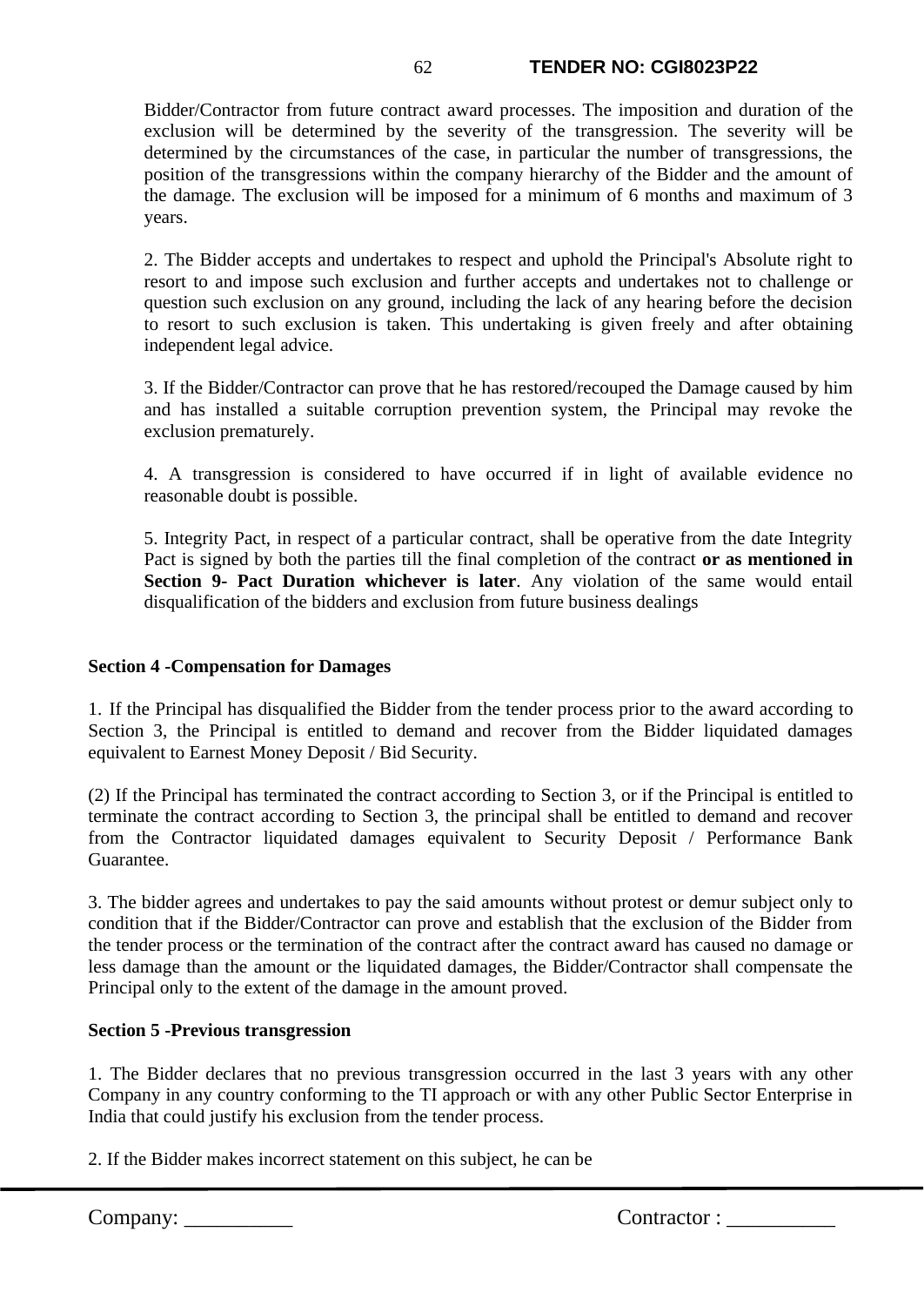Bidder/Contractor from future contract award processes. The imposition and duration of the exclusion will be determined by the severity of the transgression. The severity will be determined by the circumstances of the case, in particular the number of transgressions, the position of the transgressions within the company hierarchy of the Bidder and the amount of the damage. The exclusion will be imposed for a minimum of 6 months and maximum of 3 years.

2. The Bidder accepts and undertakes to respect and uphold the Principal's Absolute right to resort to and impose such exclusion and further accepts and undertakes not to challenge or question such exclusion on any ground, including the lack of any hearing before the decision to resort to such exclusion is taken. This undertaking is given freely and after obtaining independent legal advice.

3. If the Bidder/Contractor can prove that he has restored/recouped the Damage caused by him and has installed a suitable corruption prevention system, the Principal may revoke the exclusion prematurely.

4. A transgression is considered to have occurred if in light of available evidence no reasonable doubt is possible.

5. Integrity Pact, in respect of a particular contract, shall be operative from the date Integrity Pact is signed by both the parties till the final completion of the contract **or as mentioned in Section 9- Pact Duration whichever is later**. Any violation of the same would entail disqualification of the bidders and exclusion from future business dealings

**Section 4 -Compensation for Damages**

1. If the Principal has disqualified the Bidder from the tender process prior to the award according to Section 3, the Principal is entitled to demand and recover from the Bidder liquidated damages equivalent to Earnest Money Deposit / Bid Security.

(2) If the Principal has terminated the contract according to Section 3, or if the Principal is entitled to terminate the contract according to Section 3, the principal shall be entitled to demand and recover from the Contractor liquidated damages equivalent to Security Deposit / Performance Bank Guarantee.

3. The bidder agrees and undertakes to pay the said amounts without protest or demur subject only to condition that if the Bidder/Contractor can prove and establish that the exclusion of the Bidder from the tender process or the termination of the contract after the contract award has caused no damage or less damage than the amount or the liquidated damages, the Bidder/Contractor shall compensate the Principal only to the extent of the damage in the amount proved.

**Section 5 -Previous transgression**

1. The Bidder declares that no previous transgression occurred in the last 3 years with any other Company in any country conforming to the TI approach or with any other Public Sector Enterprise in India that could justify his exclusion from the tender process.

2. If the Bidder makes incorrect statement on this subject, he can be

Company: __________ Contractor : __________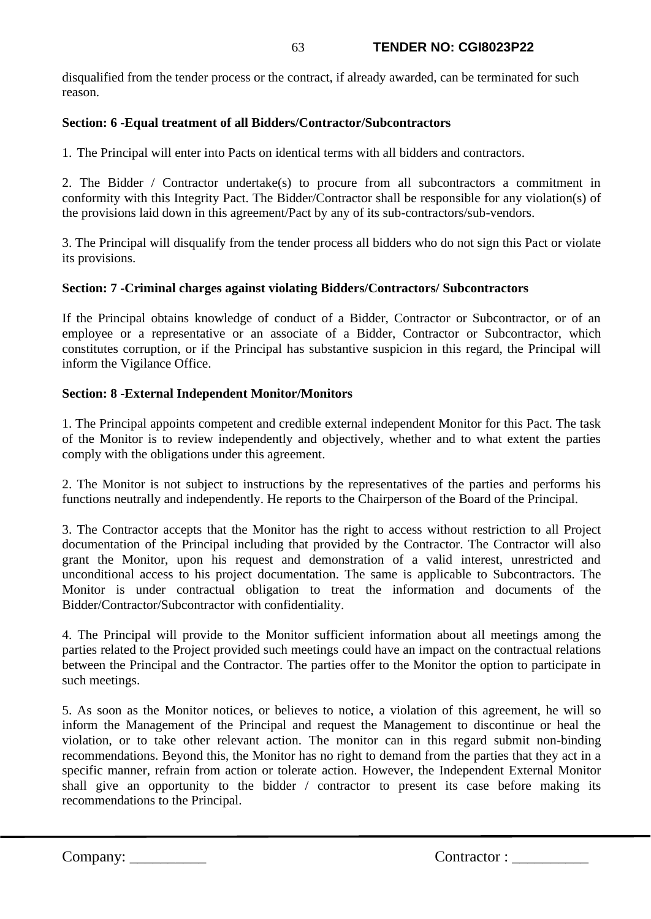disqualified from the tender process or the contract, if already awarded, can be terminated for such reason.

**Section: 6 -Equal treatment of all Bidders/Contractor/Subcontractors**

1. The Principal will enter into Pacts on identical terms with all bidders and contractors.

2. The Bidder / Contractor undertake(s) to procure from all subcontractors a commitment in conformity with this Integrity Pact. The Bidder/Contractor shall be responsible for any violation(s) of the provisions laid down in this agreement/Pact by any of its sub-contractors/sub-vendors.

3. The Principal will disqualify from the tender process all bidders who do not sign this Pact or violate its provisions.

**Section: 7 -Criminal charges against violating Bidders/Contractors/ Subcontractors**

If the Principal obtains knowledge of conduct of a Bidder, Contractor or Subcontractor, or of an employee or a representative or an associate of a Bidder, Contractor or Subcontractor, which constitutes corruption, or if the Principal has substantive suspicion in this regard, the Principal will inform the Vigilance Office.

**Section: 8 -External Independent Monitor/Monitors**

1. The Principal appoints competent and credible external independent Monitor for this Pact. The task of the Monitor is to review independently and objectively, whether and to what extent the parties comply with the obligations under this agreement.

2. The Monitor is not subject to instructions by the representatives of the parties and performs his functions neutrally and independently. He reports to the Chairperson of the Board of the Principal.

3. The Contractor accepts that the Monitor has the right to access without restriction to all Project documentation of the Principal including that provided by the Contractor. The Contractor will also grant the Monitor, upon his request and demonstration of a valid interest, unrestricted and unconditional access to his project documentation. The same is applicable to Subcontractors. The Monitor is under contractual obligation to treat the information and documents of the Bidder/Contractor/Subcontractor with confidentiality.

4. The Principal will provide to the Monitor sufficient information about all meetings among the parties related to the Project provided such meetings could have an impact on the contractual relations between the Principal and the Contractor. The parties offer to the Monitor the option to participate in such meetings.

5. As soon as the Monitor notices, or believes to notice, a violation of this agreement, he will so inform the Management of the Principal and request the Management to discontinue or heal the violation, or to take other relevant action. The monitor can in this regard submit non-binding recommendations. Beyond this, the Monitor has no right to demand from the parties that they act in a specific manner, refrain from action or tolerate action. However, the Independent External Monitor shall give an opportunity to the bidder / contractor to present its case before making its recommendations to the Principal.

Company: __________ Contractor : __________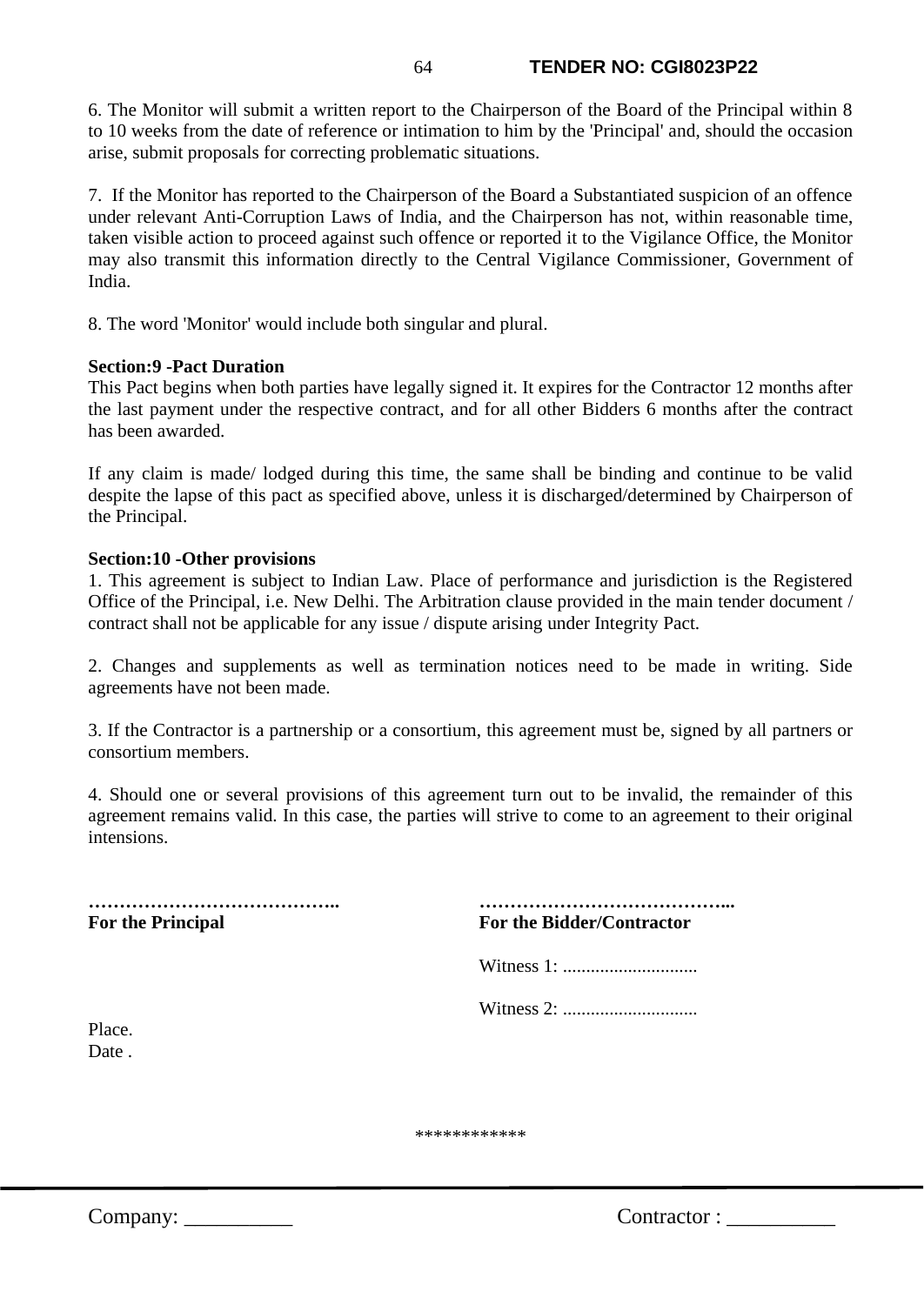6. The Monitor will submit a written report to the Chairperson of the Board of the Principal within 8 to 10 weeks from the date of reference or intimation to him by the 'Principal' and, should the occasion arise, submit proposals for correcting problematic situations.

7. If the Monitor has reported to the Chairperson of the Board a Substantiated suspicion of an offence under relevant Anti-Corruption Laws of India, and the Chairperson has not, within reasonable time, taken visible action to proceed against such offence or reported it to the Vigilance Office, the Monitor may also transmit this information directly to the Central Vigilance Commissioner, Government of India.

8. The word 'Monitor' would include both singular and plural.

**Section:9 -Pact Duration**

This Pact begins when both parties have legally signed it. It expires for the Contractor 12 months after the last payment under the respective contract, and for all other Bidders 6 months after the contract has been awarded.

If any claim is made/ lodged during this time, the same shall be binding and continue to be valid despite the lapse of this pact as specified above, unless it is discharged/determined by Chairperson of the Principal.

**Section:10 -Other provisions**

1. This agreement is subject to Indian Law. Place of performance and jurisdiction is the Registered Office of the Principal, i.e. New Delhi. The Arbitration clause provided in the main tender document / contract shall not be applicable for any issue / dispute arising under Integrity Pact.

2. Changes and supplements as well as termination notices need to be made in writing. Side agreements have not been made.

3. If the Contractor is a partnership or a consortium, this agreement must be, signed by all partners or consortium members.

4. Should one or several provisions of this agreement turn out to be invalid, the remainder of this agreement remains valid. In this case, the parties will strive to come to an agreement to their original intensions.

**…………………………………..**
**For the Principal**

**…………………………………...**
**For the Bidder/Contractor**

Witness 1: ............................

Witness 2: ............................

Place.
Date .

************

Company: __________ Contractor : __________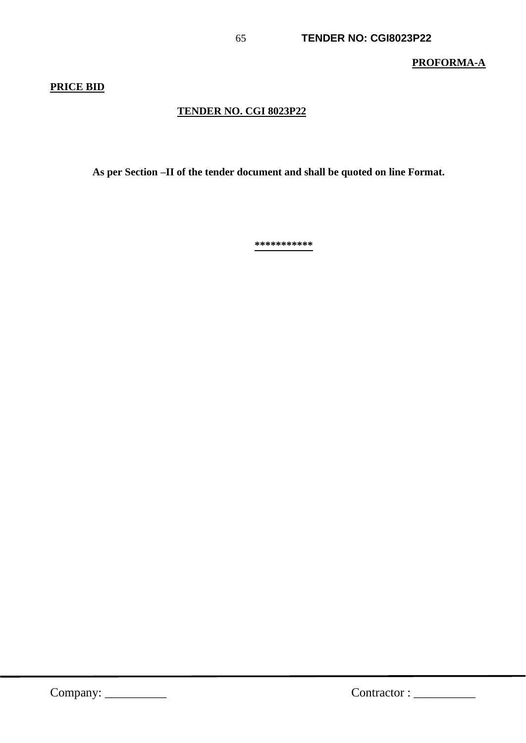**PROFORMA-A**

**PRICE BID**

**TENDER NO. CGI 8023P22**

**As per Section –II of the tender document and shall be quoted on line Format.**

***********

Company: __________ Contractor : __________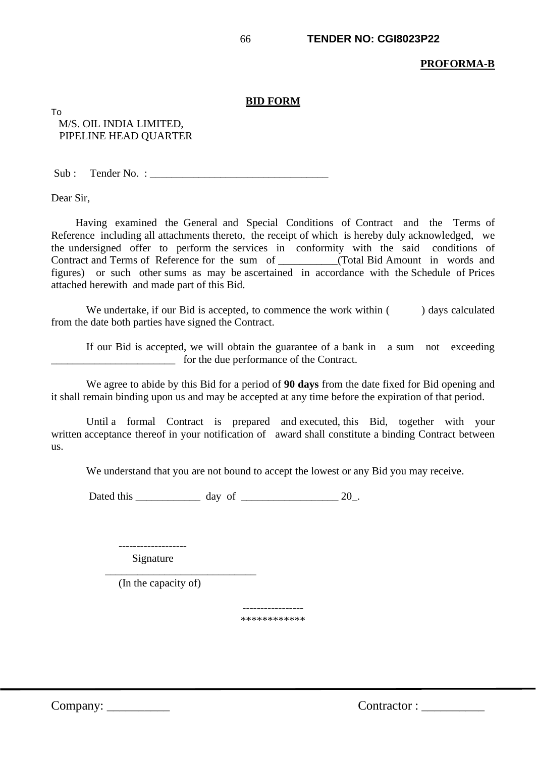**PROFORMA-B**

## BID FORM

To
M/S. OIL INDIA LIMITED,
PIPELINE HEAD QUARTER

Sub : Tender No. : _________________________________

Dear Sir,

Having examined the General and Special Conditions of Contract and the Terms of Reference including all attachments thereto, the receipt of which is hereby duly acknowledged, we the undersigned offer to perform the services in conformity with the said conditions of Contract and Terms of Reference for the sum of ___________(Total Bid Amount in words and figures) or such other sums as may be ascertained in accordance with the Schedule of Prices attached herewith and made part of this Bid.

We undertake, if our Bid is accepted, to commence the work within ( ) days calculated from the date both parties have signed the Contract.

If our Bid is accepted, we will obtain the guarantee of a bank in a sum not exceeding _______________________ for the due performance of the Contract.

We agree to abide by this Bid for a period of **90 days** from the date fixed for Bid opening and it shall remain binding upon us and may be accepted at any time before the expiration of that period.

Until a formal Contract is prepared and executed, this Bid, together with your written acceptance thereof in your notification of award shall constitute a binding Contract between us.

We understand that you are not bound to accept the lowest or any Bid you may receive.

Dated this ____________ day of __________________ 20_.

-------------------
Signature

_____________________________
(In the capacity of)

-----------------
************

Company: __________ Contractor : __________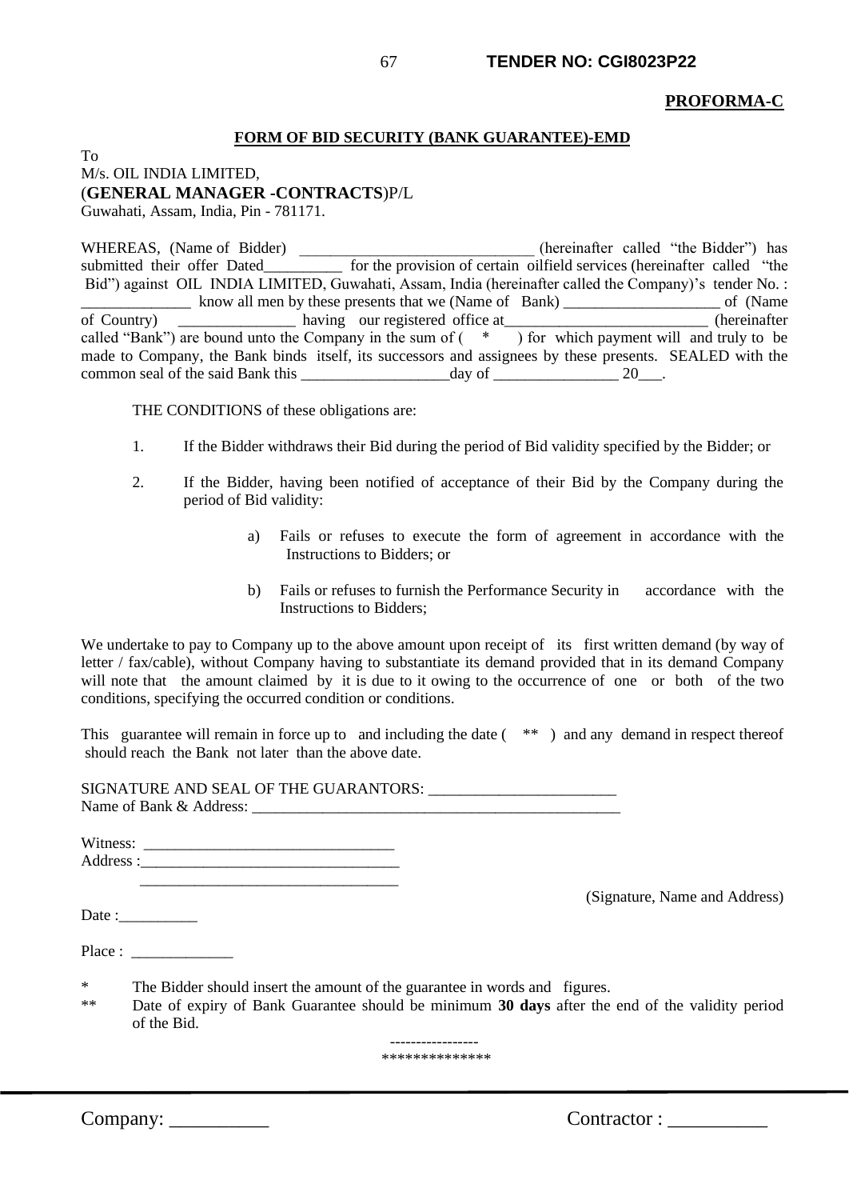**PROFORMA-C**

**FORM OF BID SECURITY (BANK GUARANTEE)-EMD**

To
M/s. OIL INDIA LIMITED,
(**GENERAL MANAGER -CONTRACTS**)P/L
Guwahati, Assam, India, Pin - 781171.

WHEREAS, (Name of Bidder) ______________________________ (hereinafter called "the Bidder") has submitted their offer Dated__________ for the provision of certain oilfield services (hereinafter called "the Bid") against OIL INDIA LIMITED, Guwahati, Assam, India (hereinafter called the Company)'s tender No. : ______________ know all men by these presents that we (Name of Bank) ____________________ of (Name of Country) _______________ having our registered office at__________________________ (hereinafter called "Bank") are bound unto the Company in the sum of ( * ) for which payment will and truly to be made to Company, the Bank binds itself, its successors and assignees by these presents. SEALED with the common seal of the said Bank this ___________________day of ________________ 20___.

THE CONDITIONS of these obligations are:

1. If the Bidder withdraws their Bid during the period of Bid validity specified by the Bidder; or

2. If the Bidder, having been notified of acceptance of their Bid by the Company during the period of Bid validity:

   a) Fails or refuses to execute the form of agreement in accordance with the Instructions to Bidders; or

   b) Fails or refuses to furnish the Performance Security in accordance with the Instructions to Bidders;

We undertake to pay to Company up to the above amount upon receipt of its first written demand (by way of letter / fax/cable), without Company having to substantiate its demand provided that in its demand Company will note that the amount claimed by it is due to it owing to the occurrence of one or both of the two conditions, specifying the occurred condition or conditions.

This guarantee will remain in force up to and including the date ( ** ) and any demand in respect thereof should reach the Bank not later than the above date.

SIGNATURE AND SEAL OF THE GUARANTORS: _______________________
Name of Bank & Address: ______________________________________________

Witness: _______________________________
Address :_________________________________
_________________________________

(Signature, Name and Address)

Date :__________

Place : _____________

\* The Bidder should insert the amount of the guarantee in words and figures.

\*\* Date of expiry of Bank Guarantee should be minimum **30 days** after the end of the validity period of the Bid.

-----------------
**************

Company: __________ Contractor : __________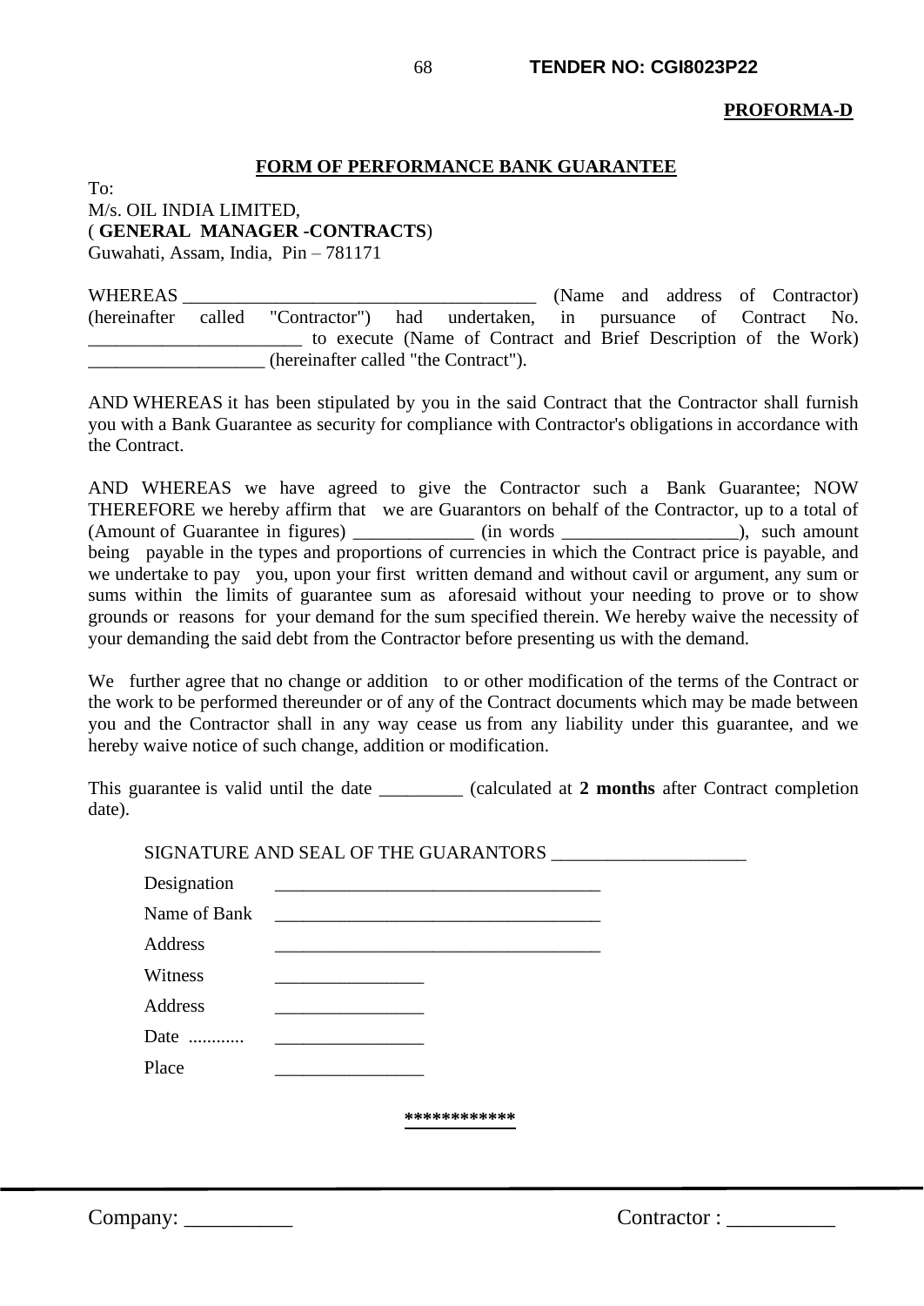**PROFORMA-D**

**FORM OF PERFORMANCE BANK GUARANTEE**

To:
M/s. OIL INDIA LIMITED,
( **GENERAL MANAGER -CONTRACTS**)
Guwahati, Assam, India, Pin – 781171

WHEREAS ______________________________________ (Name and address of Contractor) (hereinafter called "Contractor") had undertaken, in pursuance of Contract No. _______________________ to execute (Name of Contract and Brief Description of the Work) ___________________ (hereinafter called "the Contract").

AND WHEREAS it has been stipulated by you in the said Contract that the Contractor shall furnish you with a Bank Guarantee as security for compliance with Contractor's obligations in accordance with the Contract.

AND WHEREAS we have agreed to give the Contractor such a Bank Guarantee; NOW THEREFORE we hereby affirm that we are Guarantors on behalf of the Contractor, up to a total of (Amount of Guarantee in figures) _____________ (in words ___________________), such amount being payable in the types and proportions of currencies in which the Contract price is payable, and we undertake to pay you, upon your first written demand and without cavil or argument, any sum or sums within the limits of guarantee sum as aforesaid without your needing to prove or to show grounds or reasons for your demand for the sum specified therein. We hereby waive the necessity of your demanding the said debt from the Contractor before presenting us with the demand.

We further agree that no change or addition to or other modification of the terms of the Contract or the work to be performed thereunder or of any of the Contract documents which may be made between you and the Contractor shall in any way cease us from any liability under this guarantee, and we hereby waive notice of such change, addition or modification.

This guarantee is valid until the date _________ (calculated at **2 months** after Contract completion date).

SIGNATURE AND SEAL OF THE GUARANTORS ____________________

Designation ___________________________________

Name of Bank ___________________________________

Address ___________________________________

Witness ________________

Address ________________

Date ............ ________________

Place ________________

************

Company: __________ Contractor : __________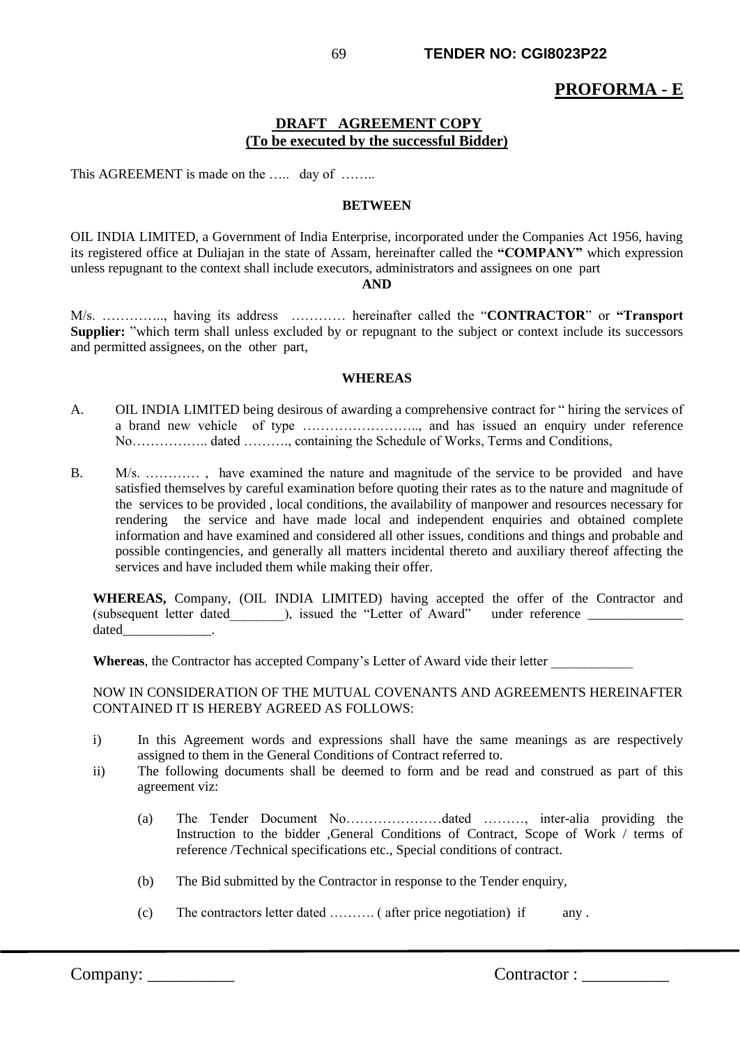## PROFORMA - E

### DRAFT AGREEMENT COPY
### (To be executed by the successful Bidder)

This AGREEMENT is made on the ….. day of ……..

**BETWEEN**

OIL INDIA LIMITED, a Government of India Enterprise, incorporated under the Companies Act 1956, having its registered office at Duliajan in the state of Assam, hereinafter called the **"COMPANY"** which expression unless repugnant to the context shall include executors, administrators and assignees on one part

**AND**

M/s. ………….., having its address ………… hereinafter called the "**CONTRACTOR**" or **"Transport Supplier:** "which term shall unless excluded by or repugnant to the subject or context include its successors and permitted assignees, on the other part,

**WHEREAS**

A. OIL INDIA LIMITED being desirous of awarding a comprehensive contract for " hiring the services of a brand new vehicle of type …………………….., and has issued an enquiry under reference No…………….. dated ………., containing the Schedule of Works, Terms and Conditions,

B. M/s. ………… , have examined the nature and magnitude of the service to be provided and have satisfied themselves by careful examination before quoting their rates as to the nature and magnitude of the services to be provided , local conditions, the availability of manpower and resources necessary for rendering the service and have made local and independent enquiries and obtained complete information and have examined and considered all other issues, conditions and things and probable and possible contingencies, and generally all matters incidental thereto and auxiliary thereof affecting the services and have included them while making their offer.

**WHEREAS,** Company, (OIL INDIA LIMITED) having accepted the offer of the Contractor and (subsequent letter dated________), issued the "Letter of Award" under reference ______________ dated_____________.

**Whereas**, the Contractor has accepted Company's Letter of Award vide their letter ____________

NOW IN CONSIDERATION OF THE MUTUAL COVENANTS AND AGREEMENTS HEREINAFTER CONTAINED IT IS HEREBY AGREED AS FOLLOWS:

i) In this Agreement words and expressions shall have the same meanings as are respectively assigned to them in the General Conditions of Contract referred to.

ii) The following documents shall be deemed to form and be read and construed as part of this agreement viz:

   (a) The Tender Document No…………………dated ………, inter-alia providing the Instruction to the bidder ,General Conditions of Contract, Scope of Work / terms of reference /Technical specifications etc., Special conditions of contract.

   (b) The Bid submitted by the Contractor in response to the Tender enquiry,

   (c) The contractors letter dated ………. ( after price negotiation) if any .

Company: __________ Contractor : __________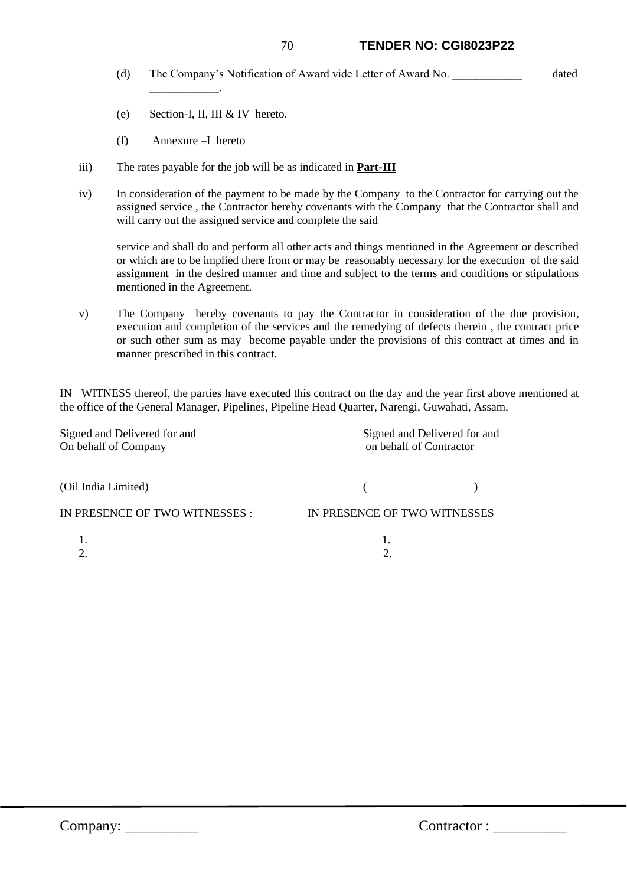(d) The Company's Notification of Award vide Letter of Award No. ____________ dated ____________.

(e) Section-I, II, III & IV hereto.

(f) Annexure –I hereto

iii) The rates payable for the job will be as indicated in **Part-III**

iv) In consideration of the payment to be made by the Company to the Contractor for carrying out the assigned service , the Contractor hereby covenants with the Company that the Contractor shall and will carry out the assigned service and complete the said

service and shall do and perform all other acts and things mentioned in the Agreement or described or which are to be implied there from or may be reasonably necessary for the execution of the said assignment in the desired manner and time and subject to the terms and conditions or stipulations mentioned in the Agreement.

v) The Company hereby covenants to pay the Contractor in consideration of the due provision, execution and completion of the services and the remedying of defects therein , the contract price or such other sum as may become payable under the provisions of this contract at times and in manner prescribed in this contract.

IN WITNESS thereof, the parties have executed this contract on the day and the year first above mentioned at the office of the General Manager, Pipelines, Pipeline Head Quarter, Narengi, Guwahati, Assam.

| Signed and Delivered for and On behalf of Company | Signed and Delivered for and on behalf of Contractor |
|---|---|
| (Oil India Limited) | ( ) |
| IN PRESENCE OF TWO WITNESSES : | IN PRESENCE OF TWO WITNESSES |
| 1. | 1. |
| 2. | 2. |

Company: __________ Contractor : __________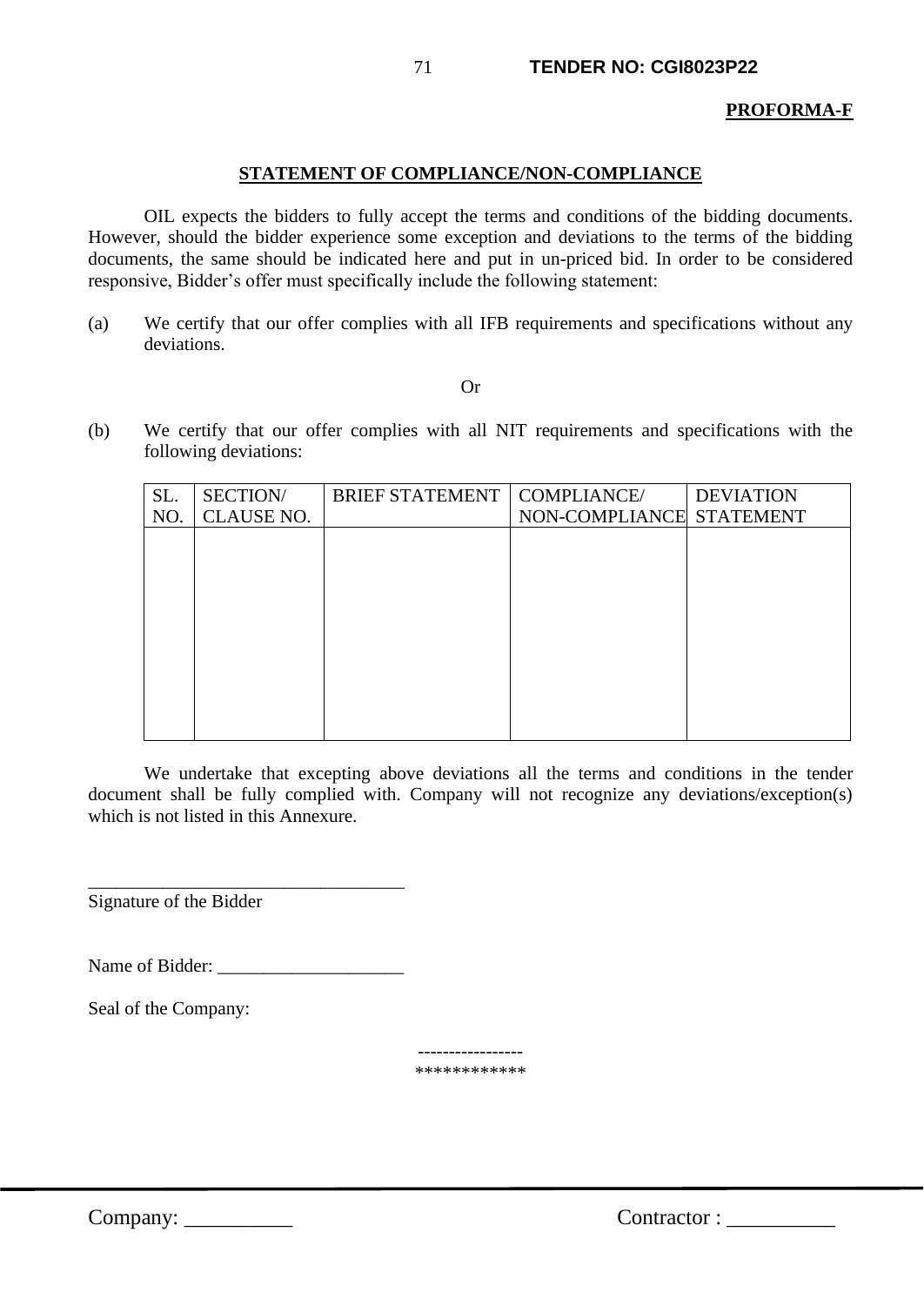**PROFORMA-F**

## STATEMENT OF COMPLIANCE/NON-COMPLIANCE

OIL expects the bidders to fully accept the terms and conditions of the bidding documents. However, should the bidder experience some exception and deviations to the terms of the bidding documents, the same should be indicated here and put in un-priced bid. In order to be considered responsive, Bidder's offer must specifically include the following statement:

(a) We certify that our offer complies with all IFB requirements and specifications without any deviations.

Or

(b) We certify that our offer complies with all NIT requirements and specifications with the following deviations:

| SL. NO. | SECTION/ CLAUSE NO. | BRIEF STATEMENT | COMPLIANCE/ NON-COMPLIANCE | DEVIATION STATEMENT |
|---|---|---|---|---|
| | | | | |

We undertake that excepting above deviations all the terms and conditions in the tender document shall be fully complied with. Company will not recognize any deviations/exception(s) which is not listed in this Annexure.

_________________________________
Signature of the Bidder

Name of Bidder: ____________________

Seal of the Company:

-----------------
************

Company: __________ Contractor : __________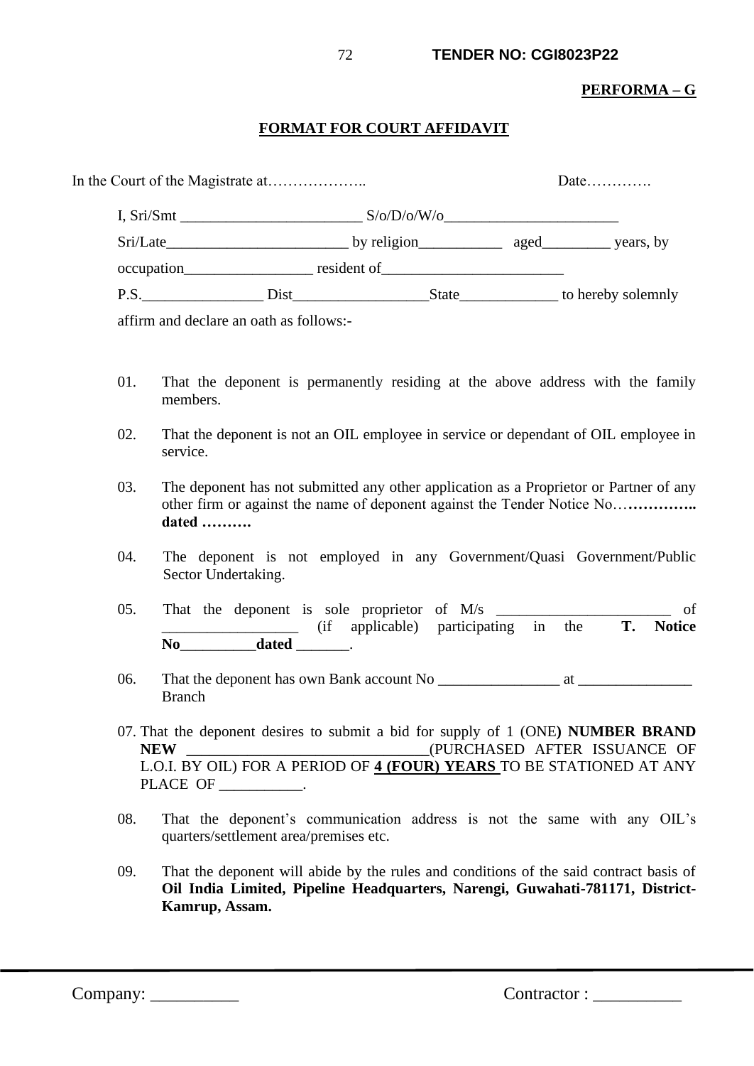**PERFORMA – G**

## FORMAT FOR COURT AFFIDAVIT

In the Court of the Magistrate at……………….. Date………….

I, Sri/Smt ________________________ S/o/D/o/W/o_______________________ Sri/Late________________________ by religion___________ aged_________ years, by occupation_________________ resident of________________________ P.S.________________ Dist__________________State_____________ to hereby solemnly affirm and declare an oath as follows:-

01. That the deponent is permanently residing at the above address with the family members.

02. That the deponent is not an OIL employee in service or dependant of OIL employee in service.

03. The deponent has not submitted any other application as a Proprietor or Partner of any other firm or against the name of deponent against the Tender Notice No…**………….. dated ……….**

04. The deponent is not employed in any Government/Quasi Government/Public Sector Undertaking.

05. That the deponent is sole proprietor of M/s _______________________ of __________________ (if applicable) participating in the **T. Notice No__________dated** _______.

06. That the deponent has own Bank account No ________________ at _______________ Branch

07. That the deponent desires to submit a bid for supply of 1 (ONE**) NUMBER BRAND NEW ________________________________**(PURCHASED AFTER ISSUANCE OF L.O.I. BY OIL) FOR A PERIOD OF **4 (FOUR) YEARS** TO BE STATIONED AT ANY PLACE OF ___________.

08. That the deponent's communication address is not the same with any OIL's quarters/settlement area/premises etc.

09. That the deponent will abide by the rules and conditions of the said contract basis of **Oil India Limited, Pipeline Headquarters, Narengi, Guwahati-781171, District-Kamrup, Assam.**

Company: __________ Contractor : __________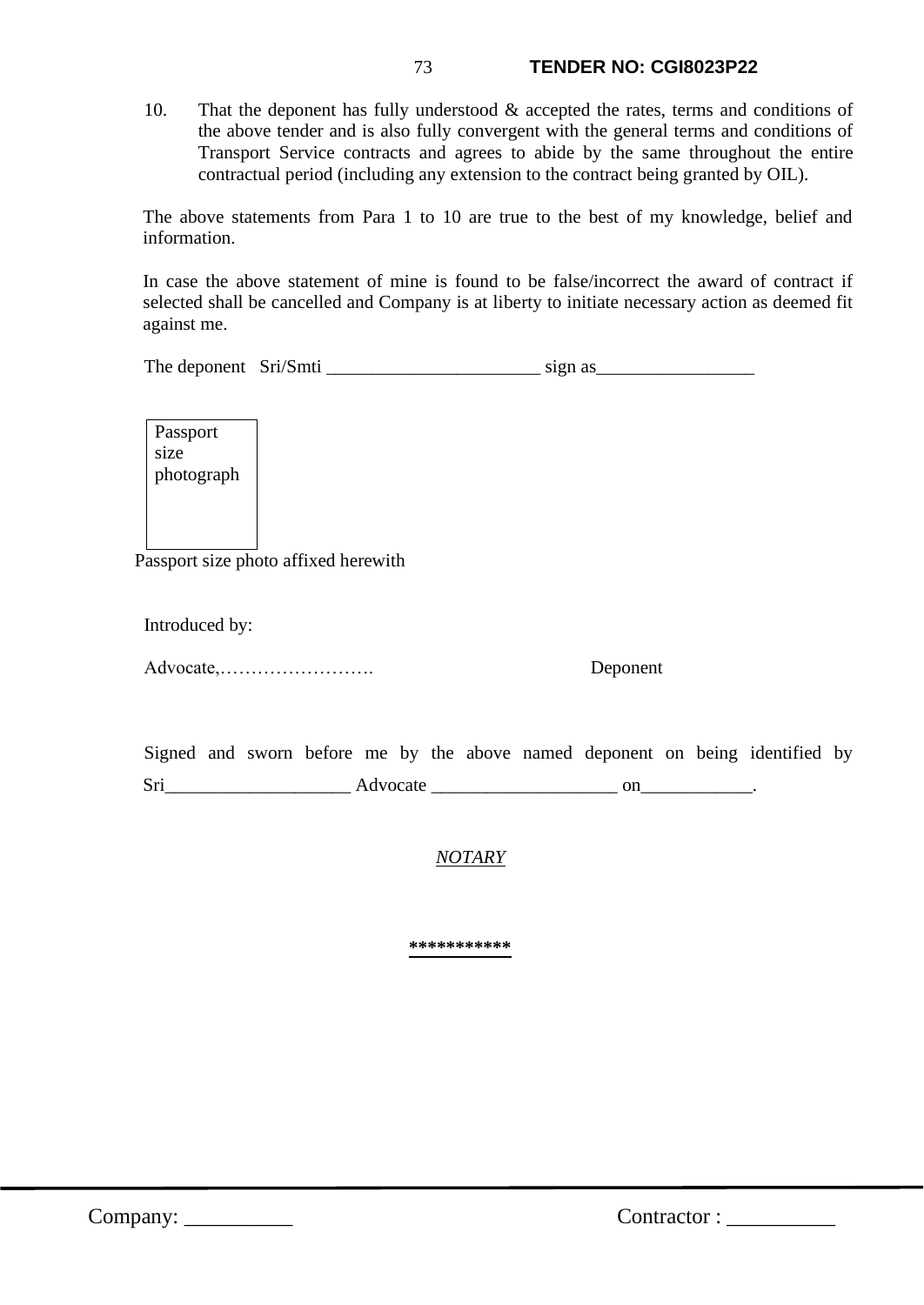10. That the deponent has fully understood & accepted the rates, terms and conditions of the above tender and is also fully convergent with the general terms and conditions of Transport Service contracts and agrees to abide by the same throughout the entire contractual period (including any extension to the contract being granted by OIL).

The above statements from Para 1 to 10 are true to the best of my knowledge, belief and information.

In case the above statement of mine is found to be false/incorrect the award of contract if selected shall be cancelled and Company is at liberty to initiate necessary action as deemed fit against me.

The deponent Sri/Smti _______________________ sign as_________________

| Passport size photograph |
|---|

Passport size photo affixed herewith

Introduced by:

Advocate,……………………. Deponent

Signed and sworn before me by the above named deponent on being identified by Sri____________________ Advocate ____________________ on____________.

*NOTARY*

***********

Company: __________ Contractor : __________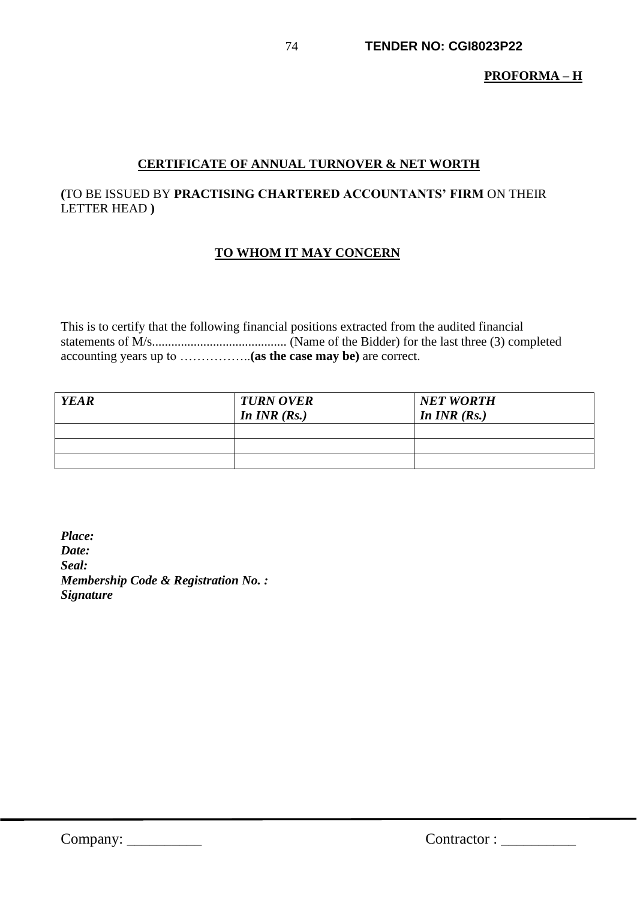**PROFORMA – H**

## CERTIFICATE OF ANNUAL TURNOVER & NET WORTH

**(**TO BE ISSUED BY **PRACTISING CHARTERED ACCOUNTANTS' FIRM** ON THEIR LETTER HEAD **)**

### TO WHOM IT MAY CONCERN

This is to certify that the following financial positions extracted from the audited financial statements of M/s.......................................... (Name of the Bidder) for the last three (3) completed accounting years up to ……………..**(as the case may be)** are correct.

| ***YEAR*** | ***TURN OVER In INR (Rs.)*** | ***NET WORTH In INR (Rs.)*** |
|---|---|---|
| | | |
| | | |
| | | |

***Place:***
***Date:***
***Seal:***
***Membership Code & Registration No. :***
***Signature***

Company: __________ Contractor : __________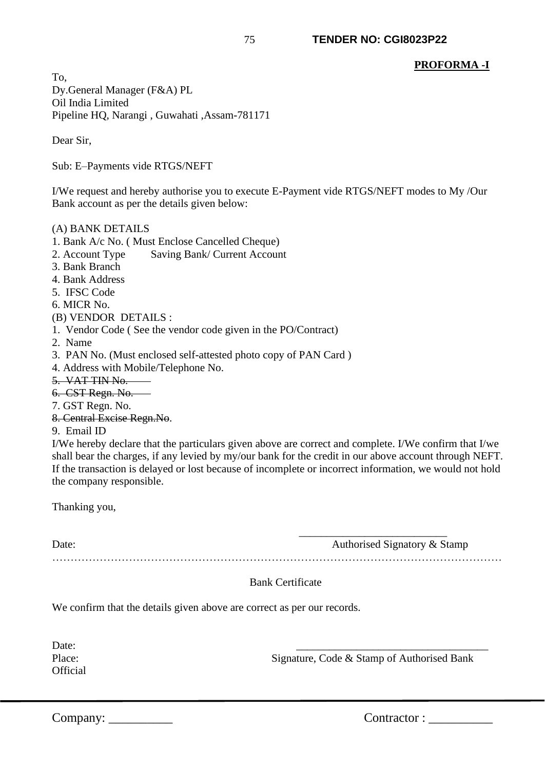**PROFORMA -I**

To,
Dy.General Manager (F&A) PL
Oil India Limited
Pipeline HQ, Narangi , Guwahati ,Assam-781171

Dear Sir,

Sub: E–Payments vide RTGS/NEFT

I/We request and hereby authorise you to execute E-Payment vide RTGS/NEFT modes to My /Our Bank account as per the details given below:

(A) BANK DETAILS
1. Bank A/c No. ( Must Enclose Cancelled Cheque)
2. Account Type Saving Bank/ Current Account
3. Bank Branch
4. Bank Address
5. IFSC Code
6. MICR No.

(B) VENDOR DETAILS :
1. Vendor Code ( See the vendor code given in the PO/Contract)
2. Name
3. PAN No. (Must enclosed self-attested photo copy of PAN Card )
4. Address with Mobile/Telephone No.
5. ~~VAT TIN No.~~
6. ~~CST Regn. No.~~
7. GST Regn. No.
8. ~~Central Excise Regn.No~~.
9. Email ID

I/We hereby declare that the particulars given above are correct and complete. I/We confirm that I/we shall bear the charges, if any levied by my/our bank for the credit in our above account through NEFT. If the transaction is delayed or lost because of incomplete or incorrect information, we would not hold the company responsible.

Thanking you,

Date: ___________________________
Authorised Signatory & Stamp

…………………………………………………………………………………………………………

Bank Certificate

We confirm that the details given above are correct as per our records.

Date:
Place: ___________________________________
Signature, Code & Stamp of Authorised Bank Official

Company: __________ Contractor : __________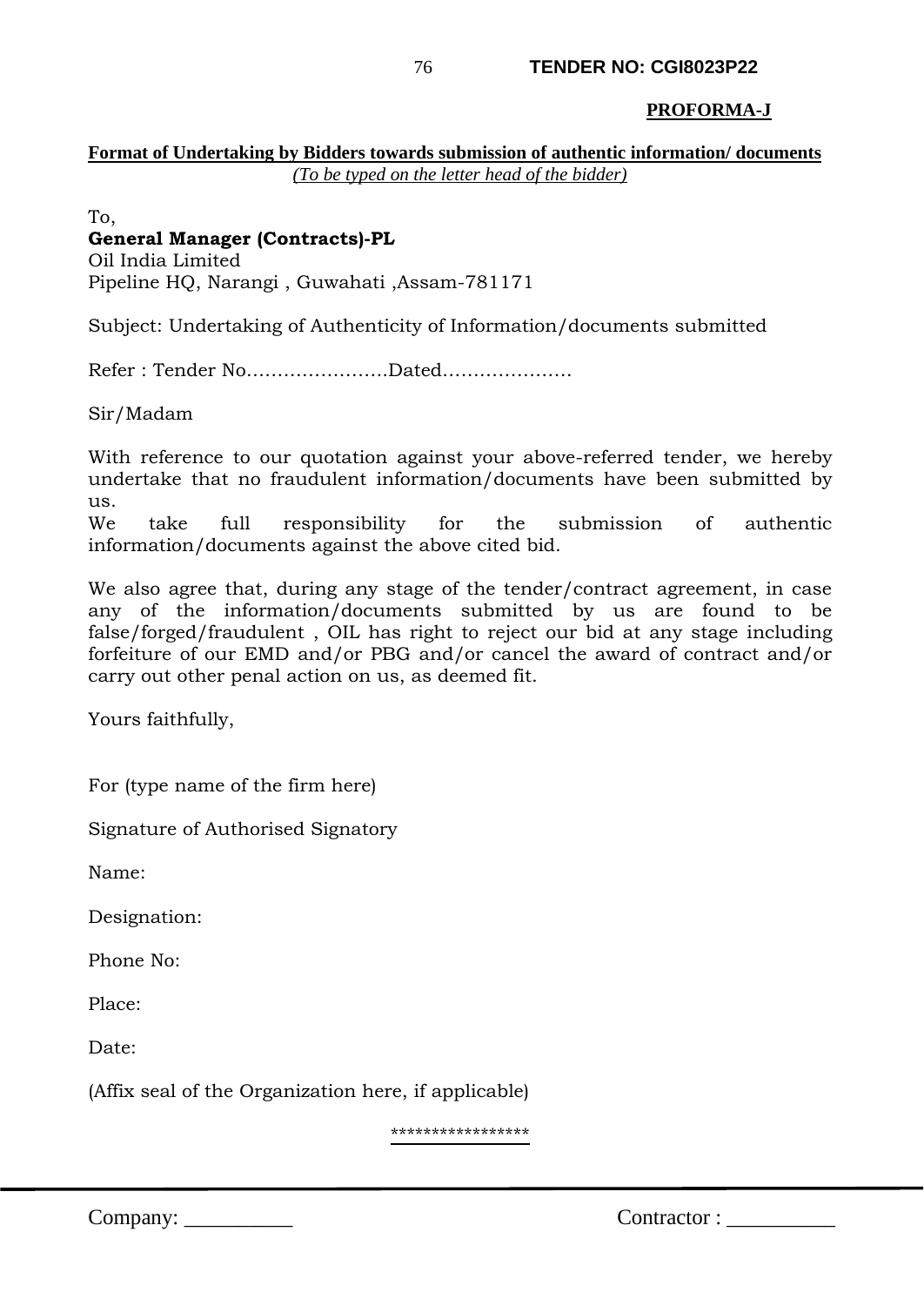**PROFORMA-J**

**Format of Undertaking by Bidders towards submission of authentic information/ documents**

*(To be typed on the letter head of the bidder)*

To,

**General Manager (Contracts)-PL**
Oil India Limited
Pipeline HQ, Narangi , Guwahati ,Assam-781171

Subject: Undertaking of Authenticity of Information/documents submitted

Refer : Tender No.......................Dated.....................

Sir/Madam

With reference to our quotation against your above-referred tender, we hereby undertake that no fraudulent information/documents have been submitted by us.
We take full responsibility for the submission of authentic information/documents against the above cited bid.

We also agree that, during any stage of the tender/contract agreement, in case any of the information/documents submitted by us are found to be false/forged/fraudulent , OIL has right to reject our bid at any stage including forfeiture of our EMD and/or PBG and/or cancel the award of contract and/or carry out other penal action on us, as deemed fit.

Yours faithfully,

For (type name of the firm here)

Signature of Authorised Signatory

Name:

Designation:

Phone No:

Place:

Date:

(Affix seal of the Organization here, if applicable)

*****************

Company: __________ Contractor : __________